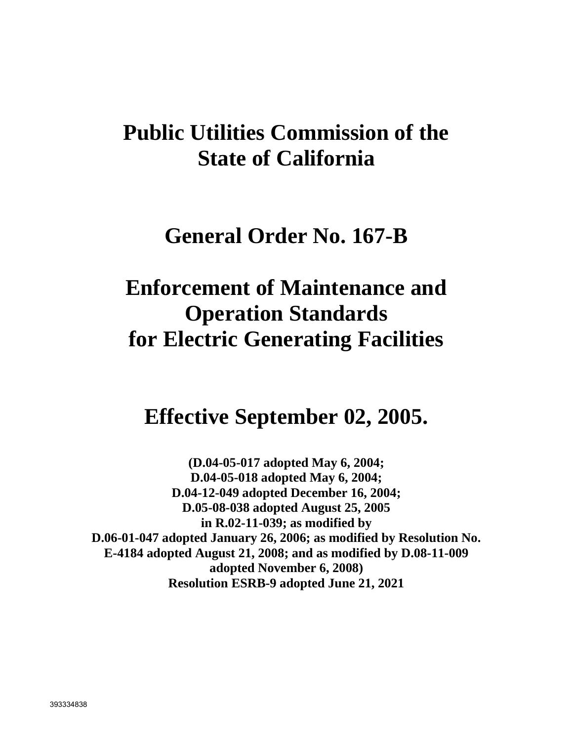# Public Utilities Commission of the State of California

# General Order No. 167-B

# Enforcement of Maintenance and Operation Standards for Electric Generating Facilities

# Effective September 02, 2005.

**(D.04-05-017 adopted May 6, 2004;**
**D.04-05-018 adopted May 6, 2004;**
**D.04-12-049 adopted December 16, 2004;**
**D.05-08-038 adopted August 25, 2005**
**in R.02-11-039; as modified by**
**D.06-01-047 adopted January 26, 2006; as modified by Resolution No. E-4184 adopted August 21, 2008; and as modified by D.08-11-009 adopted November 6, 2008)**
**Resolution ESRB-9 adopted June 21, 2021**

393334838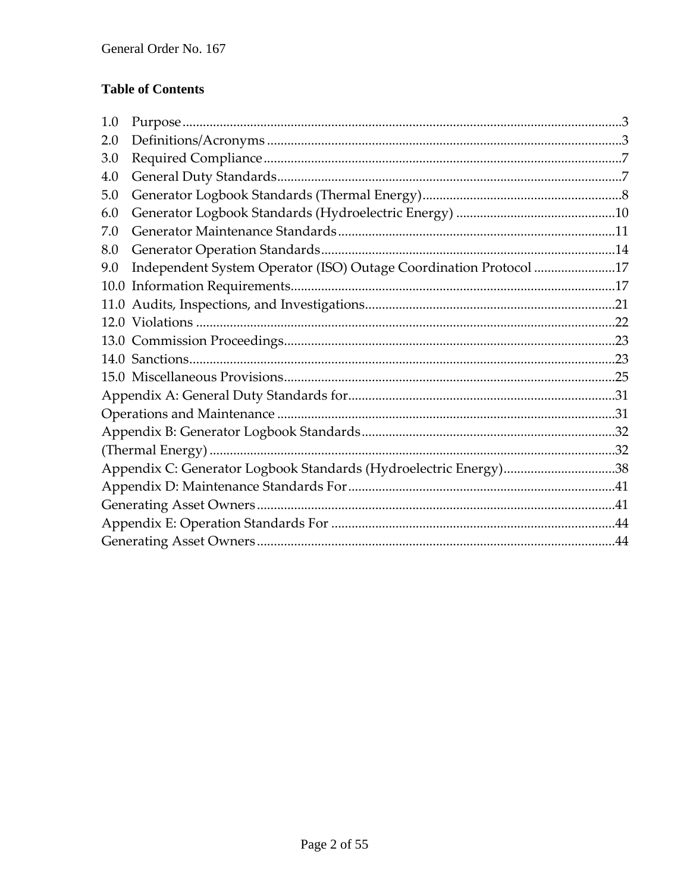**Table of Contents**

1.0 Purpose......3
2.0 Definitions/Acronyms......3
3.0 Required Compliance......7
4.0 General Duty Standards......7
5.0 Generator Logbook Standards (Thermal Energy)......8
6.0 Generator Logbook Standards (Hydroelectric Energy)......10
7.0 Generator Maintenance Standards......11
8.0 Generator Operation Standards......14
9.0 Independent System Operator (ISO) Outage Coordination Protocol......17
10.0 Information Requirements......17
11.0 Audits, Inspections, and Investigations......21
12.0 Violations......22
13.0 Commission Proceedings......23
14.0 Sanctions......23
15.0 Miscellaneous Provisions......25
Appendix A: General Duty Standards for......31
Operations and Maintenance......31
Appendix B: Generator Logbook Standards......32
(Thermal Energy)......32
Appendix C: Generator Logbook Standards (Hydroelectric Energy)......38
Appendix D: Maintenance Standards For......41
Generating Asset Owners......41
Appendix E: Operation Standards For......44
Generating Asset Owners......44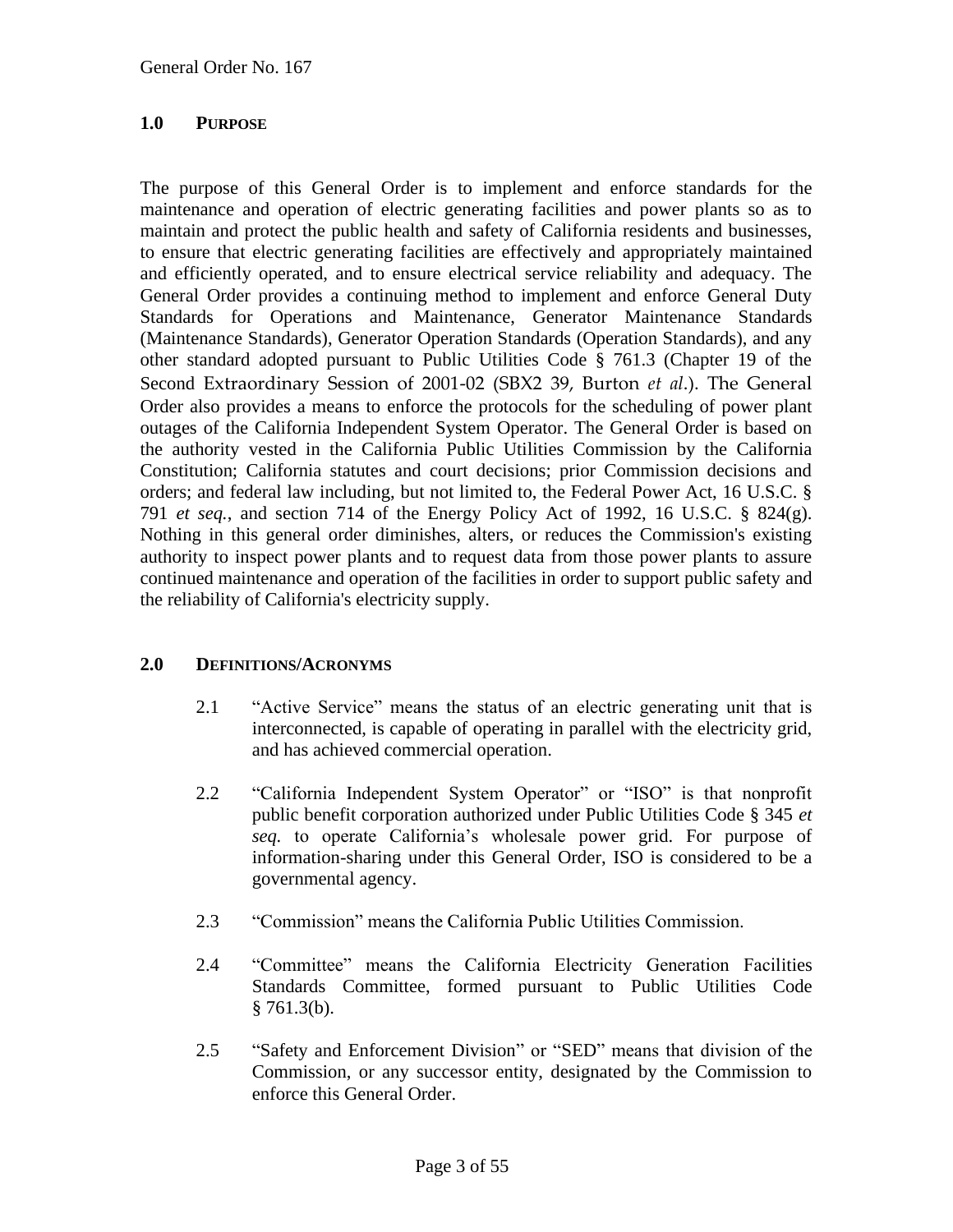## 1.0 PURPOSE

The purpose of this General Order is to implement and enforce standards for the maintenance and operation of electric generating facilities and power plants so as to maintain and protect the public health and safety of California residents and businesses, to ensure that electric generating facilities are effectively and appropriately maintained and efficiently operated, and to ensure electrical service reliability and adequacy. The General Order provides a continuing method to implement and enforce General Duty Standards for Operations and Maintenance, Generator Maintenance Standards (Maintenance Standards), Generator Operation Standards (Operation Standards), and any other standard adopted pursuant to Public Utilities Code § 761.3 (Chapter 19 of the Second Extraordinary Session of 2001-02 (SBX2 39, Burton *et al*.). The General Order also provides a means to enforce the protocols for the scheduling of power plant outages of the California Independent System Operator. The General Order is based on the authority vested in the California Public Utilities Commission by the California Constitution; California statutes and court decisions; prior Commission decisions and orders; and federal law including, but not limited to, the Federal Power Act, 16 U.S.C. § 791 *et seq.*, and section 714 of the Energy Policy Act of 1992, 16 U.S.C. § 824(g). Nothing in this general order diminishes, alters, or reduces the Commission's existing authority to inspect power plants and to request data from those power plants to assure continued maintenance and operation of the facilities in order to support public safety and the reliability of California's electricity supply.

## 2.0 DEFINITIONS/ACRONYMS

2.1 "Active Service" means the status of an electric generating unit that is interconnected, is capable of operating in parallel with the electricity grid, and has achieved commercial operation.

2.2 "California Independent System Operator" or "ISO" is that nonprofit public benefit corporation authorized under Public Utilities Code § 345 *et seq.* to operate California's wholesale power grid. For purpose of information-sharing under this General Order, ISO is considered to be a governmental agency.

2.3 "Commission" means the California Public Utilities Commission.

2.4 "Committee" means the California Electricity Generation Facilities Standards Committee, formed pursuant to Public Utilities Code § 761.3(b).

2.5 "Safety and Enforcement Division" or "SED" means that division of the Commission, or any successor entity, designated by the Commission to enforce this General Order.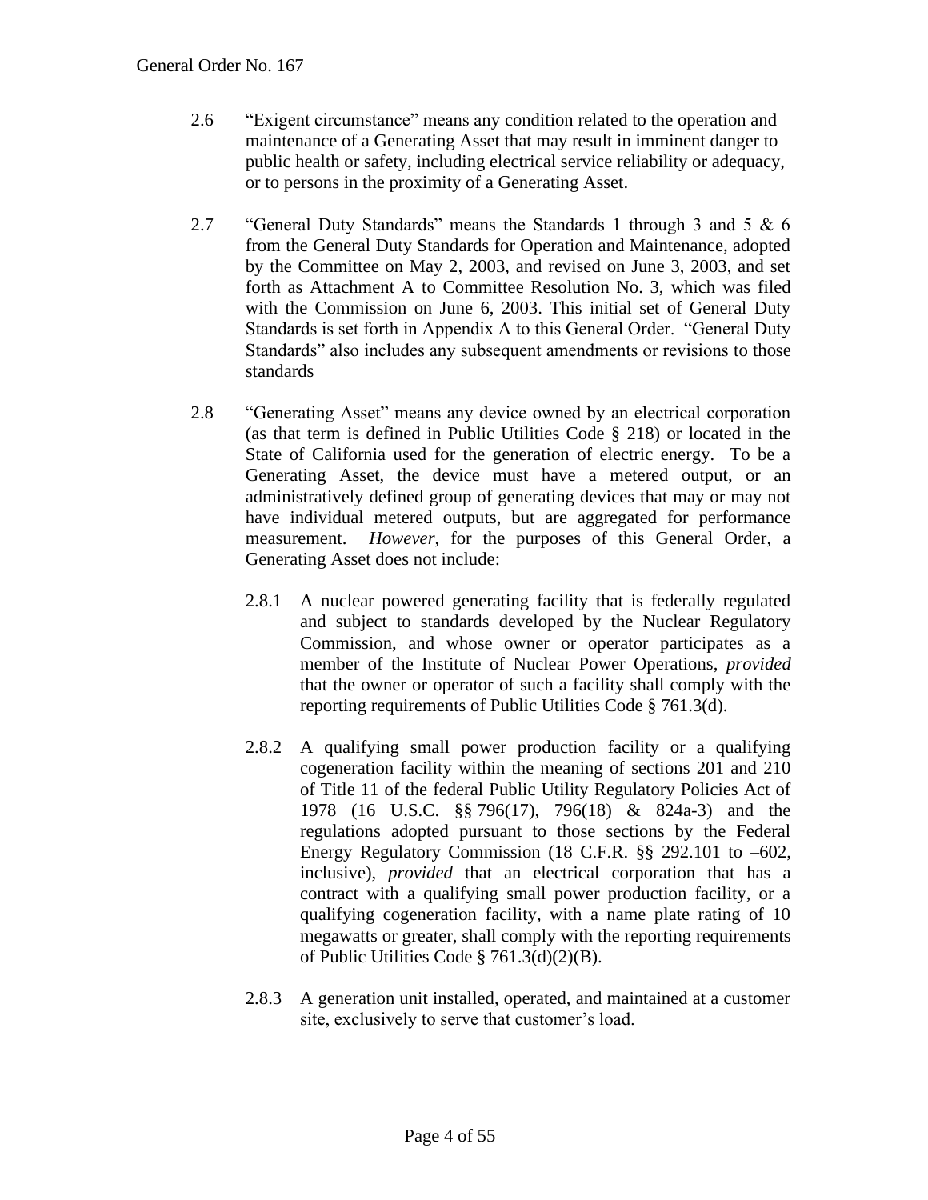2.6 “Exigent circumstance” means any condition related to the operation and maintenance of a Generating Asset that may result in imminent danger to public health or safety, including electrical service reliability or adequacy, or to persons in the proximity of a Generating Asset.

2.7 “General Duty Standards” means the Standards 1 through 3 and 5 & 6 from the General Duty Standards for Operation and Maintenance, adopted by the Committee on May 2, 2003, and revised on June 3, 2003, and set forth as Attachment A to Committee Resolution No. 3, which was filed with the Commission on June 6, 2003. This initial set of General Duty Standards is set forth in Appendix A to this General Order. “General Duty Standards” also includes any subsequent amendments or revisions to those standards

2.8 “Generating Asset” means any device owned by an electrical corporation (as that term is defined in Public Utilities Code § 218) or located in the State of California used for the generation of electric energy. To be a Generating Asset, the device must have a metered output, or an administratively defined group of generating devices that may or may not have individual metered outputs, but are aggregated for performance measurement. *However*, for the purposes of this General Order, a Generating Asset does not include:

2.8.1 A nuclear powered generating facility that is federally regulated and subject to standards developed by the Nuclear Regulatory Commission, and whose owner or operator participates as a member of the Institute of Nuclear Power Operations, *provided* that the owner or operator of such a facility shall comply with the reporting requirements of Public Utilities Code § 761.3(d).

2.8.2 A qualifying small power production facility or a qualifying cogeneration facility within the meaning of sections 201 and 210 of Title 11 of the federal Public Utility Regulatory Policies Act of 1978 (16 U.S.C. §§ 796(17), 796(18) & 824a-3) and the regulations adopted pursuant to those sections by the Federal Energy Regulatory Commission (18 C.F.R. §§ 292.101 to –602, inclusive), *provided* that an electrical corporation that has a contract with a qualifying small power production facility, or a qualifying cogeneration facility, with a name plate rating of 10 megawatts or greater, shall comply with the reporting requirements of Public Utilities Code § 761.3(d)(2)(B).

2.8.3 A generation unit installed, operated, and maintained at a customer site, exclusively to serve that customer’s load.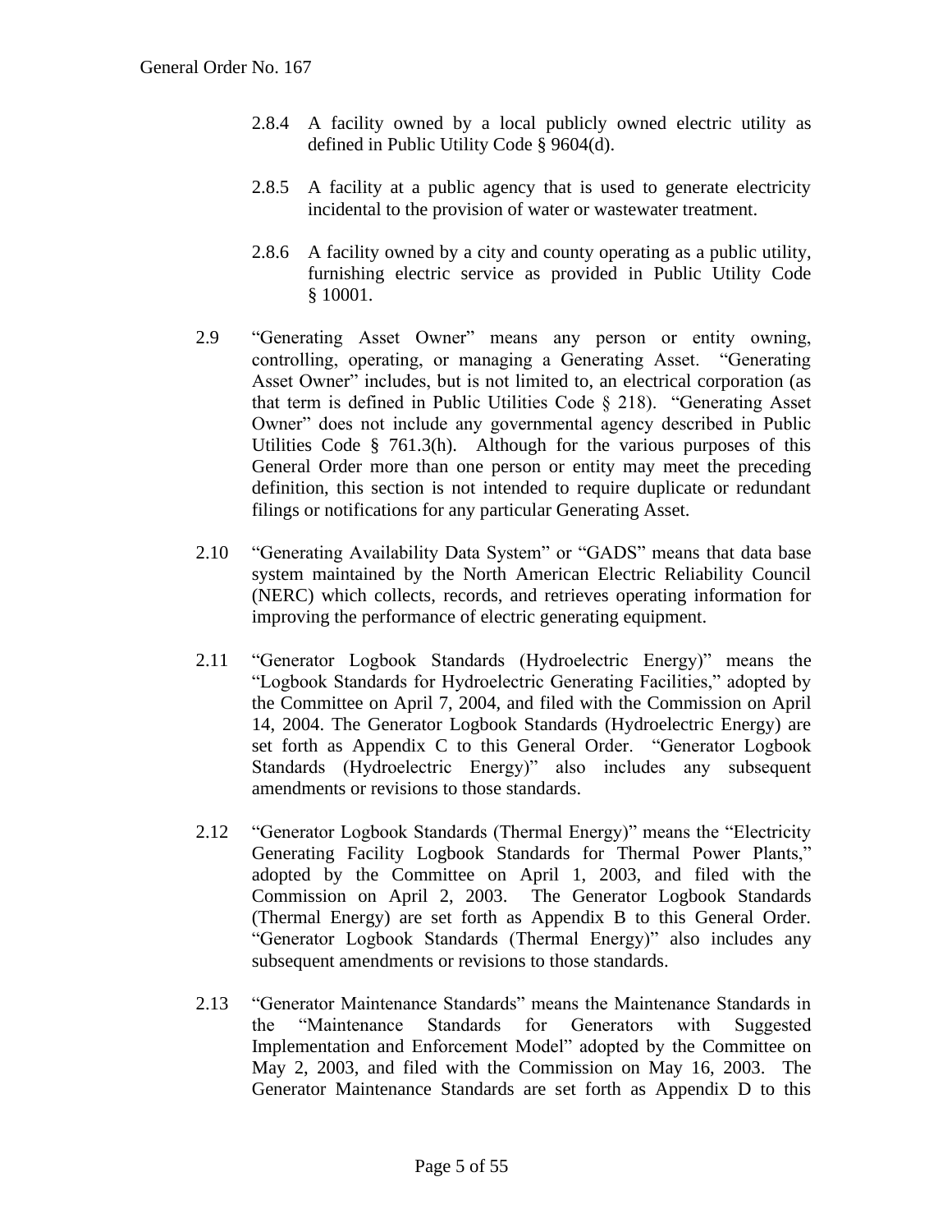2.8.4 A facility owned by a local publicly owned electric utility as defined in Public Utility Code § 9604(d).

2.8.5 A facility at a public agency that is used to generate electricity incidental to the provision of water or wastewater treatment.

2.8.6 A facility owned by a city and county operating as a public utility, furnishing electric service as provided in Public Utility Code § 10001.

2.9 "Generating Asset Owner" means any person or entity owning, controlling, operating, or managing a Generating Asset. "Generating Asset Owner" includes, but is not limited to, an electrical corporation (as that term is defined in Public Utilities Code § 218). "Generating Asset Owner" does not include any governmental agency described in Public Utilities Code § 761.3(h). Although for the various purposes of this General Order more than one person or entity may meet the preceding definition, this section is not intended to require duplicate or redundant filings or notifications for any particular Generating Asset.

2.10 "Generating Availability Data System" or "GADS" means that data base system maintained by the North American Electric Reliability Council (NERC) which collects, records, and retrieves operating information for improving the performance of electric generating equipment.

2.11 "Generator Logbook Standards (Hydroelectric Energy)" means the "Logbook Standards for Hydroelectric Generating Facilities," adopted by the Committee on April 7, 2004, and filed with the Commission on April 14, 2004. The Generator Logbook Standards (Hydroelectric Energy) are set forth as Appendix C to this General Order. "Generator Logbook Standards (Hydroelectric Energy)" also includes any subsequent amendments or revisions to those standards.

2.12 "Generator Logbook Standards (Thermal Energy)" means the "Electricity Generating Facility Logbook Standards for Thermal Power Plants," adopted by the Committee on April 1, 2003, and filed with the Commission on April 2, 2003. The Generator Logbook Standards (Thermal Energy) are set forth as Appendix B to this General Order. "Generator Logbook Standards (Thermal Energy)" also includes any subsequent amendments or revisions to those standards.

2.13 "Generator Maintenance Standards" means the Maintenance Standards in the "Maintenance Standards for Generators with Suggested Implementation and Enforcement Model" adopted by the Committee on May 2, 2003, and filed with the Commission on May 16, 2003. The Generator Maintenance Standards are set forth as Appendix D to this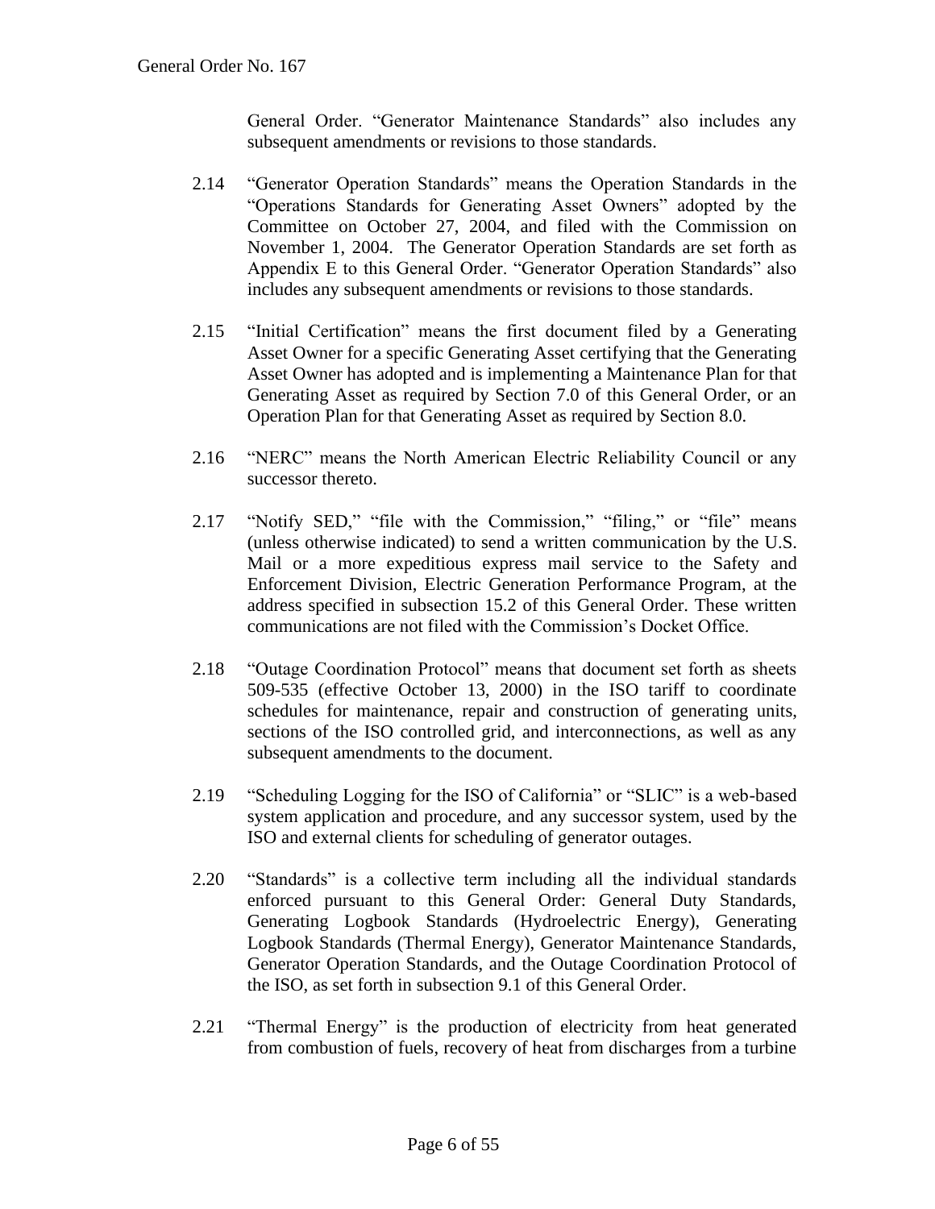General Order. "Generator Maintenance Standards" also includes any subsequent amendments or revisions to those standards.

2.14 "Generator Operation Standards" means the Operation Standards in the "Operations Standards for Generating Asset Owners" adopted by the Committee on October 27, 2004, and filed with the Commission on November 1, 2004. The Generator Operation Standards are set forth as Appendix E to this General Order. "Generator Operation Standards" also includes any subsequent amendments or revisions to those standards.

2.15 "Initial Certification" means the first document filed by a Generating Asset Owner for a specific Generating Asset certifying that the Generating Asset Owner has adopted and is implementing a Maintenance Plan for that Generating Asset as required by Section 7.0 of this General Order, or an Operation Plan for that Generating Asset as required by Section 8.0.

2.16 "NERC" means the North American Electric Reliability Council or any successor thereto.

2.17 "Notify SED," "file with the Commission," "filing," or "file" means (unless otherwise indicated) to send a written communication by the U.S. Mail or a more expeditious express mail service to the Safety and Enforcement Division, Electric Generation Performance Program, at the address specified in subsection 15.2 of this General Order. These written communications are not filed with the Commission's Docket Office.

2.18 "Outage Coordination Protocol" means that document set forth as sheets 509-535 (effective October 13, 2000) in the ISO tariff to coordinate schedules for maintenance, repair and construction of generating units, sections of the ISO controlled grid, and interconnections, as well as any subsequent amendments to the document.

2.19 "Scheduling Logging for the ISO of California" or "SLIC" is a web-based system application and procedure, and any successor system, used by the ISO and external clients for scheduling of generator outages.

2.20 "Standards" is a collective term including all the individual standards enforced pursuant to this General Order: General Duty Standards, Generating Logbook Standards (Hydroelectric Energy), Generating Logbook Standards (Thermal Energy), Generator Maintenance Standards, Generator Operation Standards, and the Outage Coordination Protocol of the ISO, as set forth in subsection 9.1 of this General Order.

2.21 "Thermal Energy" is the production of electricity from heat generated from combustion of fuels, recovery of heat from discharges from a turbine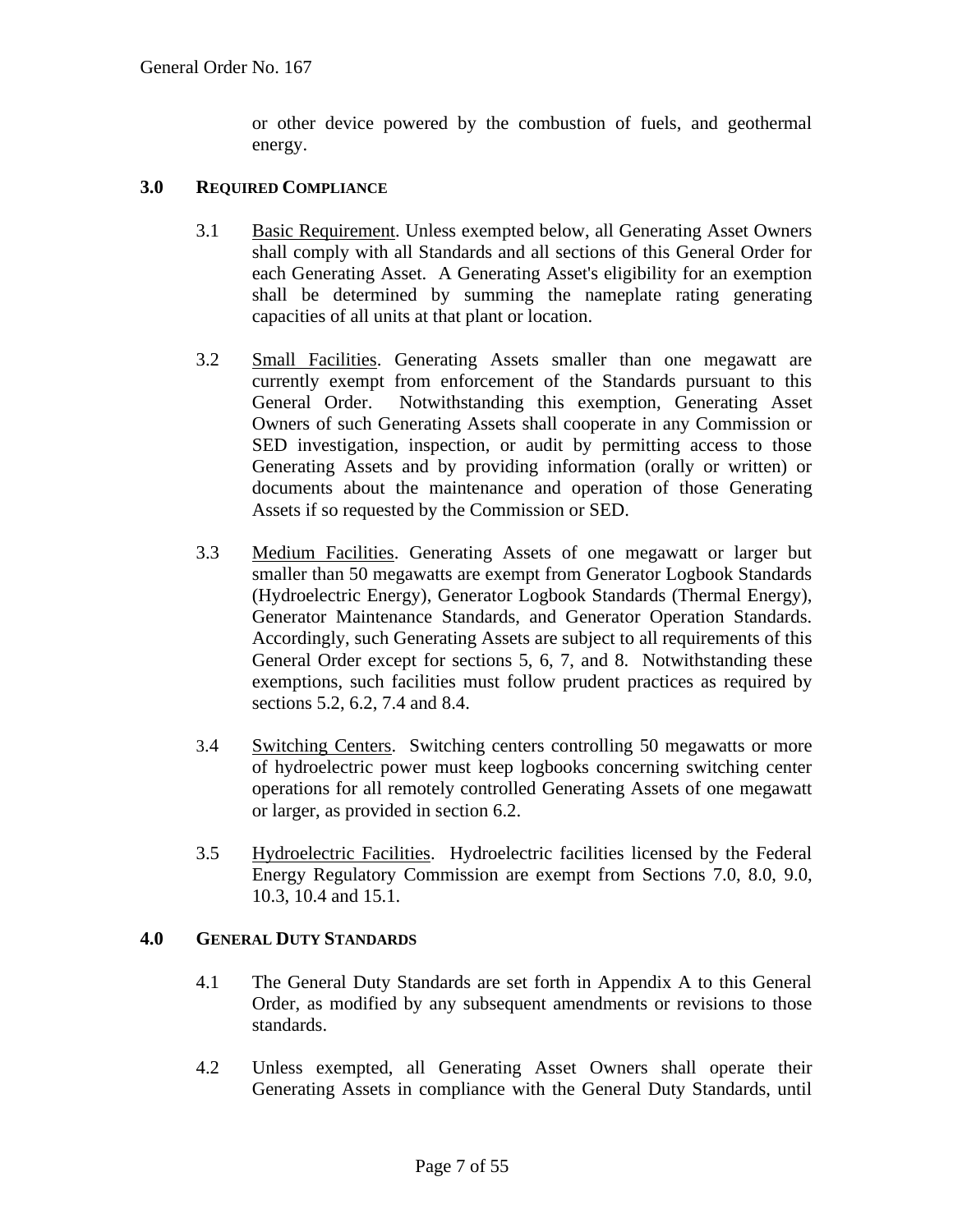or other device powered by the combustion of fuels, and geothermal energy.

## 3.0 REQUIRED COMPLIANCE

3.1 Basic Requirement. Unless exempted below, all Generating Asset Owners shall comply with all Standards and all sections of this General Order for each Generating Asset. A Generating Asset's eligibility for an exemption shall be determined by summing the nameplate rating generating capacities of all units at that plant or location.

3.2 Small Facilities. Generating Assets smaller than one megawatt are currently exempt from enforcement of the Standards pursuant to this General Order. Notwithstanding this exemption, Generating Asset Owners of such Generating Assets shall cooperate in any Commission or SED investigation, inspection, or audit by permitting access to those Generating Assets and by providing information (orally or written) or documents about the maintenance and operation of those Generating Assets if so requested by the Commission or SED.

3.3 Medium Facilities. Generating Assets of one megawatt or larger but smaller than 50 megawatts are exempt from Generator Logbook Standards (Hydroelectric Energy), Generator Logbook Standards (Thermal Energy), Generator Maintenance Standards, and Generator Operation Standards. Accordingly, such Generating Assets are subject to all requirements of this General Order except for sections 5, 6, 7, and 8. Notwithstanding these exemptions, such facilities must follow prudent practices as required by sections 5.2, 6.2, 7.4 and 8.4.

3.4 Switching Centers. Switching centers controlling 50 megawatts or more of hydroelectric power must keep logbooks concerning switching center operations for all remotely controlled Generating Assets of one megawatt or larger, as provided in section 6.2.

3.5 Hydroelectric Facilities. Hydroelectric facilities licensed by the Federal Energy Regulatory Commission are exempt from Sections 7.0, 8.0, 9.0, 10.3, 10.4 and 15.1.

## 4.0 GENERAL DUTY STANDARDS

4.1 The General Duty Standards are set forth in Appendix A to this General Order, as modified by any subsequent amendments or revisions to those standards.

4.2 Unless exempted, all Generating Asset Owners shall operate their Generating Assets in compliance with the General Duty Standards, until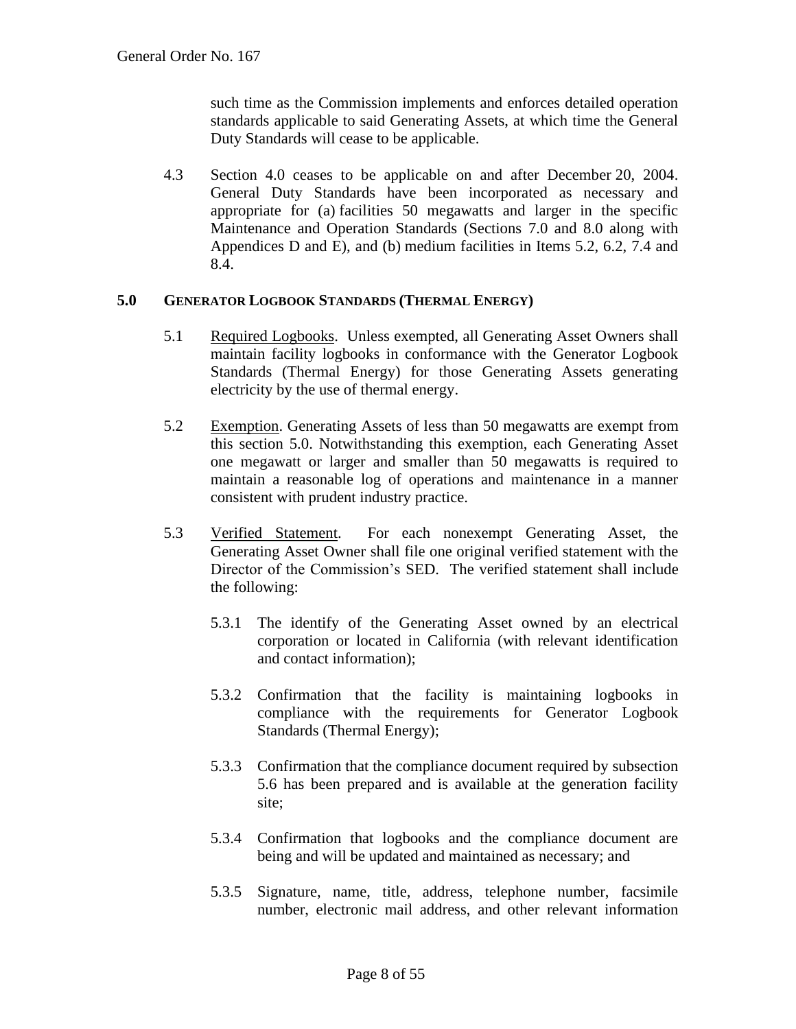such time as the Commission implements and enforces detailed operation standards applicable to said Generating Assets, at which time the General Duty Standards will cease to be applicable.

4.3 Section 4.0 ceases to be applicable on and after December 20, 2004. General Duty Standards have been incorporated as necessary and appropriate for (a) facilities 50 megawatts and larger in the specific Maintenance and Operation Standards (Sections 7.0 and 8.0 along with Appendices D and E), and (b) medium facilities in Items 5.2, 6.2, 7.4 and 8.4.

## 5.0 GENERATOR LOGBOOK STANDARDS (THERMAL ENERGY)

5.1 Required Logbooks. Unless exempted, all Generating Asset Owners shall maintain facility logbooks in conformance with the Generator Logbook Standards (Thermal Energy) for those Generating Assets generating electricity by the use of thermal energy.

5.2 Exemption. Generating Assets of less than 50 megawatts are exempt from this section 5.0. Notwithstanding this exemption, each Generating Asset one megawatt or larger and smaller than 50 megawatts is required to maintain a reasonable log of operations and maintenance in a manner consistent with prudent industry practice.

5.3 Verified Statement. For each nonexempt Generating Asset, the Generating Asset Owner shall file one original verified statement with the Director of the Commission's SED. The verified statement shall include the following:

5.3.1 The identify of the Generating Asset owned by an electrical corporation or located in California (with relevant identification and contact information);

5.3.2 Confirmation that the facility is maintaining logbooks in compliance with the requirements for Generator Logbook Standards (Thermal Energy);

5.3.3 Confirmation that the compliance document required by subsection 5.6 has been prepared and is available at the generation facility site;

5.3.4 Confirmation that logbooks and the compliance document are being and will be updated and maintained as necessary; and

5.3.5 Signature, name, title, address, telephone number, facsimile number, electronic mail address, and other relevant information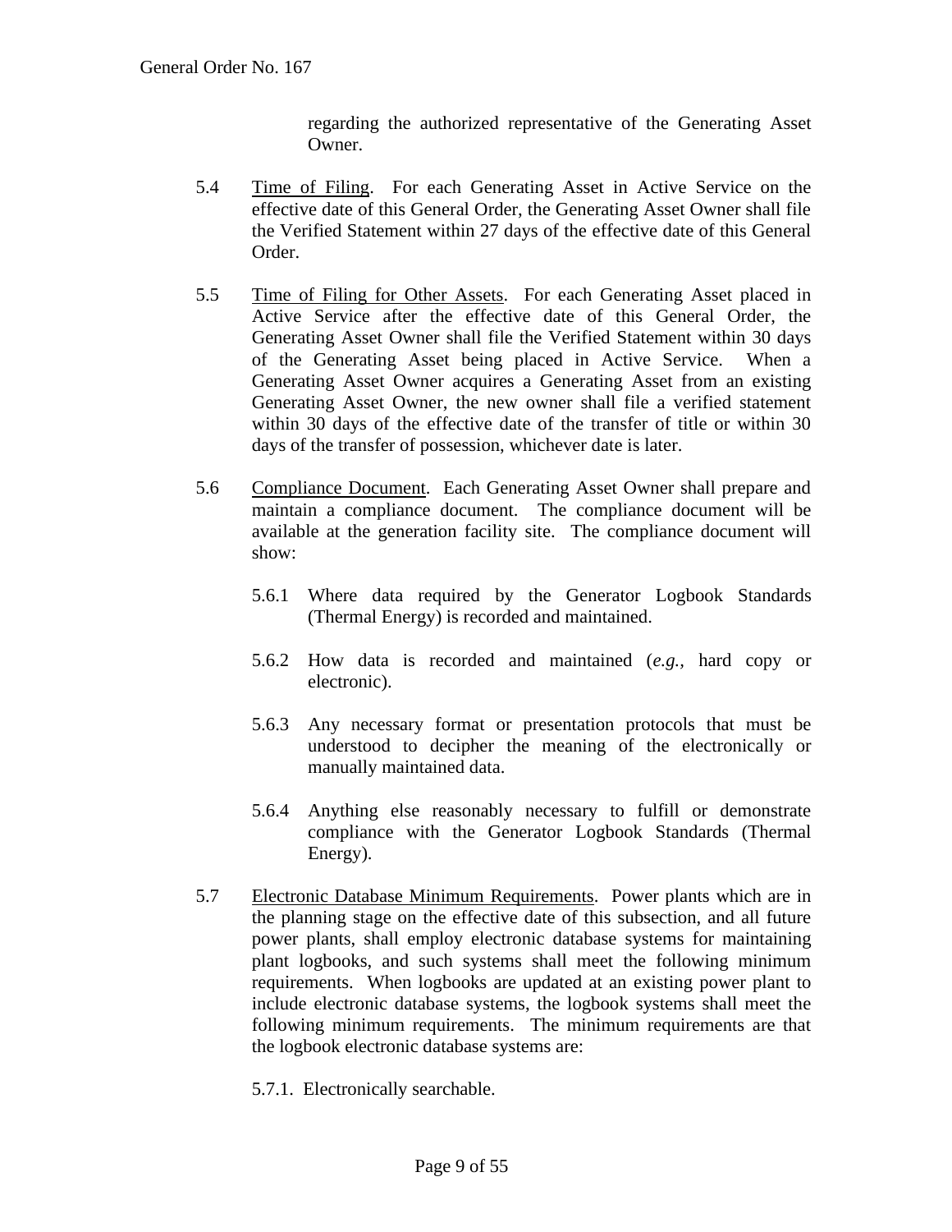regarding the authorized representative of the Generating Asset Owner.

5.4 Time of Filing. For each Generating Asset in Active Service on the effective date of this General Order, the Generating Asset Owner shall file the Verified Statement within 27 days of the effective date of this General Order.

5.5 Time of Filing for Other Assets. For each Generating Asset placed in Active Service after the effective date of this General Order, the Generating Asset Owner shall file the Verified Statement within 30 days of the Generating Asset being placed in Active Service. When a Generating Asset Owner acquires a Generating Asset from an existing Generating Asset Owner, the new owner shall file a verified statement within 30 days of the effective date of the transfer of title or within 30 days of the transfer of possession, whichever date is later.

5.6 Compliance Document. Each Generating Asset Owner shall prepare and maintain a compliance document. The compliance document will be available at the generation facility site. The compliance document will show:

5.6.1 Where data required by the Generator Logbook Standards (Thermal Energy) is recorded and maintained.

5.6.2 How data is recorded and maintained (*e.g.*, hard copy or electronic).

5.6.3 Any necessary format or presentation protocols that must be understood to decipher the meaning of the electronically or manually maintained data.

5.6.4 Anything else reasonably necessary to fulfill or demonstrate compliance with the Generator Logbook Standards (Thermal Energy).

5.7 Electronic Database Minimum Requirements. Power plants which are in the planning stage on the effective date of this subsection, and all future power plants, shall employ electronic database systems for maintaining plant logbooks, and such systems shall meet the following minimum requirements. When logbooks are updated at an existing power plant to include electronic database systems, the logbook systems shall meet the following minimum requirements. The minimum requirements are that the logbook electronic database systems are:

5.7.1. Electronically searchable.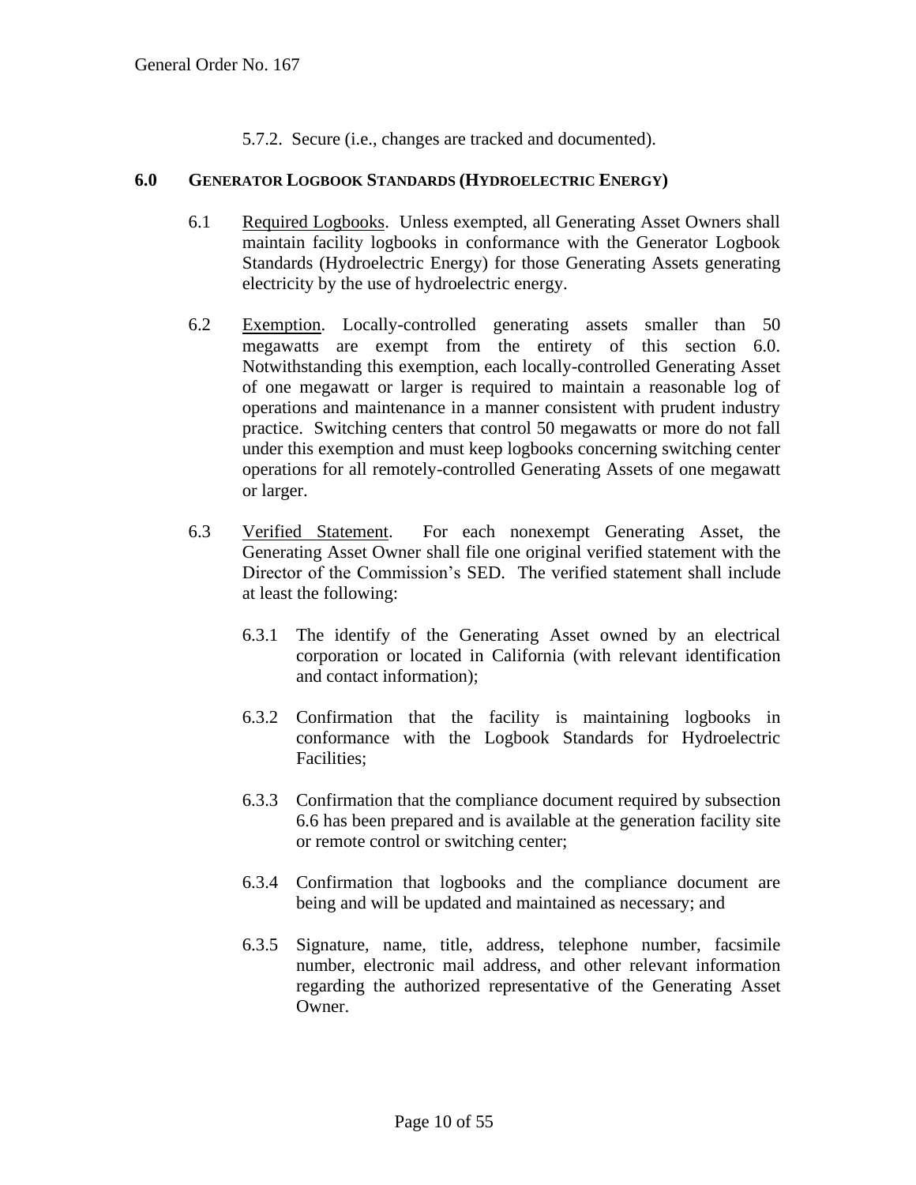5.7.2. Secure (i.e., changes are tracked and documented).

## 6.0 GENERATOR LOGBOOK STANDARDS (HYDROELECTRIC ENERGY)

6.1 Required Logbooks. Unless exempted, all Generating Asset Owners shall maintain facility logbooks in conformance with the Generator Logbook Standards (Hydroelectric Energy) for those Generating Assets generating electricity by the use of hydroelectric energy.

6.2 Exemption. Locally-controlled generating assets smaller than 50 megawatts are exempt from the entirety of this section 6.0. Notwithstanding this exemption, each locally-controlled Generating Asset of one megawatt or larger is required to maintain a reasonable log of operations and maintenance in a manner consistent with prudent industry practice. Switching centers that control 50 megawatts or more do not fall under this exemption and must keep logbooks concerning switching center operations for all remotely-controlled Generating Assets of one megawatt or larger.

6.3 Verified Statement. For each nonexempt Generating Asset, the Generating Asset Owner shall file one original verified statement with the Director of the Commission's SED. The verified statement shall include at least the following:

6.3.1 The identify of the Generating Asset owned by an electrical corporation or located in California (with relevant identification and contact information);

6.3.2 Confirmation that the facility is maintaining logbooks in conformance with the Logbook Standards for Hydroelectric Facilities;

6.3.3 Confirmation that the compliance document required by subsection 6.6 has been prepared and is available at the generation facility site or remote control or switching center;

6.3.4 Confirmation that logbooks and the compliance document are being and will be updated and maintained as necessary; and

6.3.5 Signature, name, title, address, telephone number, facsimile number, electronic mail address, and other relevant information regarding the authorized representative of the Generating Asset Owner.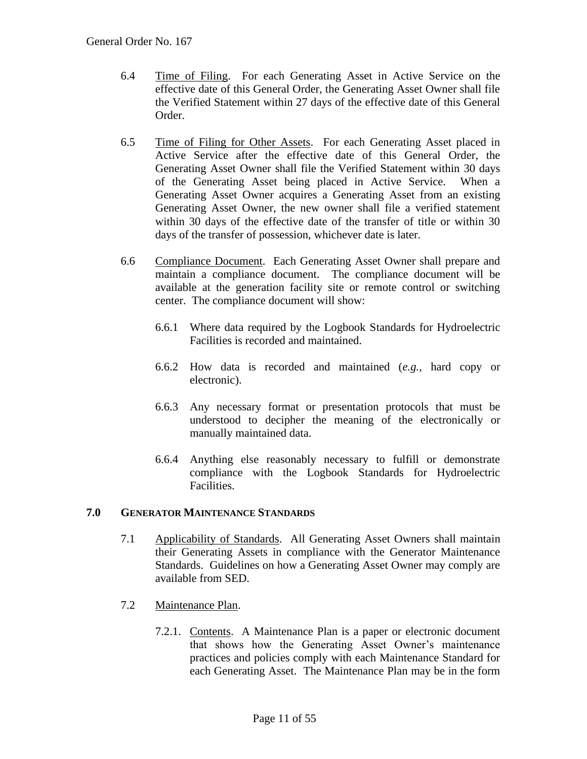6.4 Time of Filing. For each Generating Asset in Active Service on the effective date of this General Order, the Generating Asset Owner shall file the Verified Statement within 27 days of the effective date of this General Order.

6.5 Time of Filing for Other Assets. For each Generating Asset placed in Active Service after the effective date of this General Order, the Generating Asset Owner shall file the Verified Statement within 30 days of the Generating Asset being placed in Active Service. When a Generating Asset Owner acquires a Generating Asset from an existing Generating Asset Owner, the new owner shall file a verified statement within 30 days of the effective date of the transfer of title or within 30 days of the transfer of possession, whichever date is later.

6.6 Compliance Document. Each Generating Asset Owner shall prepare and maintain a compliance document. The compliance document will be available at the generation facility site or remote control or switching center. The compliance document will show:

6.6.1 Where data required by the Logbook Standards for Hydroelectric Facilities is recorded and maintained.

6.6.2 How data is recorded and maintained (*e.g.,* hard copy or electronic).

6.6.3 Any necessary format or presentation protocols that must be understood to decipher the meaning of the electronically or manually maintained data.

6.6.4 Anything else reasonably necessary to fulfill or demonstrate compliance with the Logbook Standards for Hydroelectric Facilities.

## 7.0 GENERATOR MAINTENANCE STANDARDS

7.1 Applicability of Standards. All Generating Asset Owners shall maintain their Generating Assets in compliance with the Generator Maintenance Standards. Guidelines on how a Generating Asset Owner may comply are available from SED.

7.2 Maintenance Plan.

7.2.1. Contents. A Maintenance Plan is a paper or electronic document that shows how the Generating Asset Owner's maintenance practices and policies comply with each Maintenance Standard for each Generating Asset. The Maintenance Plan may be in the form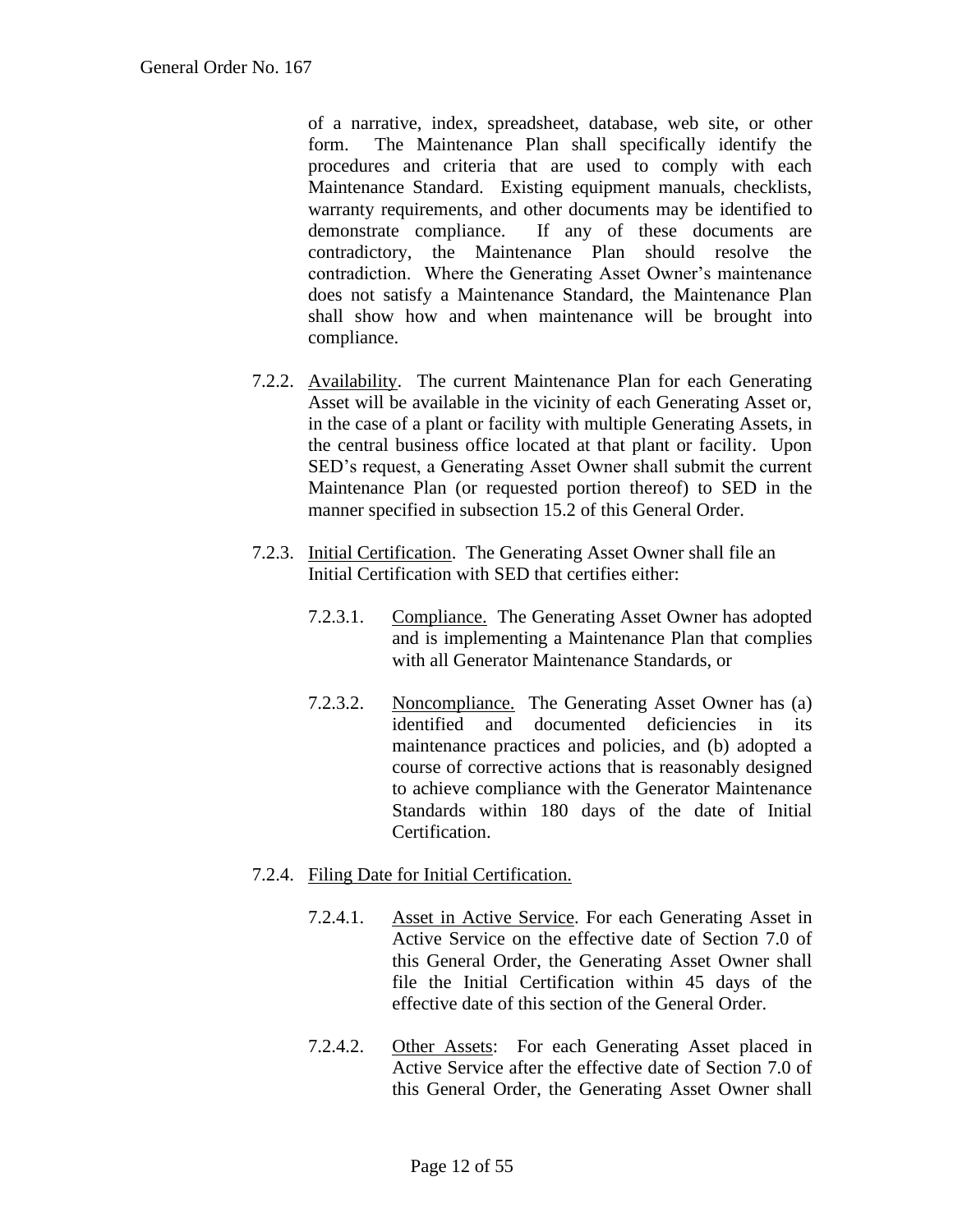of a narrative, index, spreadsheet, database, web site, or other form. The Maintenance Plan shall specifically identify the procedures and criteria that are used to comply with each Maintenance Standard. Existing equipment manuals, checklists, warranty requirements, and other documents may be identified to demonstrate compliance. If any of these documents are contradictory, the Maintenance Plan should resolve the contradiction. Where the Generating Asset Owner's maintenance does not satisfy a Maintenance Standard, the Maintenance Plan shall show how and when maintenance will be brought into compliance.

7.2.2. Availability. The current Maintenance Plan for each Generating Asset will be available in the vicinity of each Generating Asset or, in the case of a plant or facility with multiple Generating Assets, in the central business office located at that plant or facility. Upon SED's request, a Generating Asset Owner shall submit the current Maintenance Plan (or requested portion thereof) to SED in the manner specified in subsection 15.2 of this General Order.

7.2.3. Initial Certification. The Generating Asset Owner shall file an Initial Certification with SED that certifies either:

7.2.3.1. Compliance. The Generating Asset Owner has adopted and is implementing a Maintenance Plan that complies with all Generator Maintenance Standards, or

7.2.3.2. Noncompliance. The Generating Asset Owner has (a) identified and documented deficiencies in its maintenance practices and policies, and (b) adopted a course of corrective actions that is reasonably designed to achieve compliance with the Generator Maintenance Standards within 180 days of the date of Initial Certification.

7.2.4. Filing Date for Initial Certification.

7.2.4.1. Asset in Active Service. For each Generating Asset in Active Service on the effective date of Section 7.0 of this General Order, the Generating Asset Owner shall file the Initial Certification within 45 days of the effective date of this section of the General Order.

7.2.4.2. Other Assets: For each Generating Asset placed in Active Service after the effective date of Section 7.0 of this General Order, the Generating Asset Owner shall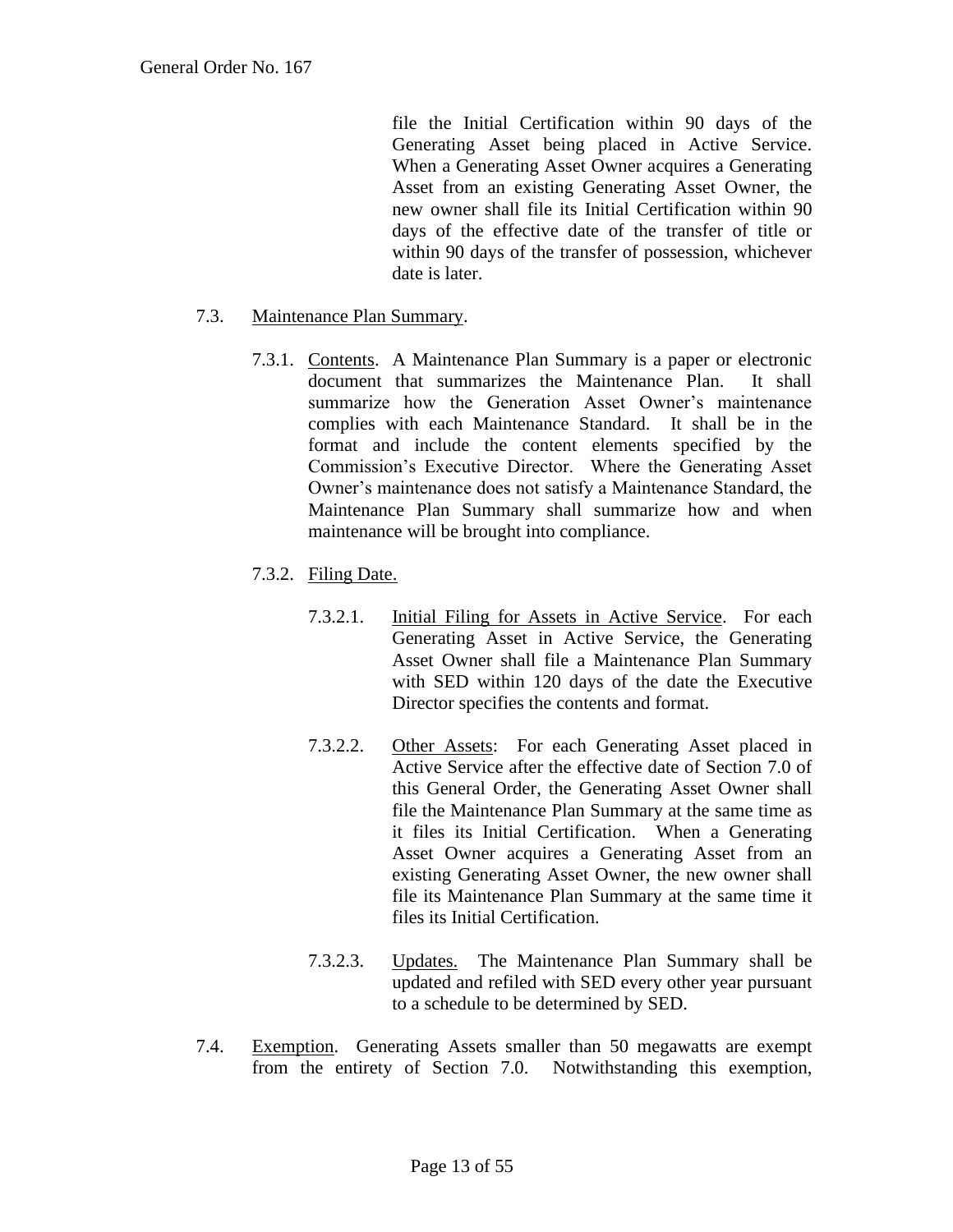file the Initial Certification within 90 days of the Generating Asset being placed in Active Service. When a Generating Asset Owner acquires a Generating Asset from an existing Generating Asset Owner, the new owner shall file its Initial Certification within 90 days of the effective date of the transfer of title or within 90 days of the transfer of possession, whichever date is later.

7.3. Maintenance Plan Summary.

7.3.1. Contents. A Maintenance Plan Summary is a paper or electronic document that summarizes the Maintenance Plan. It shall summarize how the Generation Asset Owner's maintenance complies with each Maintenance Standard. It shall be in the format and include the content elements specified by the Commission's Executive Director. Where the Generating Asset Owner's maintenance does not satisfy a Maintenance Standard, the Maintenance Plan Summary shall summarize how and when maintenance will be brought into compliance.

7.3.2. Filing Date.

7.3.2.1. Initial Filing for Assets in Active Service. For each Generating Asset in Active Service, the Generating Asset Owner shall file a Maintenance Plan Summary with SED within 120 days of the date the Executive Director specifies the contents and format.

7.3.2.2. Other Assets: For each Generating Asset placed in Active Service after the effective date of Section 7.0 of this General Order, the Generating Asset Owner shall file the Maintenance Plan Summary at the same time as it files its Initial Certification. When a Generating Asset Owner acquires a Generating Asset from an existing Generating Asset Owner, the new owner shall file its Maintenance Plan Summary at the same time it files its Initial Certification.

7.3.2.3. Updates. The Maintenance Plan Summary shall be updated and refiled with SED every other year pursuant to a schedule to be determined by SED.

7.4. Exemption. Generating Assets smaller than 50 megawatts are exempt from the entirety of Section 7.0. Notwithstanding this exemption,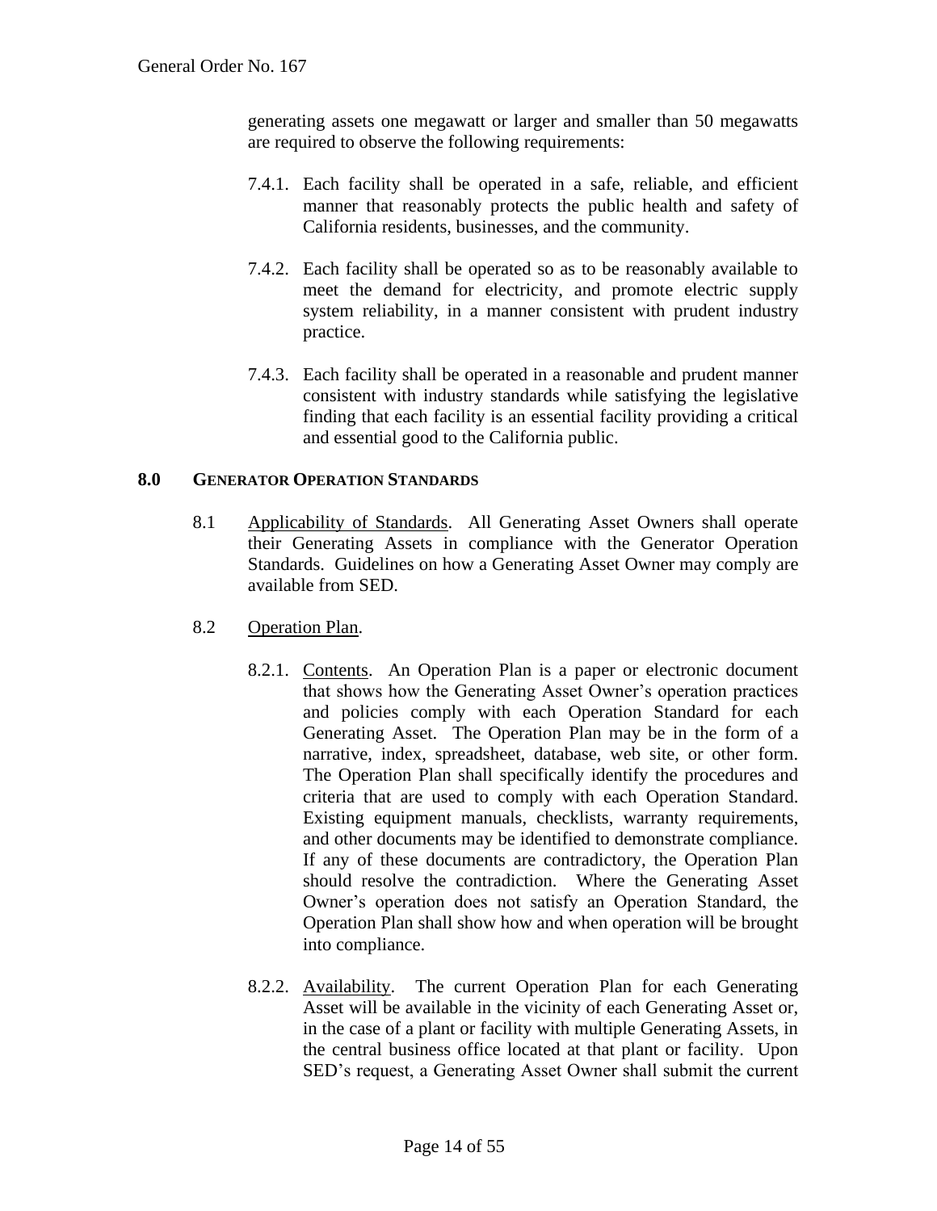generating assets one megawatt or larger and smaller than 50 megawatts are required to observe the following requirements:

7.4.1. Each facility shall be operated in a safe, reliable, and efficient manner that reasonably protects the public health and safety of California residents, businesses, and the community.

7.4.2. Each facility shall be operated so as to be reasonably available to meet the demand for electricity, and promote electric supply system reliability, in a manner consistent with prudent industry practice.

7.4.3. Each facility shall be operated in a reasonable and prudent manner consistent with industry standards while satisfying the legislative finding that each facility is an essential facility providing a critical and essential good to the California public.

## 8.0 GENERATOR OPERATION STANDARDS

8.1 Applicability of Standards. All Generating Asset Owners shall operate their Generating Assets in compliance with the Generator Operation Standards. Guidelines on how a Generating Asset Owner may comply are available from SED.

8.2 Operation Plan.

8.2.1. Contents. An Operation Plan is a paper or electronic document that shows how the Generating Asset Owner's operation practices and policies comply with each Operation Standard for each Generating Asset. The Operation Plan may be in the form of a narrative, index, spreadsheet, database, web site, or other form. The Operation Plan shall specifically identify the procedures and criteria that are used to comply with each Operation Standard. Existing equipment manuals, checklists, warranty requirements, and other documents may be identified to demonstrate compliance. If any of these documents are contradictory, the Operation Plan should resolve the contradiction. Where the Generating Asset Owner's operation does not satisfy an Operation Standard, the Operation Plan shall show how and when operation will be brought into compliance.

8.2.2. Availability. The current Operation Plan for each Generating Asset will be available in the vicinity of each Generating Asset or, in the case of a plant or facility with multiple Generating Assets, in the central business office located at that plant or facility. Upon SED's request, a Generating Asset Owner shall submit the current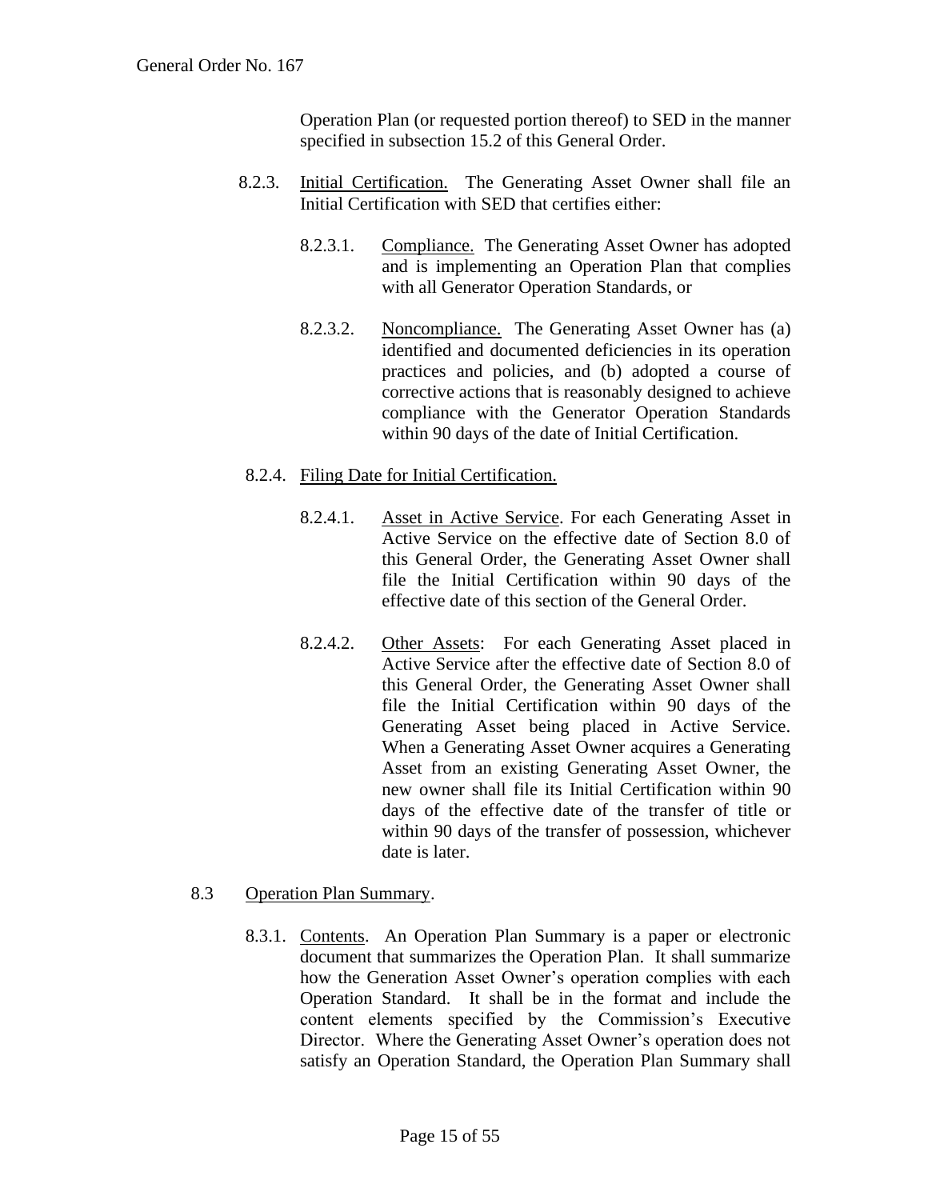Operation Plan (or requested portion thereof) to SED in the manner specified in subsection 15.2 of this General Order.

8.2.3. Initial Certification. The Generating Asset Owner shall file an Initial Certification with SED that certifies either:

8.2.3.1. Compliance. The Generating Asset Owner has adopted and is implementing an Operation Plan that complies with all Generator Operation Standards, or

8.2.3.2. Noncompliance. The Generating Asset Owner has (a) identified and documented deficiencies in its operation practices and policies, and (b) adopted a course of corrective actions that is reasonably designed to achieve compliance with the Generator Operation Standards within 90 days of the date of Initial Certification.

8.2.4. Filing Date for Initial Certification.

8.2.4.1. Asset in Active Service. For each Generating Asset in Active Service on the effective date of Section 8.0 of this General Order, the Generating Asset Owner shall file the Initial Certification within 90 days of the effective date of this section of the General Order.

8.2.4.2. Other Assets: For each Generating Asset placed in Active Service after the effective date of Section 8.0 of this General Order, the Generating Asset Owner shall file the Initial Certification within 90 days of the Generating Asset being placed in Active Service. When a Generating Asset Owner acquires a Generating Asset from an existing Generating Asset Owner, the new owner shall file its Initial Certification within 90 days of the effective date of the transfer of title or within 90 days of the transfer of possession, whichever date is later.

8.3 Operation Plan Summary.

8.3.1. Contents. An Operation Plan Summary is a paper or electronic document that summarizes the Operation Plan. It shall summarize how the Generation Asset Owner's operation complies with each Operation Standard. It shall be in the format and include the content elements specified by the Commission's Executive Director. Where the Generating Asset Owner's operation does not satisfy an Operation Standard, the Operation Plan Summary shall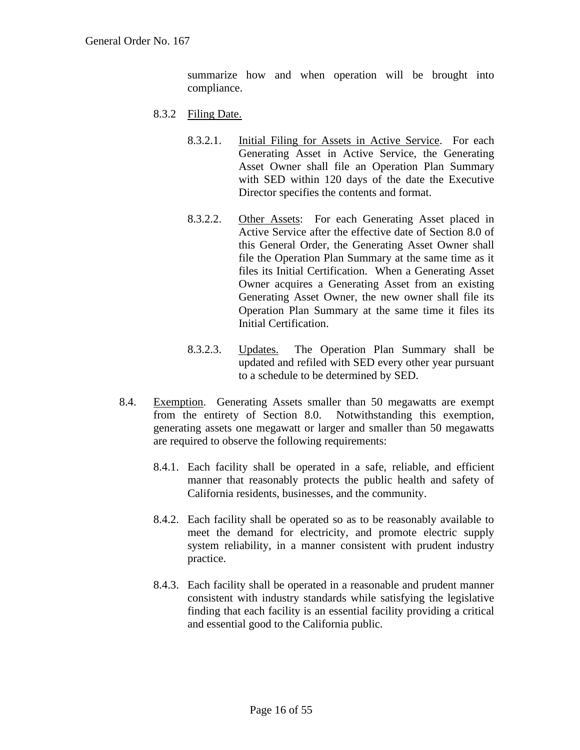summarize how and when operation will be brought into compliance.

8.3.2 Filing Date.

8.3.2.1. Initial Filing for Assets in Active Service. For each Generating Asset in Active Service, the Generating Asset Owner shall file an Operation Plan Summary with SED within 120 days of the date the Executive Director specifies the contents and format.

8.3.2.2. Other Assets: For each Generating Asset placed in Active Service after the effective date of Section 8.0 of this General Order, the Generating Asset Owner shall file the Operation Plan Summary at the same time as it files its Initial Certification. When a Generating Asset Owner acquires a Generating Asset from an existing Generating Asset Owner, the new owner shall file its Operation Plan Summary at the same time it files its Initial Certification.

8.3.2.3. Updates. The Operation Plan Summary shall be updated and refiled with SED every other year pursuant to a schedule to be determined by SED.

8.4. Exemption. Generating Assets smaller than 50 megawatts are exempt from the entirety of Section 8.0. Notwithstanding this exemption, generating assets one megawatt or larger and smaller than 50 megawatts are required to observe the following requirements:

8.4.1. Each facility shall be operated in a safe, reliable, and efficient manner that reasonably protects the public health and safety of California residents, businesses, and the community.

8.4.2. Each facility shall be operated so as to be reasonably available to meet the demand for electricity, and promote electric supply system reliability, in a manner consistent with prudent industry practice.

8.4.3. Each facility shall be operated in a reasonable and prudent manner consistent with industry standards while satisfying the legislative finding that each facility is an essential facility providing a critical and essential good to the California public.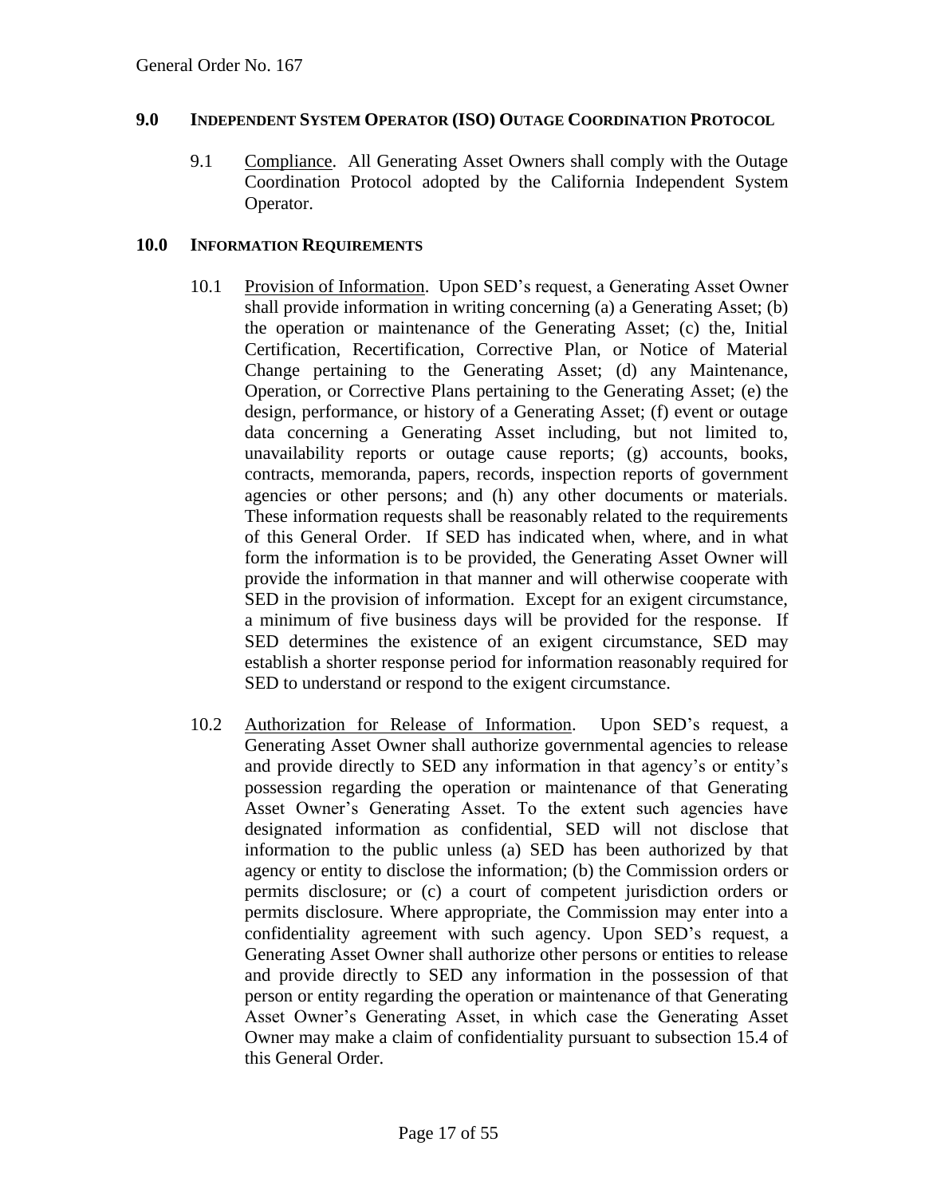## 9.0 INDEPENDENT SYSTEM OPERATOR (ISO) OUTAGE COORDINATION PROTOCOL

9.1 Compliance. All Generating Asset Owners shall comply with the Outage Coordination Protocol adopted by the California Independent System Operator.

## 10.0 INFORMATION REQUIREMENTS

10.1 Provision of Information. Upon SED's request, a Generating Asset Owner shall provide information in writing concerning (a) a Generating Asset; (b) the operation or maintenance of the Generating Asset; (c) the, Initial Certification, Recertification, Corrective Plan, or Notice of Material Change pertaining to the Generating Asset; (d) any Maintenance, Operation, or Corrective Plans pertaining to the Generating Asset; (e) the design, performance, or history of a Generating Asset; (f) event or outage data concerning a Generating Asset including, but not limited to, unavailability reports or outage cause reports; (g) accounts, books, contracts, memoranda, papers, records, inspection reports of government agencies or other persons; and (h) any other documents or materials. These information requests shall be reasonably related to the requirements of this General Order. If SED has indicated when, where, and in what form the information is to be provided, the Generating Asset Owner will provide the information in that manner and will otherwise cooperate with SED in the provision of information. Except for an exigent circumstance, a minimum of five business days will be provided for the response. If SED determines the existence of an exigent circumstance, SED may establish a shorter response period for information reasonably required for SED to understand or respond to the exigent circumstance.

10.2 Authorization for Release of Information. Upon SED's request, a Generating Asset Owner shall authorize governmental agencies to release and provide directly to SED any information in that agency's or entity's possession regarding the operation or maintenance of that Generating Asset Owner's Generating Asset. To the extent such agencies have designated information as confidential, SED will not disclose that information to the public unless (a) SED has been authorized by that agency or entity to disclose the information; (b) the Commission orders or permits disclosure; or (c) a court of competent jurisdiction orders or permits disclosure. Where appropriate, the Commission may enter into a confidentiality agreement with such agency. Upon SED's request, a Generating Asset Owner shall authorize other persons or entities to release and provide directly to SED any information in the possession of that person or entity regarding the operation or maintenance of that Generating Asset Owner's Generating Asset, in which case the Generating Asset Owner may make a claim of confidentiality pursuant to subsection 15.4 of this General Order.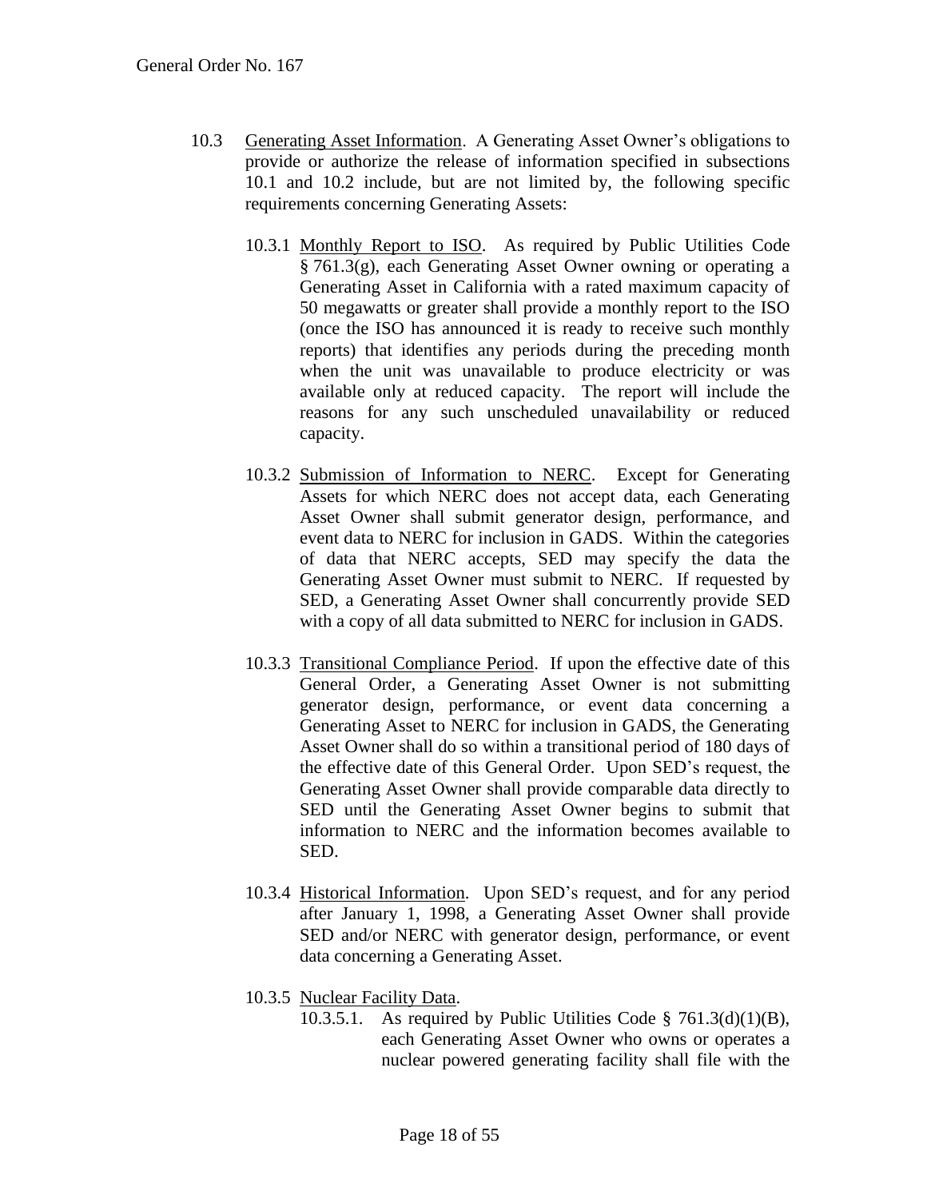10.3 Generating Asset Information. A Generating Asset Owner's obligations to provide or authorize the release of information specified in subsections 10.1 and 10.2 include, but are not limited by, the following specific requirements concerning Generating Assets:

10.3.1 Monthly Report to ISO. As required by Public Utilities Code § 761.3(g), each Generating Asset Owner owning or operating a Generating Asset in California with a rated maximum capacity of 50 megawatts or greater shall provide a monthly report to the ISO (once the ISO has announced it is ready to receive such monthly reports) that identifies any periods during the preceding month when the unit was unavailable to produce electricity or was available only at reduced capacity. The report will include the reasons for any such unscheduled unavailability or reduced capacity.

10.3.2 Submission of Information to NERC. Except for Generating Assets for which NERC does not accept data, each Generating Asset Owner shall submit generator design, performance, and event data to NERC for inclusion in GADS. Within the categories of data that NERC accepts, SED may specify the data the Generating Asset Owner must submit to NERC. If requested by SED, a Generating Asset Owner shall concurrently provide SED with a copy of all data submitted to NERC for inclusion in GADS.

10.3.3 Transitional Compliance Period. If upon the effective date of this General Order, a Generating Asset Owner is not submitting generator design, performance, or event data concerning a Generating Asset to NERC for inclusion in GADS, the Generating Asset Owner shall do so within a transitional period of 180 days of the effective date of this General Order. Upon SED's request, the Generating Asset Owner shall provide comparable data directly to SED until the Generating Asset Owner begins to submit that information to NERC and the information becomes available to SED.

10.3.4 Historical Information. Upon SED's request, and for any period after January 1, 1998, a Generating Asset Owner shall provide SED and/or NERC with generator design, performance, or event data concerning a Generating Asset.

10.3.5 Nuclear Facility Data.

10.3.5.1. As required by Public Utilities Code § 761.3(d)(1)(B), each Generating Asset Owner who owns or operates a nuclear powered generating facility shall file with the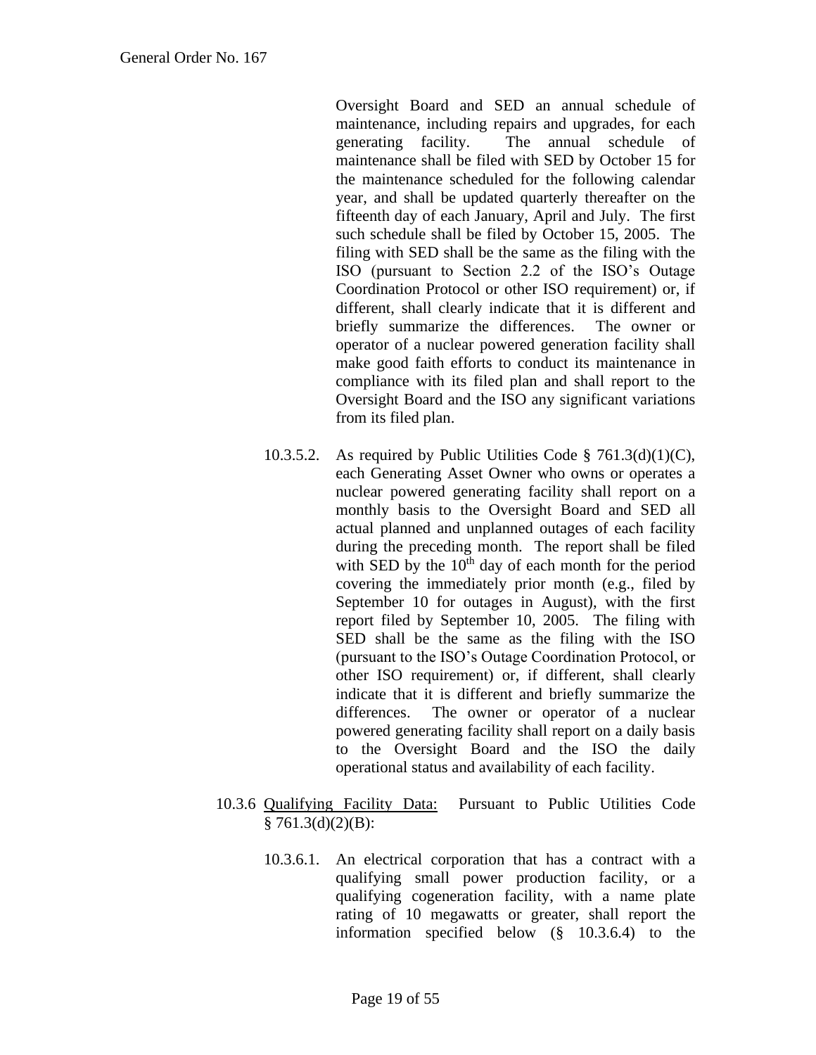Oversight Board and SED an annual schedule of maintenance, including repairs and upgrades, for each generating facility. The annual schedule of maintenance shall be filed with SED by October 15 for the maintenance scheduled for the following calendar year, and shall be updated quarterly thereafter on the fifteenth day of each January, April and July. The first such schedule shall be filed by October 15, 2005. The filing with SED shall be the same as the filing with the ISO (pursuant to Section 2.2 of the ISO's Outage Coordination Protocol or other ISO requirement) or, if different, shall clearly indicate that it is different and briefly summarize the differences. The owner or operator of a nuclear powered generation facility shall make good faith efforts to conduct its maintenance in compliance with its filed plan and shall report to the Oversight Board and the ISO any significant variations from its filed plan.

10.3.5.2. As required by Public Utilities Code § 761.3(d)(1)(C), each Generating Asset Owner who owns or operates a nuclear powered generating facility shall report on a monthly basis to the Oversight Board and SED all actual planned and unplanned outages of each facility during the preceding month. The report shall be filed with SED by the 10th day of each month for the period covering the immediately prior month (e.g., filed by September 10 for outages in August), with the first report filed by September 10, 2005. The filing with SED shall be the same as the filing with the ISO (pursuant to the ISO's Outage Coordination Protocol, or other ISO requirement) or, if different, shall clearly indicate that it is different and briefly summarize the differences. The owner or operator of a nuclear powered generating facility shall report on a daily basis to the Oversight Board and the ISO the daily operational status and availability of each facility.

10.3.6 Qualifying Facility Data: Pursuant to Public Utilities Code § 761.3(d)(2)(B):

10.3.6.1. An electrical corporation that has a contract with a qualifying small power production facility, or a qualifying cogeneration facility, with a name plate rating of 10 megawatts or greater, shall report the information specified below (§ 10.3.6.4) to the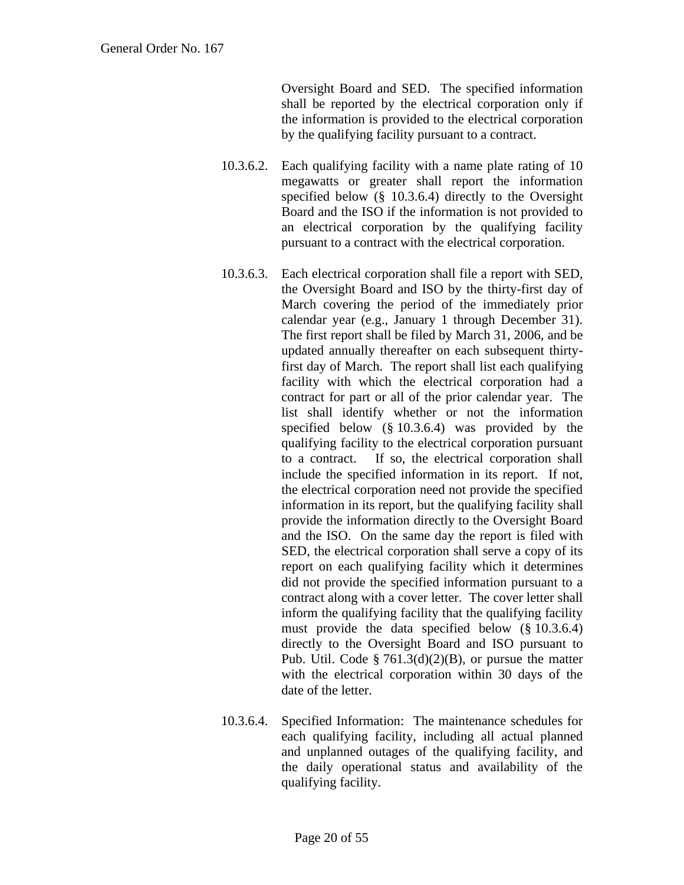Oversight Board and SED. The specified information shall be reported by the electrical corporation only if the information is provided to the electrical corporation by the qualifying facility pursuant to a contract.

10.3.6.2. Each qualifying facility with a name plate rating of 10 megawatts or greater shall report the information specified below (§ 10.3.6.4) directly to the Oversight Board and the ISO if the information is not provided to an electrical corporation by the qualifying facility pursuant to a contract with the electrical corporation.

10.3.6.3. Each electrical corporation shall file a report with SED, the Oversight Board and ISO by the thirty-first day of March covering the period of the immediately prior calendar year (e.g., January 1 through December 31). The first report shall be filed by March 31, 2006, and be updated annually thereafter on each subsequent thirty-first day of March. The report shall list each qualifying facility with which the electrical corporation had a contract for part or all of the prior calendar year. The list shall identify whether or not the information specified below (§ 10.3.6.4) was provided by the qualifying facility to the electrical corporation pursuant to a contract. If so, the electrical corporation shall include the specified information in its report. If not, the electrical corporation need not provide the specified information in its report, but the qualifying facility shall provide the information directly to the Oversight Board and the ISO. On the same day the report is filed with SED, the electrical corporation shall serve a copy of its report on each qualifying facility which it determines did not provide the specified information pursuant to a contract along with a cover letter. The cover letter shall inform the qualifying facility that the qualifying facility must provide the data specified below (§ 10.3.6.4) directly to the Oversight Board and ISO pursuant to Pub. Util. Code § 761.3(d)(2)(B), or pursue the matter with the electrical corporation within 30 days of the date of the letter.

10.3.6.4. Specified Information: The maintenance schedules for each qualifying facility, including all actual planned and unplanned outages of the qualifying facility, and the daily operational status and availability of the qualifying facility.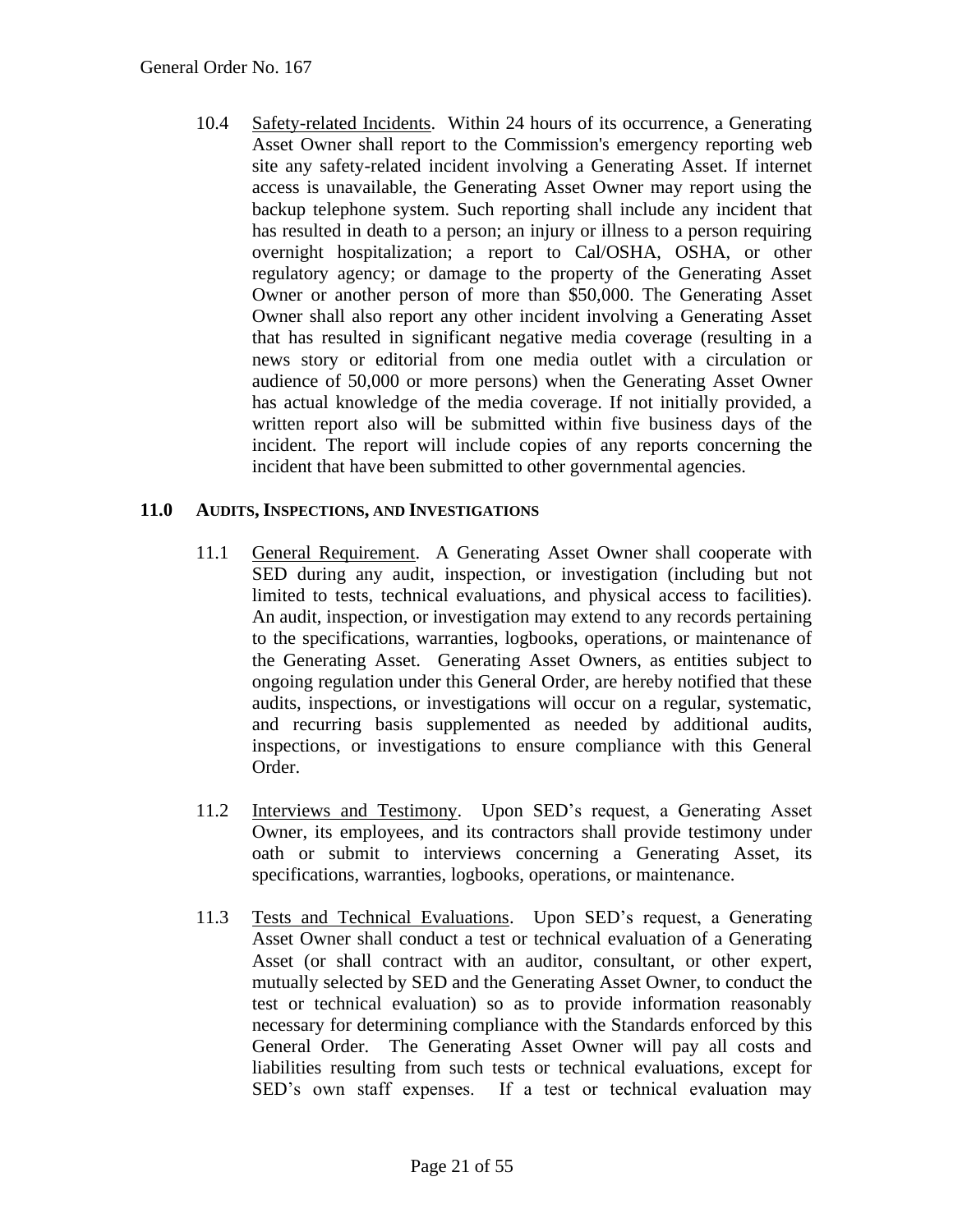10.4 Safety-related Incidents. Within 24 hours of its occurrence, a Generating Asset Owner shall report to the Commission's emergency reporting web site any safety-related incident involving a Generating Asset. If internet access is unavailable, the Generating Asset Owner may report using the backup telephone system. Such reporting shall include any incident that has resulted in death to a person; an injury or illness to a person requiring overnight hospitalization; a report to Cal/OSHA, OSHA, or other regulatory agency; or damage to the property of the Generating Asset Owner or another person of more than $50,000. The Generating Asset Owner shall also report any other incident involving a Generating Asset that has resulted in significant negative media coverage (resulting in a news story or editorial from one media outlet with a circulation or audience of 50,000 or more persons) when the Generating Asset Owner has actual knowledge of the media coverage. If not initially provided, a written report also will be submitted within five business days of the incident. The report will include copies of any reports concerning the incident that have been submitted to other governmental agencies.

## 11.0 AUDITS, INSPECTIONS, AND INVESTIGATIONS

11.1 General Requirement. A Generating Asset Owner shall cooperate with SED during any audit, inspection, or investigation (including but not limited to tests, technical evaluations, and physical access to facilities). An audit, inspection, or investigation may extend to any records pertaining to the specifications, warranties, logbooks, operations, or maintenance of the Generating Asset. Generating Asset Owners, as entities subject to ongoing regulation under this General Order, are hereby notified that these audits, inspections, or investigations will occur on a regular, systematic, and recurring basis supplemented as needed by additional audits, inspections, or investigations to ensure compliance with this General Order.

11.2 Interviews and Testimony. Upon SED's request, a Generating Asset Owner, its employees, and its contractors shall provide testimony under oath or submit to interviews concerning a Generating Asset, its specifications, warranties, logbooks, operations, or maintenance.

11.3 Tests and Technical Evaluations. Upon SED's request, a Generating Asset Owner shall conduct a test or technical evaluation of a Generating Asset (or shall contract with an auditor, consultant, or other expert, mutually selected by SED and the Generating Asset Owner, to conduct the test or technical evaluation) so as to provide information reasonably necessary for determining compliance with the Standards enforced by this General Order. The Generating Asset Owner will pay all costs and liabilities resulting from such tests or technical evaluations, except for SED's own staff expenses. If a test or technical evaluation may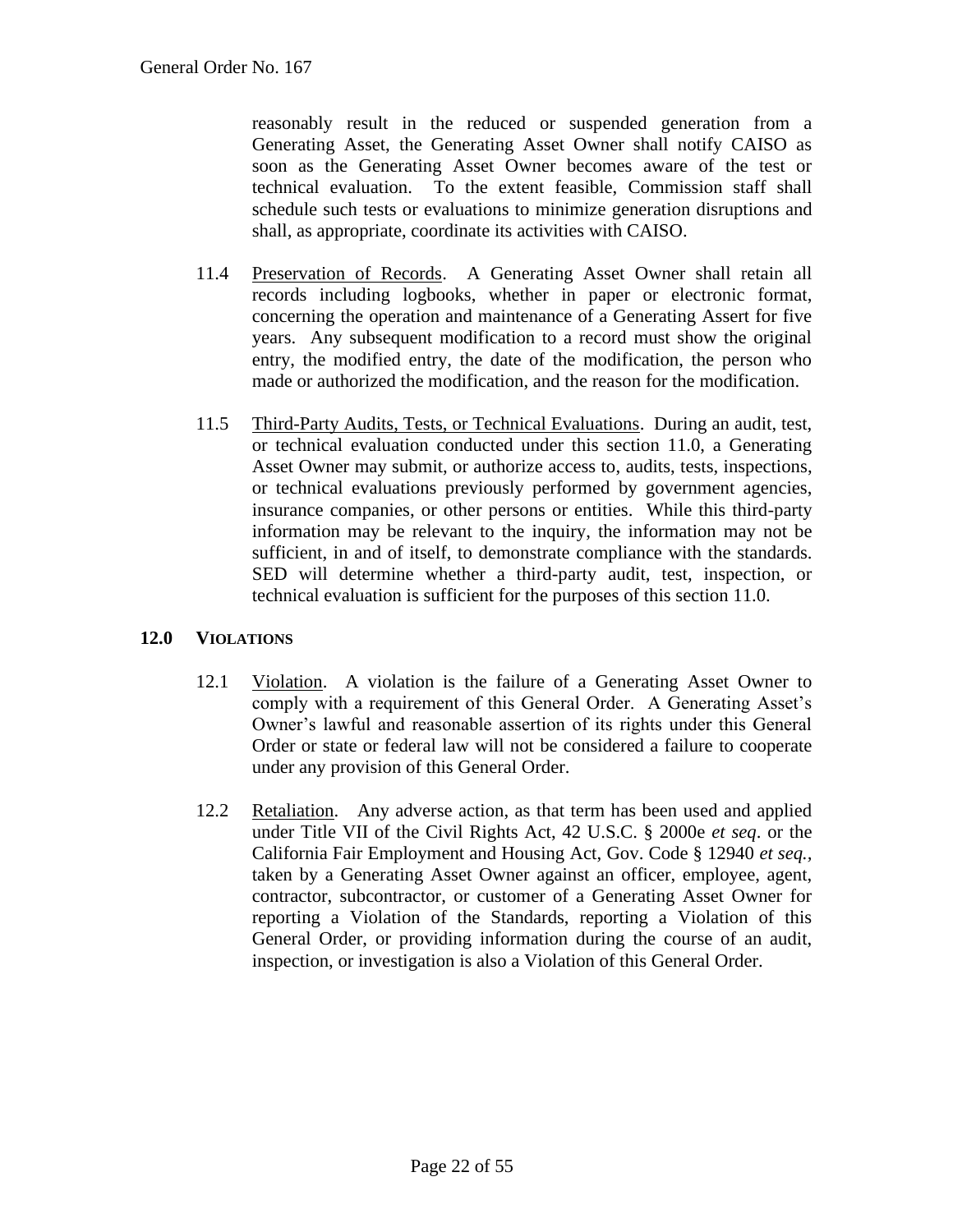reasonably result in the reduced or suspended generation from a Generating Asset, the Generating Asset Owner shall notify CAISO as soon as the Generating Asset Owner becomes aware of the test or technical evaluation. To the extent feasible, Commission staff shall schedule such tests or evaluations to minimize generation disruptions and shall, as appropriate, coordinate its activities with CAISO.

11.4 Preservation of Records. A Generating Asset Owner shall retain all records including logbooks, whether in paper or electronic format, concerning the operation and maintenance of a Generating Assert for five years. Any subsequent modification to a record must show the original entry, the modified entry, the date of the modification, the person who made or authorized the modification, and the reason for the modification.

11.5 Third-Party Audits, Tests, or Technical Evaluations. During an audit, test, or technical evaluation conducted under this section 11.0, a Generating Asset Owner may submit, or authorize access to, audits, tests, inspections, or technical evaluations previously performed by government agencies, insurance companies, or other persons or entities. While this third-party information may be relevant to the inquiry, the information may not be sufficient, in and of itself, to demonstrate compliance with the standards. SED will determine whether a third-party audit, test, inspection, or technical evaluation is sufficient for the purposes of this section 11.0.

## 12.0 VIOLATIONS

12.1 Violation. A violation is the failure of a Generating Asset Owner to comply with a requirement of this General Order. A Generating Asset's Owner's lawful and reasonable assertion of its rights under this General Order or state or federal law will not be considered a failure to cooperate under any provision of this General Order.

12.2 Retaliation. Any adverse action, as that term has been used and applied under Title VII of the Civil Rights Act, 42 U.S.C. § 2000e *et seq*. or the California Fair Employment and Housing Act, Gov. Code § 12940 *et seq.*, taken by a Generating Asset Owner against an officer, employee, agent, contractor, subcontractor, or customer of a Generating Asset Owner for reporting a Violation of the Standards, reporting a Violation of this General Order, or providing information during the course of an audit, inspection, or investigation is also a Violation of this General Order.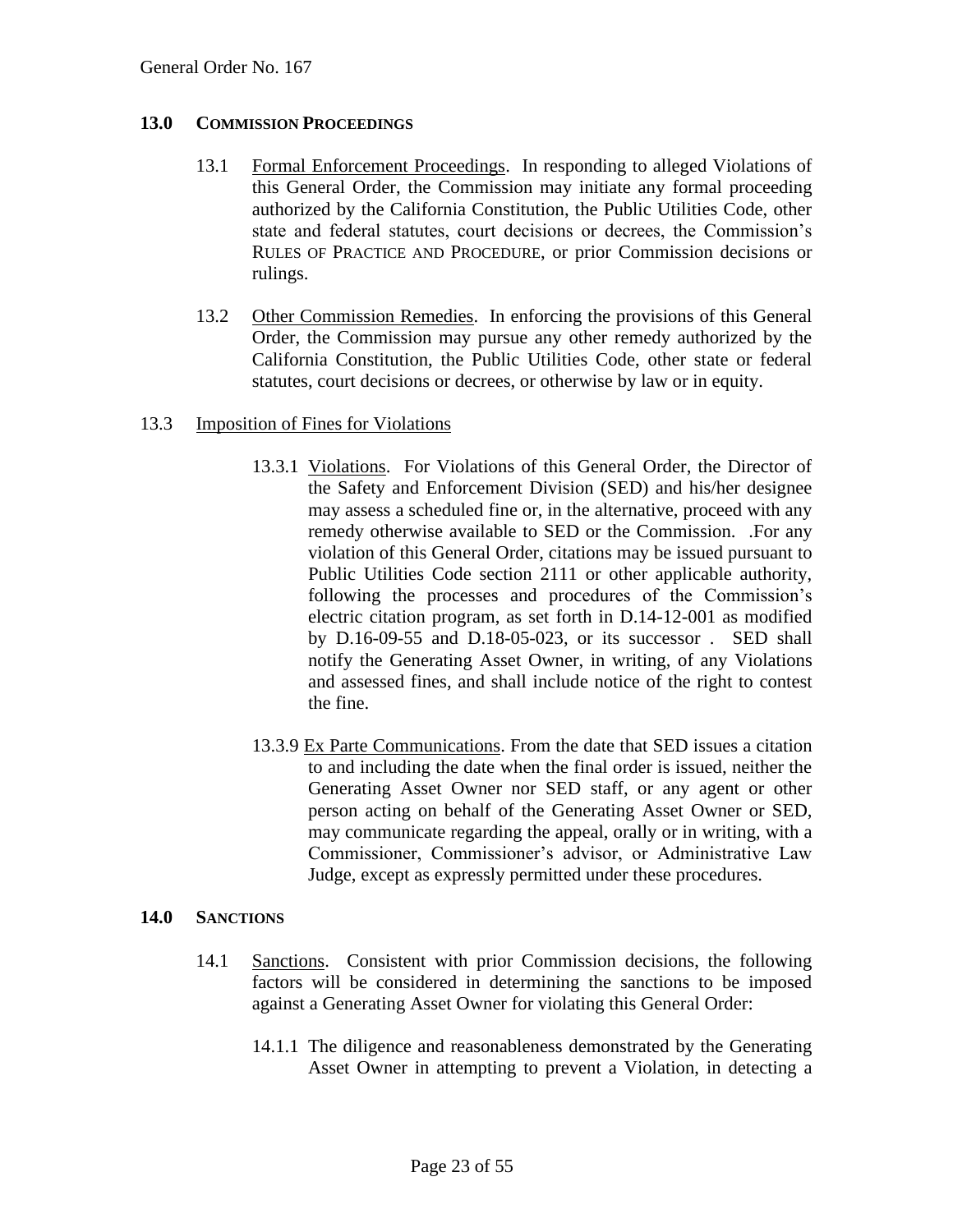## 13.0 Commission Proceedings

13.1 Formal Enforcement Proceedings. In responding to alleged Violations of this General Order, the Commission may initiate any formal proceeding authorized by the California Constitution, the Public Utilities Code, other state and federal statutes, court decisions or decrees, the Commission's Rules of Practice and Procedure, or prior Commission decisions or rulings.

13.2 Other Commission Remedies. In enforcing the provisions of this General Order, the Commission may pursue any other remedy authorized by the California Constitution, the Public Utilities Code, other state or federal statutes, court decisions or decrees, or otherwise by law or in equity.

13.3 Imposition of Fines for Violations

13.3.1 Violations. For Violations of this General Order, the Director of the Safety and Enforcement Division (SED) and his/her designee may assess a scheduled fine or, in the alternative, proceed with any remedy otherwise available to SED or the Commission. .For any violation of this General Order, citations may be issued pursuant to Public Utilities Code section 2111 or other applicable authority, following the processes and procedures of the Commission's electric citation program, as set forth in D.14-12-001 as modified by D.16-09-55 and D.18-05-023, or its successor . SED shall notify the Generating Asset Owner, in writing, of any Violations and assessed fines, and shall include notice of the right to contest the fine.

13.3.9 Ex Parte Communications. From the date that SED issues a citation to and including the date when the final order is issued, neither the Generating Asset Owner nor SED staff, or any agent or other person acting on behalf of the Generating Asset Owner or SED, may communicate regarding the appeal, orally or in writing, with a Commissioner, Commissioner's advisor, or Administrative Law Judge, except as expressly permitted under these procedures.

## 14.0 Sanctions

14.1 Sanctions. Consistent with prior Commission decisions, the following factors will be considered in determining the sanctions to be imposed against a Generating Asset Owner for violating this General Order:

14.1.1 The diligence and reasonableness demonstrated by the Generating Asset Owner in attempting to prevent a Violation, in detecting a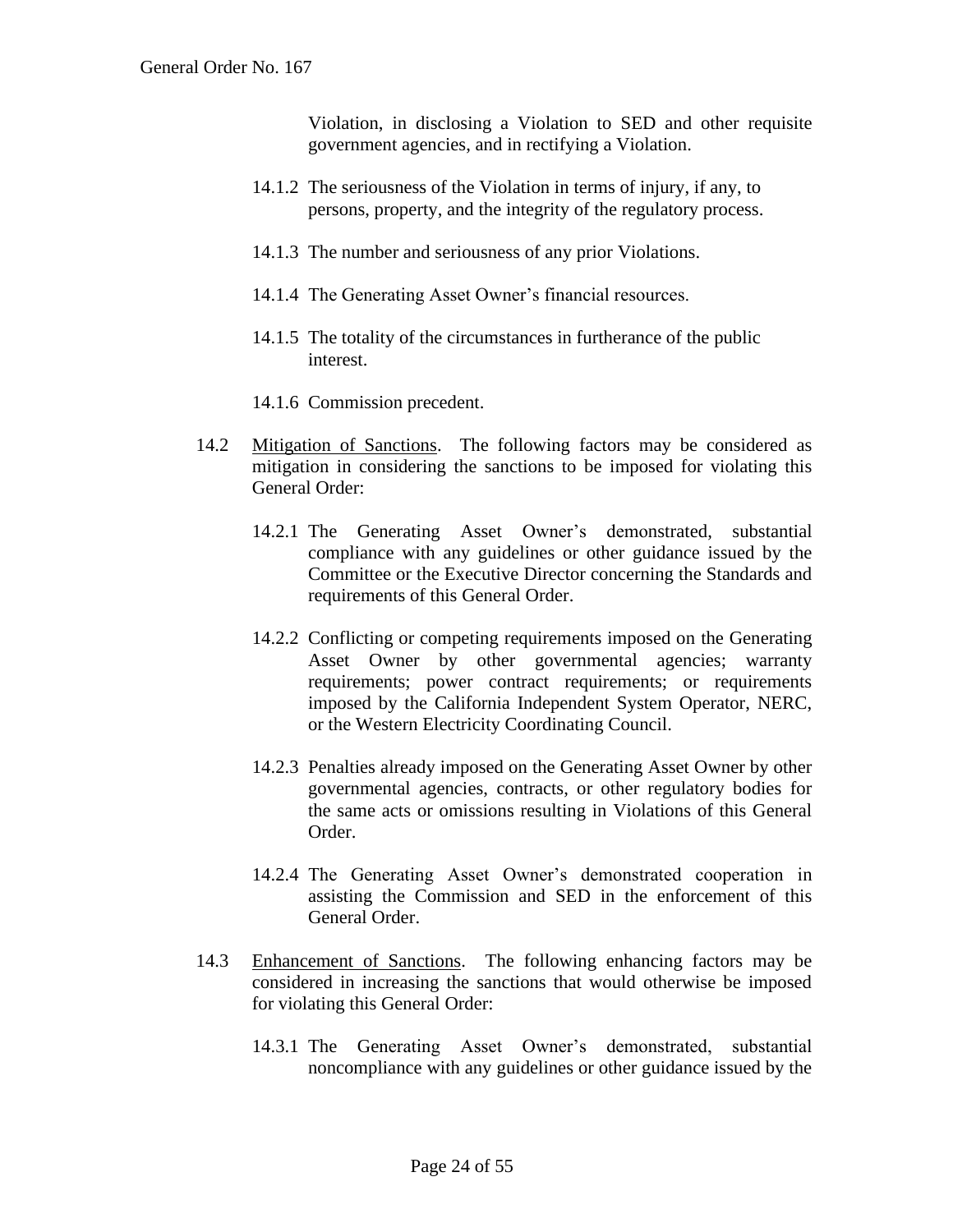Violation, in disclosing a Violation to SED and other requisite government agencies, and in rectifying a Violation.

14.1.2 The seriousness of the Violation in terms of injury, if any, to persons, property, and the integrity of the regulatory process.

14.1.3 The number and seriousness of any prior Violations.

14.1.4 The Generating Asset Owner's financial resources.

14.1.5 The totality of the circumstances in furtherance of the public interest.

14.1.6 Commission precedent.

14.2 Mitigation of Sanctions. The following factors may be considered as mitigation in considering the sanctions to be imposed for violating this General Order:

14.2.1 The Generating Asset Owner's demonstrated, substantial compliance with any guidelines or other guidance issued by the Committee or the Executive Director concerning the Standards and requirements of this General Order.

14.2.2 Conflicting or competing requirements imposed on the Generating Asset Owner by other governmental agencies; warranty requirements; power contract requirements; or requirements imposed by the California Independent System Operator, NERC, or the Western Electricity Coordinating Council.

14.2.3 Penalties already imposed on the Generating Asset Owner by other governmental agencies, contracts, or other regulatory bodies for the same acts or omissions resulting in Violations of this General Order.

14.2.4 The Generating Asset Owner's demonstrated cooperation in assisting the Commission and SED in the enforcement of this General Order.

14.3 Enhancement of Sanctions. The following enhancing factors may be considered in increasing the sanctions that would otherwise be imposed for violating this General Order:

14.3.1 The Generating Asset Owner's demonstrated, substantial noncompliance with any guidelines or other guidance issued by the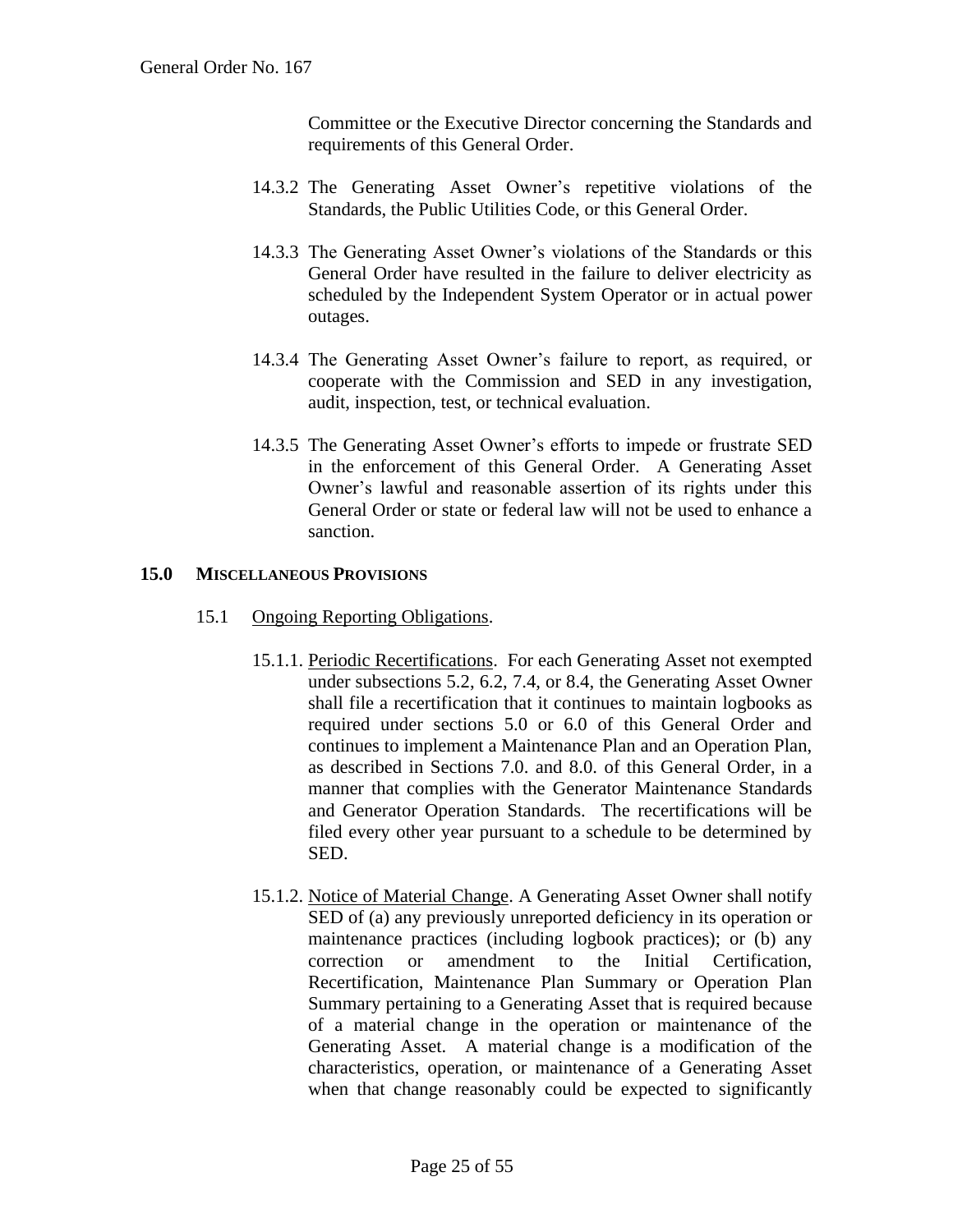Committee or the Executive Director concerning the Standards and requirements of this General Order.

14.3.2 The Generating Asset Owner's repetitive violations of the Standards, the Public Utilities Code, or this General Order.

14.3.3 The Generating Asset Owner's violations of the Standards or this General Order have resulted in the failure to deliver electricity as scheduled by the Independent System Operator or in actual power outages.

14.3.4 The Generating Asset Owner's failure to report, as required, or cooperate with the Commission and SED in any investigation, audit, inspection, test, or technical evaluation.

14.3.5 The Generating Asset Owner's efforts to impede or frustrate SED in the enforcement of this General Order. A Generating Asset Owner's lawful and reasonable assertion of its rights under this General Order or state or federal law will not be used to enhance a sanction.

## 15.0 MISCELLANEOUS PROVISIONS

15.1 Ongoing Reporting Obligations.

15.1.1. Periodic Recertifications. For each Generating Asset not exempted under subsections 5.2, 6.2, 7.4, or 8.4, the Generating Asset Owner shall file a recertification that it continues to maintain logbooks as required under sections 5.0 or 6.0 of this General Order and continues to implement a Maintenance Plan and an Operation Plan, as described in Sections 7.0. and 8.0. of this General Order, in a manner that complies with the Generator Maintenance Standards and Generator Operation Standards. The recertifications will be filed every other year pursuant to a schedule to be determined by SED.

15.1.2. Notice of Material Change. A Generating Asset Owner shall notify SED of (a) any previously unreported deficiency in its operation or maintenance practices (including logbook practices); or (b) any correction or amendment to the Initial Certification, Recertification, Maintenance Plan Summary or Operation Plan Summary pertaining to a Generating Asset that is required because of a material change in the operation or maintenance of the Generating Asset. A material change is a modification of the characteristics, operation, or maintenance of a Generating Asset when that change reasonably could be expected to significantly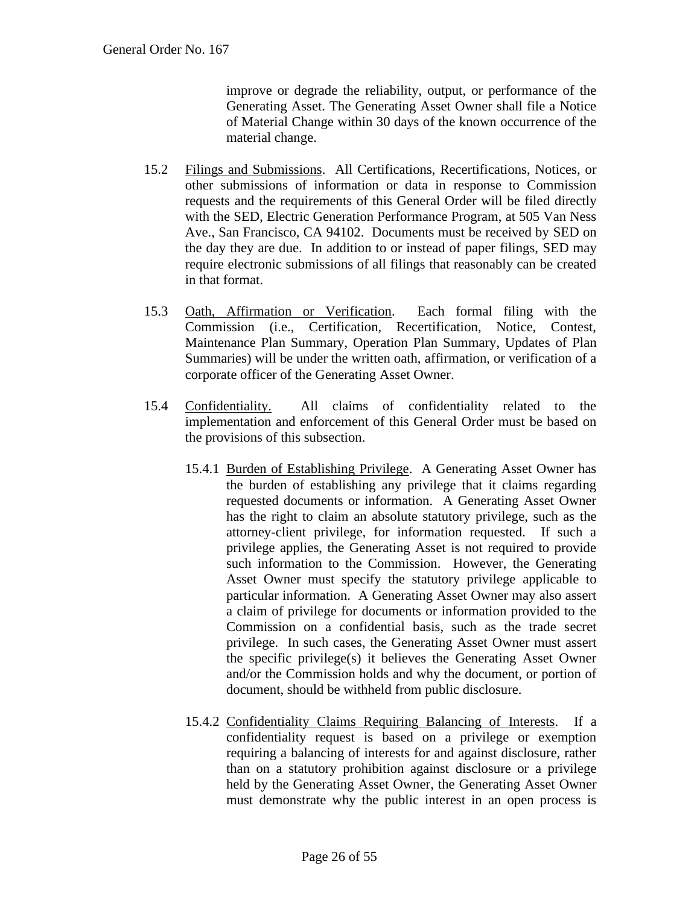improve or degrade the reliability, output, or performance of the Generating Asset. The Generating Asset Owner shall file a Notice of Material Change within 30 days of the known occurrence of the material change.

15.2 Filings and Submissions. All Certifications, Recertifications, Notices, or other submissions of information or data in response to Commission requests and the requirements of this General Order will be filed directly with the SED, Electric Generation Performance Program, at 505 Van Ness Ave., San Francisco, CA 94102. Documents must be received by SED on the day they are due. In addition to or instead of paper filings, SED may require electronic submissions of all filings that reasonably can be created in that format.

15.3 Oath, Affirmation or Verification. Each formal filing with the Commission (i.e., Certification, Recertification, Notice, Contest, Maintenance Plan Summary, Operation Plan Summary, Updates of Plan Summaries) will be under the written oath, affirmation, or verification of a corporate officer of the Generating Asset Owner.

15.4 Confidentiality. All claims of confidentiality related to the implementation and enforcement of this General Order must be based on the provisions of this subsection.

15.4.1 Burden of Establishing Privilege. A Generating Asset Owner has the burden of establishing any privilege that it claims regarding requested documents or information. A Generating Asset Owner has the right to claim an absolute statutory privilege, such as the attorney-client privilege, for information requested. If such a privilege applies, the Generating Asset is not required to provide such information to the Commission. However, the Generating Asset Owner must specify the statutory privilege applicable to particular information. A Generating Asset Owner may also assert a claim of privilege for documents or information provided to the Commission on a confidential basis, such as the trade secret privilege. In such cases, the Generating Asset Owner must assert the specific privilege(s) it believes the Generating Asset Owner and/or the Commission holds and why the document, or portion of document, should be withheld from public disclosure.

15.4.2 Confidentiality Claims Requiring Balancing of Interests. If a confidentiality request is based on a privilege or exemption requiring a balancing of interests for and against disclosure, rather than on a statutory prohibition against disclosure or a privilege held by the Generating Asset Owner, the Generating Asset Owner must demonstrate why the public interest in an open process is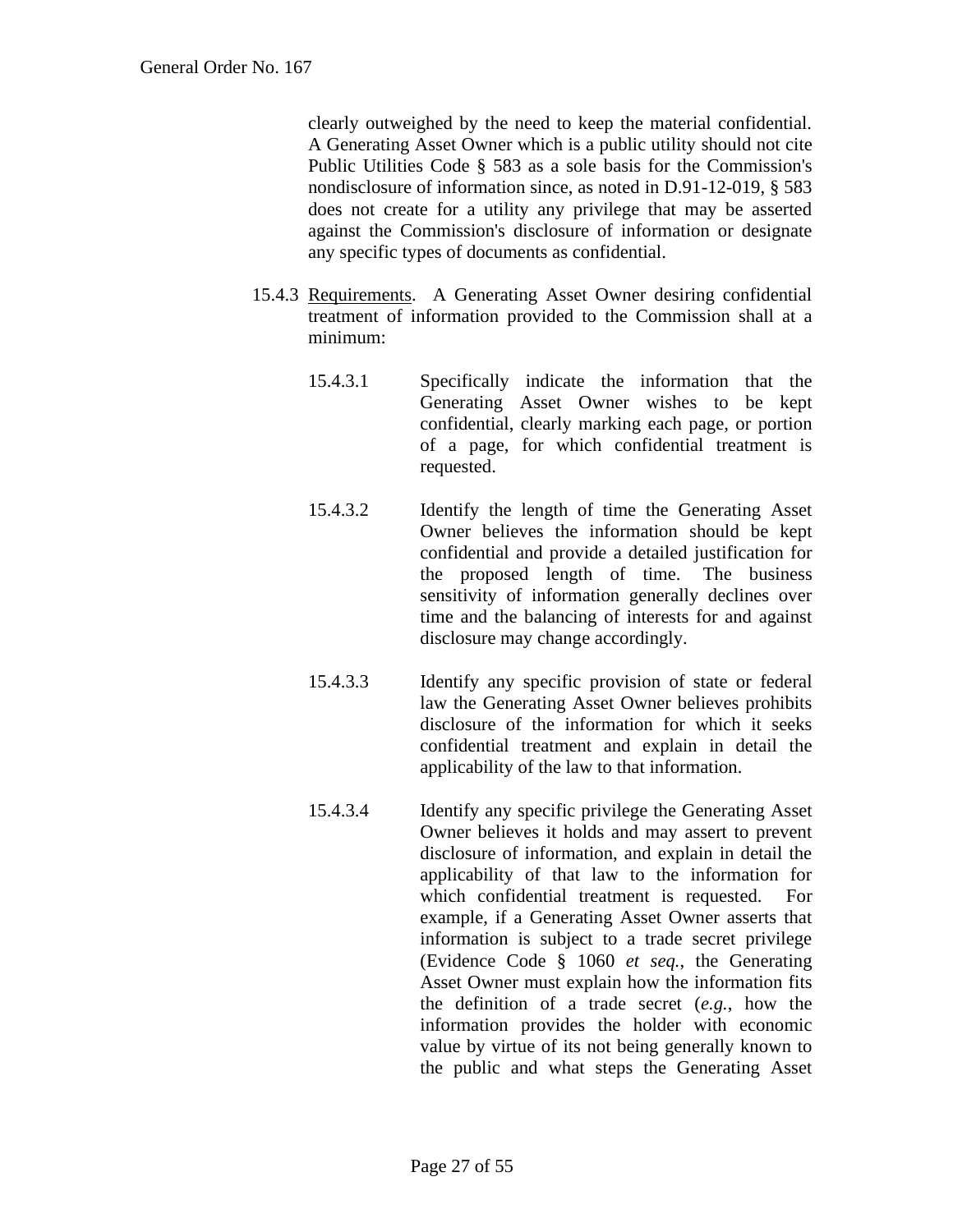clearly outweighed by the need to keep the material confidential. A Generating Asset Owner which is a public utility should not cite Public Utilities Code § 583 as a sole basis for the Commission's nondisclosure of information since, as noted in D.91-12-019, § 583 does not create for a utility any privilege that may be asserted against the Commission's disclosure of information or designate any specific types of documents as confidential.

15.4.3 Requirements. A Generating Asset Owner desiring confidential treatment of information provided to the Commission shall at a minimum:

15.4.3.1 Specifically indicate the information that the Generating Asset Owner wishes to be kept confidential, clearly marking each page, or portion of a page, for which confidential treatment is requested.

15.4.3.2 Identify the length of time the Generating Asset Owner believes the information should be kept confidential and provide a detailed justification for the proposed length of time. The business sensitivity of information generally declines over time and the balancing of interests for and against disclosure may change accordingly.

15.4.3.3 Identify any specific provision of state or federal law the Generating Asset Owner believes prohibits disclosure of the information for which it seeks confidential treatment and explain in detail the applicability of the law to that information.

15.4.3.4 Identify any specific privilege the Generating Asset Owner believes it holds and may assert to prevent disclosure of information, and explain in detail the applicability of that law to the information for which confidential treatment is requested. For example, if a Generating Asset Owner asserts that information is subject to a trade secret privilege (Evidence Code § 1060 *et seq.*, the Generating Asset Owner must explain how the information fits the definition of a trade secret (*e.g.*, how the information provides the holder with economic value by virtue of its not being generally known to the public and what steps the Generating Asset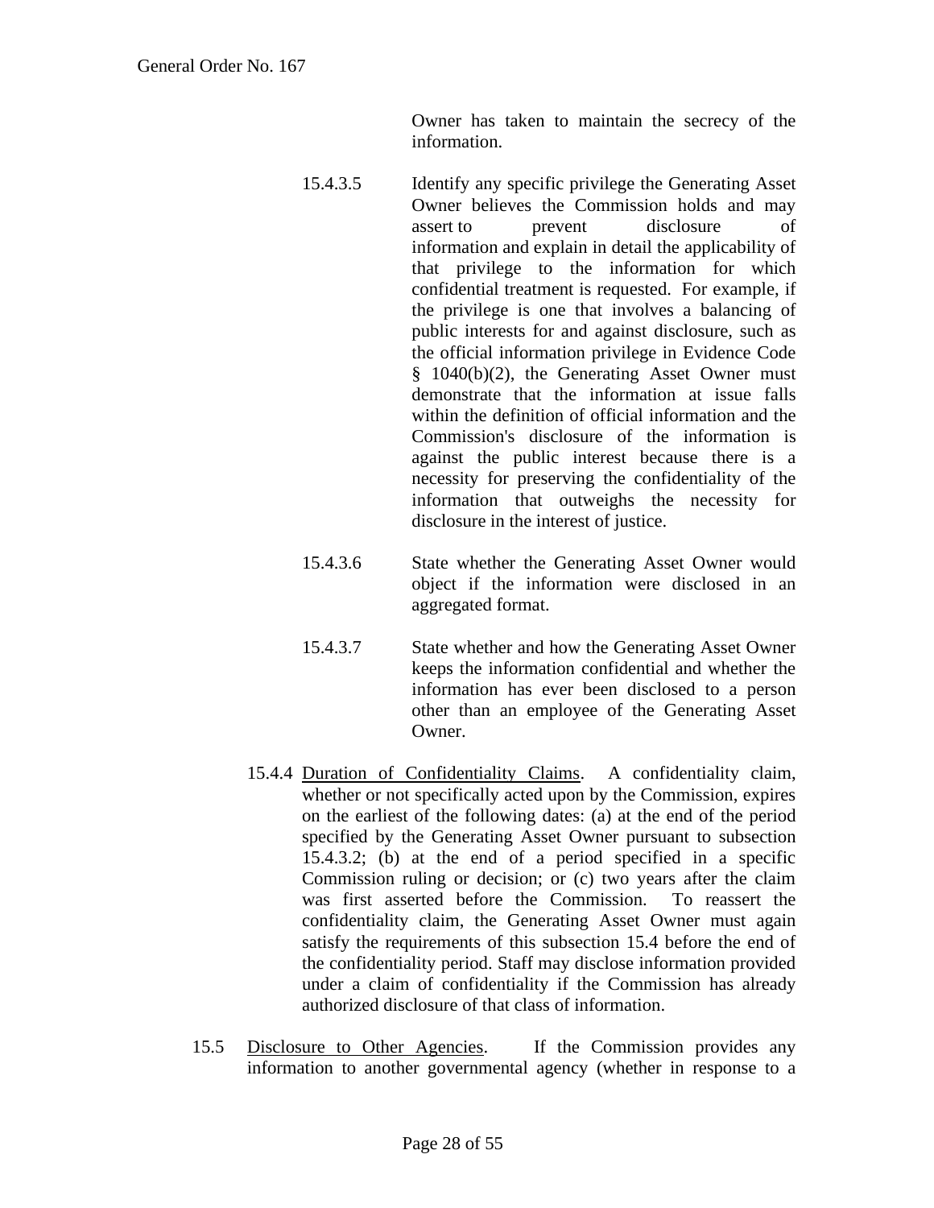Owner has taken to maintain the secrecy of the information.

15.4.3.5 Identify any specific privilege the Generating Asset Owner believes the Commission holds and may assert to prevent disclosure of information and explain in detail the applicability of that privilege to the information for which confidential treatment is requested. For example, if the privilege is one that involves a balancing of public interests for and against disclosure, such as the official information privilege in Evidence Code § 1040(b)(2), the Generating Asset Owner must demonstrate that the information at issue falls within the definition of official information and the Commission's disclosure of the information is against the public interest because there is a necessity for preserving the confidentiality of the information that outweighs the necessity for disclosure in the interest of justice.

15.4.3.6 State whether the Generating Asset Owner would object if the information were disclosed in an aggregated format.

15.4.3.7 State whether and how the Generating Asset Owner keeps the information confidential and whether the information has ever been disclosed to a person other than an employee of the Generating Asset Owner.

15.4.4 <u>Duration of Confidentiality Claims</u>. A confidentiality claim, whether or not specifically acted upon by the Commission, expires on the earliest of the following dates: (a) at the end of the period specified by the Generating Asset Owner pursuant to subsection 15.4.3.2; (b) at the end of a period specified in a specific Commission ruling or decision; or (c) two years after the claim was first asserted before the Commission. To reassert the confidentiality claim, the Generating Asset Owner must again satisfy the requirements of this subsection 15.4 before the end of the confidentiality period. Staff may disclose information provided under a claim of confidentiality if the Commission has already authorized disclosure of that class of information.

15.5 <u>Disclosure to Other Agencies</u>. If the Commission provides any information to another governmental agency (whether in response to a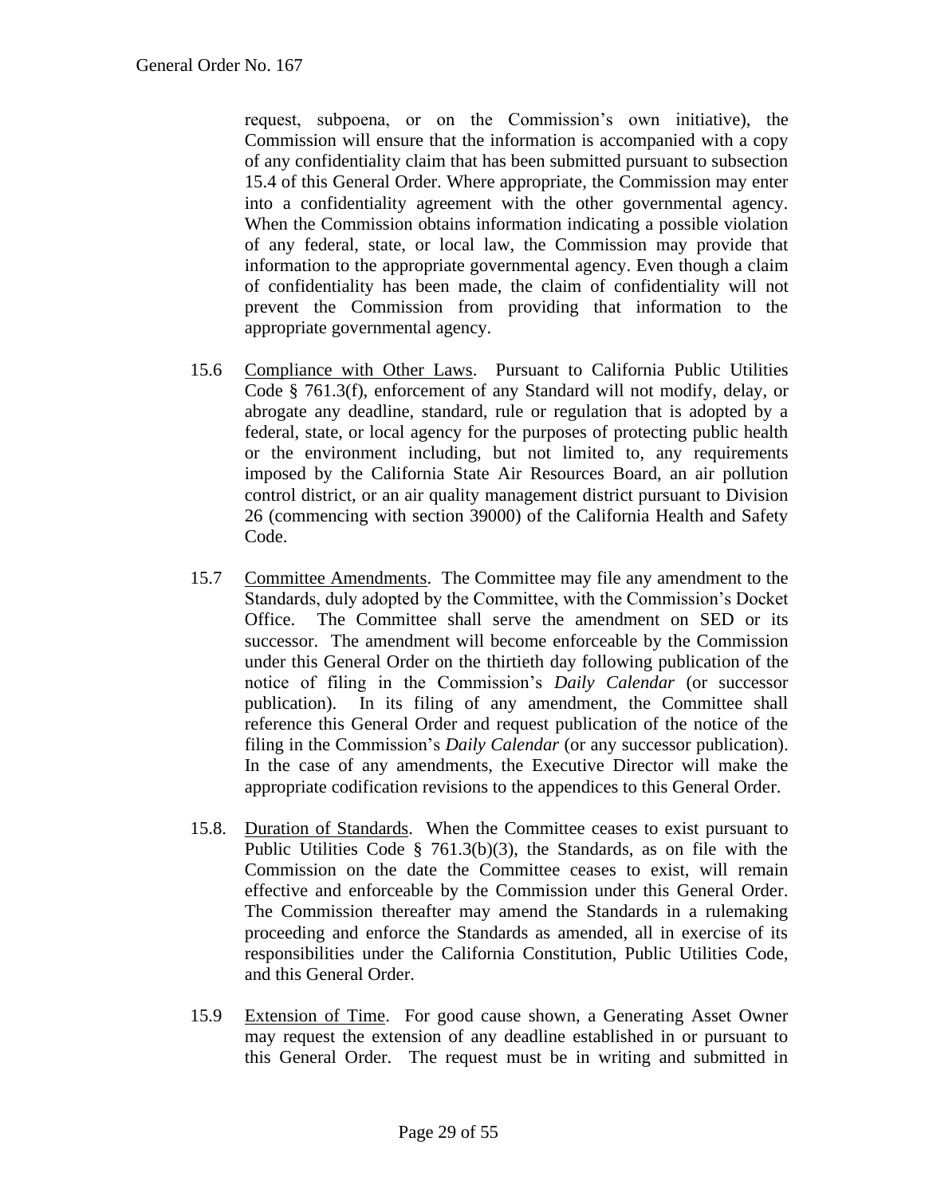request, subpoena, or on the Commission's own initiative), the Commission will ensure that the information is accompanied with a copy of any confidentiality claim that has been submitted pursuant to subsection 15.4 of this General Order. Where appropriate, the Commission may enter into a confidentiality agreement with the other governmental agency. When the Commission obtains information indicating a possible violation of any federal, state, or local law, the Commission may provide that information to the appropriate governmental agency. Even though a claim of confidentiality has been made, the claim of confidentiality will not prevent the Commission from providing that information to the appropriate governmental agency.

15.6 Compliance with Other Laws. Pursuant to California Public Utilities Code § 761.3(f), enforcement of any Standard will not modify, delay, or abrogate any deadline, standard, rule or regulation that is adopted by a federal, state, or local agency for the purposes of protecting public health or the environment including, but not limited to, any requirements imposed by the California State Air Resources Board, an air pollution control district, or an air quality management district pursuant to Division 26 (commencing with section 39000) of the California Health and Safety Code.

15.7 Committee Amendments. The Committee may file any amendment to the Standards, duly adopted by the Committee, with the Commission's Docket Office. The Committee shall serve the amendment on SED or its successor. The amendment will become enforceable by the Commission under this General Order on the thirtieth day following publication of the notice of filing in the Commission's *Daily Calendar* (or successor publication). In its filing of any amendment, the Committee shall reference this General Order and request publication of the notice of the filing in the Commission's *Daily Calendar* (or any successor publication). In the case of any amendments, the Executive Director will make the appropriate codification revisions to the appendices to this General Order.

15.8. Duration of Standards. When the Committee ceases to exist pursuant to Public Utilities Code § 761.3(b)(3), the Standards, as on file with the Commission on the date the Committee ceases to exist, will remain effective and enforceable by the Commission under this General Order. The Commission thereafter may amend the Standards in a rulemaking proceeding and enforce the Standards as amended, all in exercise of its responsibilities under the California Constitution, Public Utilities Code, and this General Order.

15.9 Extension of Time. For good cause shown, a Generating Asset Owner may request the extension of any deadline established in or pursuant to this General Order. The request must be in writing and submitted in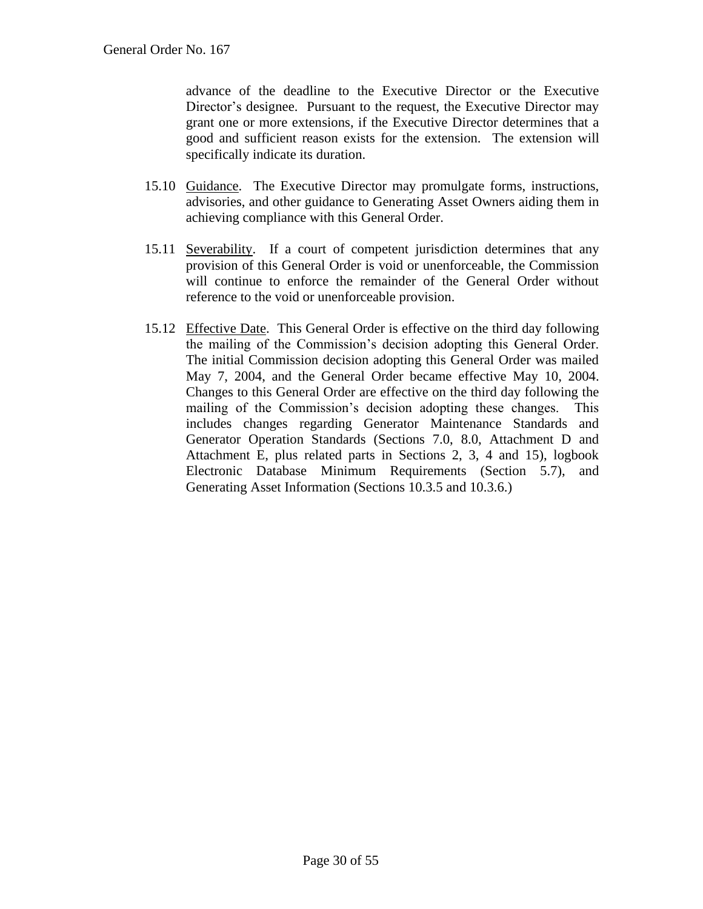advance of the deadline to the Executive Director or the Executive Director's designee. Pursuant to the request, the Executive Director may grant one or more extensions, if the Executive Director determines that a good and sufficient reason exists for the extension. The extension will specifically indicate its duration.

15.10 <u>Guidance</u>. The Executive Director may promulgate forms, instructions, advisories, and other guidance to Generating Asset Owners aiding them in achieving compliance with this General Order.

15.11 <u>Severability</u>. If a court of competent jurisdiction determines that any provision of this General Order is void or unenforceable, the Commission will continue to enforce the remainder of the General Order without reference to the void or unenforceable provision.

15.12 <u>Effective Date</u>. This General Order is effective on the third day following the mailing of the Commission's decision adopting this General Order. The initial Commission decision adopting this General Order was mailed May 7, 2004, and the General Order became effective May 10, 2004. Changes to this General Order are effective on the third day following the mailing of the Commission's decision adopting these changes. This includes changes regarding Generator Maintenance Standards and Generator Operation Standards (Sections 7.0, 8.0, Attachment D and Attachment E, plus related parts in Sections 2, 3, 4 and 15), logbook Electronic Database Minimum Requirements (Section 5.7), and Generating Asset Information (Sections 10.3.5 and 10.3.6.)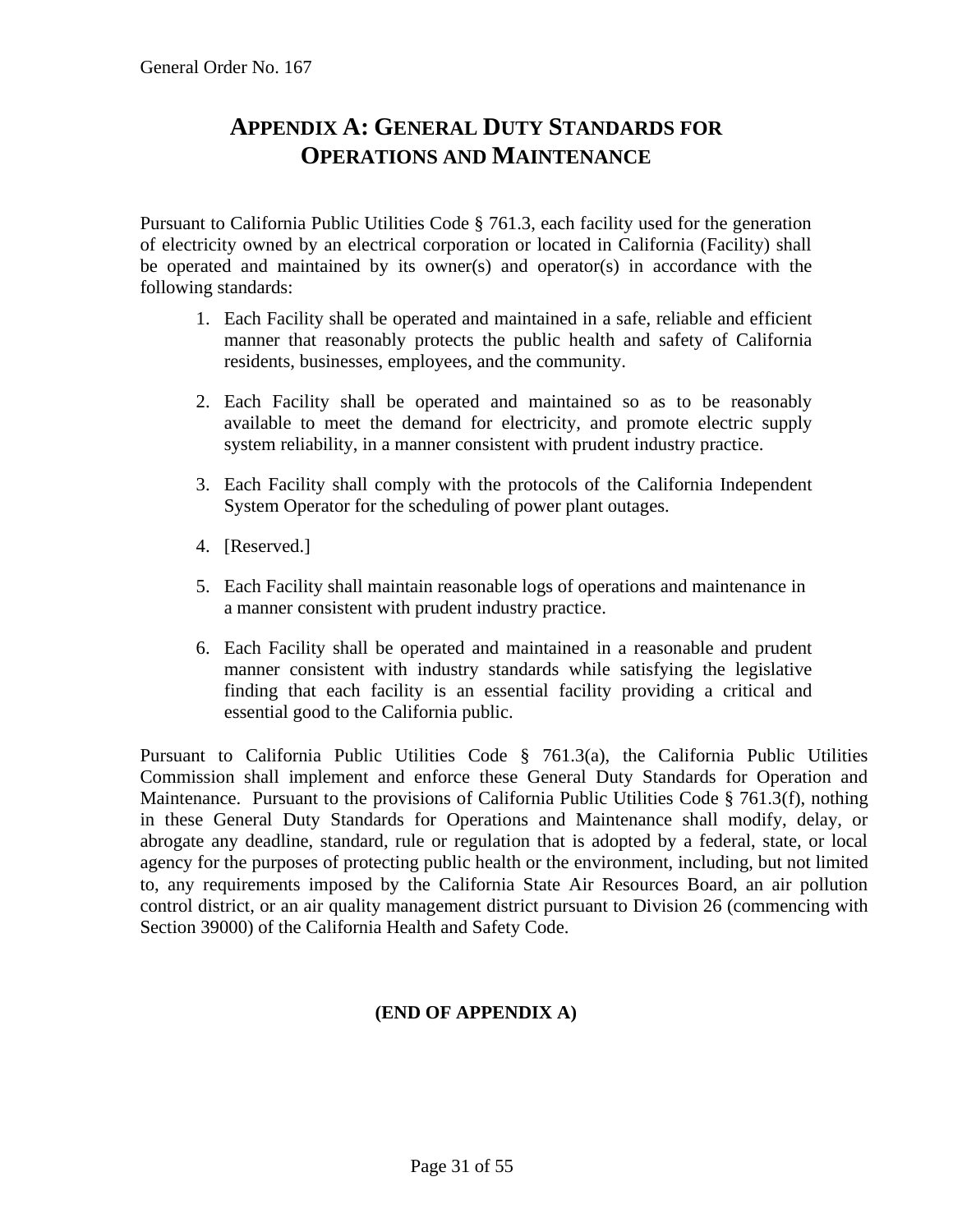# APPENDIX A: GENERAL DUTY STANDARDS FOR OPERATIONS AND MAINTENANCE

Pursuant to California Public Utilities Code § 761.3, each facility used for the generation of electricity owned by an electrical corporation or located in California (Facility) shall be operated and maintained by its owner(s) and operator(s) in accordance with the following standards:

1. Each Facility shall be operated and maintained in a safe, reliable and efficient manner that reasonably protects the public health and safety of California residents, businesses, employees, and the community.

2. Each Facility shall be operated and maintained so as to be reasonably available to meet the demand for electricity, and promote electric supply system reliability, in a manner consistent with prudent industry practice.

3. Each Facility shall comply with the protocols of the California Independent System Operator for the scheduling of power plant outages.

4. [Reserved.]

5. Each Facility shall maintain reasonable logs of operations and maintenance in a manner consistent with prudent industry practice.

6. Each Facility shall be operated and maintained in a reasonable and prudent manner consistent with industry standards while satisfying the legislative finding that each facility is an essential facility providing a critical and essential good to the California public.

Pursuant to California Public Utilities Code § 761.3(a), the California Public Utilities Commission shall implement and enforce these General Duty Standards for Operation and Maintenance. Pursuant to the provisions of California Public Utilities Code § 761.3(f), nothing in these General Duty Standards for Operations and Maintenance shall modify, delay, or abrogate any deadline, standard, rule or regulation that is adopted by a federal, state, or local agency for the purposes of protecting public health or the environment, including, but not limited to, any requirements imposed by the California State Air Resources Board, an air pollution control district, or an air quality management district pursuant to Division 26 (commencing with Section 39000) of the California Health and Safety Code.

**(END OF APPENDIX A)**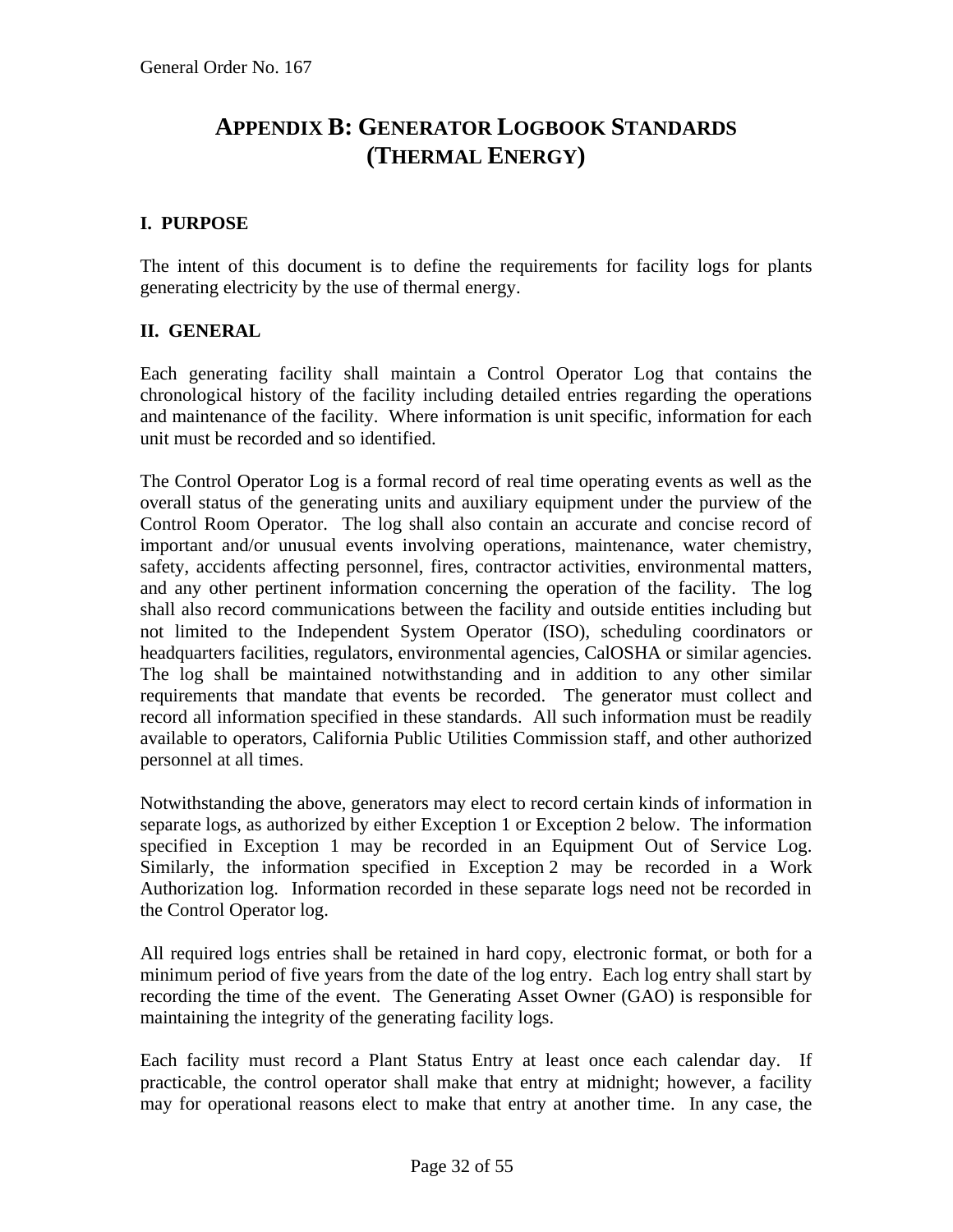# APPENDIX B: GENERATOR LOGBOOK STANDARDS (THERMAL ENERGY)

## I. PURPOSE

The intent of this document is to define the requirements for facility logs for plants generating electricity by the use of thermal energy.

## II. GENERAL

Each generating facility shall maintain a Control Operator Log that contains the chronological history of the facility including detailed entries regarding the operations and maintenance of the facility. Where information is unit specific, information for each unit must be recorded and so identified.

The Control Operator Log is a formal record of real time operating events as well as the overall status of the generating units and auxiliary equipment under the purview of the Control Room Operator. The log shall also contain an accurate and concise record of important and/or unusual events involving operations, maintenance, water chemistry, safety, accidents affecting personnel, fires, contractor activities, environmental matters, and any other pertinent information concerning the operation of the facility. The log shall also record communications between the facility and outside entities including but not limited to the Independent System Operator (ISO), scheduling coordinators or headquarters facilities, regulators, environmental agencies, CalOSHA or similar agencies. The log shall be maintained notwithstanding and in addition to any other similar requirements that mandate that events be recorded. The generator must collect and record all information specified in these standards. All such information must be readily available to operators, California Public Utilities Commission staff, and other authorized personnel at all times.

Notwithstanding the above, generators may elect to record certain kinds of information in separate logs, as authorized by either Exception 1 or Exception 2 below. The information specified in Exception 1 may be recorded in an Equipment Out of Service Log. Similarly, the information specified in Exception 2 may be recorded in a Work Authorization log. Information recorded in these separate logs need not be recorded in the Control Operator log.

All required logs entries shall be retained in hard copy, electronic format, or both for a minimum period of five years from the date of the log entry. Each log entry shall start by recording the time of the event. The Generating Asset Owner (GAO) is responsible for maintaining the integrity of the generating facility logs.

Each facility must record a Plant Status Entry at least once each calendar day. If practicable, the control operator shall make that entry at midnight; however, a facility may for operational reasons elect to make that entry at another time. In any case, the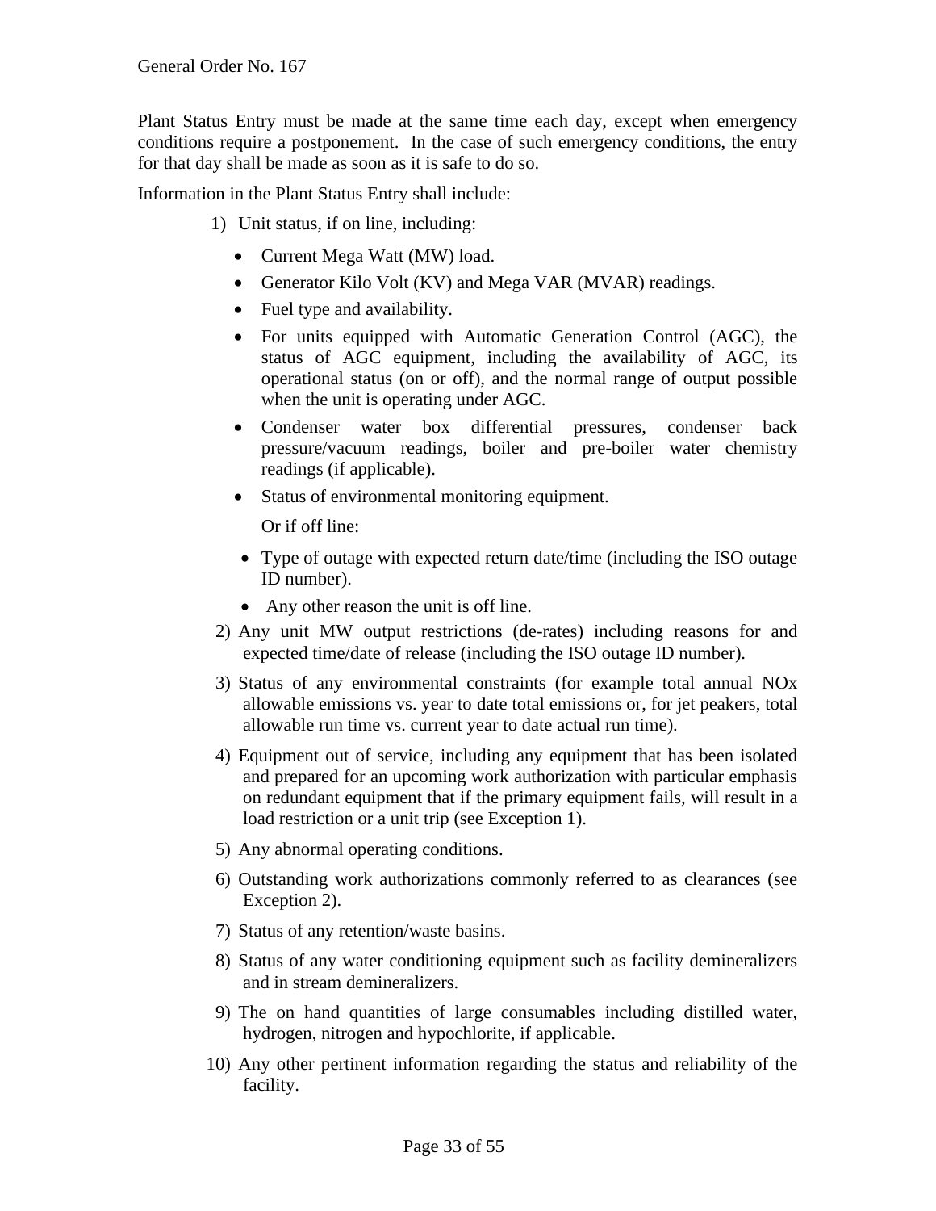Plant Status Entry must be made at the same time each day, except when emergency conditions require a postponement. In the case of such emergency conditions, the entry for that day shall be made as soon as it is safe to do so.

Information in the Plant Status Entry shall include:

1) Unit status, if on line, including:
   - Current Mega Watt (MW) load.
   - Generator Kilo Volt (KV) and Mega VAR (MVAR) readings.
   - Fuel type and availability.
   - For units equipped with Automatic Generation Control (AGC), the status of AGC equipment, including the availability of AGC, its operational status (on or off), and the normal range of output possible when the unit is operating under AGC.
   - Condenser water box differential pressures, condenser back pressure/vacuum readings, boiler and pre-boiler water chemistry readings (if applicable).
   - Status of environmental monitoring equipment.

   Or if off line:

   - Type of outage with expected return date/time (including the ISO outage ID number).
   - Any other reason the unit is off line.
2) Any unit MW output restrictions (de-rates) including reasons for and expected time/date of release (including the ISO outage ID number).
3) Status of any environmental constraints (for example total annual NOx allowable emissions vs. year to date total emissions or, for jet peakers, total allowable run time vs. current year to date actual run time).
4) Equipment out of service, including any equipment that has been isolated and prepared for an upcoming work authorization with particular emphasis on redundant equipment that if the primary equipment fails, will result in a load restriction or a unit trip (see Exception 1).
5) Any abnormal operating conditions.
6) Outstanding work authorizations commonly referred to as clearances (see Exception 2).
7) Status of any retention/waste basins.
8) Status of any water conditioning equipment such as facility demineralizers and in stream demineralizers.
9) The on hand quantities of large consumables including distilled water, hydrogen, nitrogen and hypochlorite, if applicable.
10) Any other pertinent information regarding the status and reliability of the facility.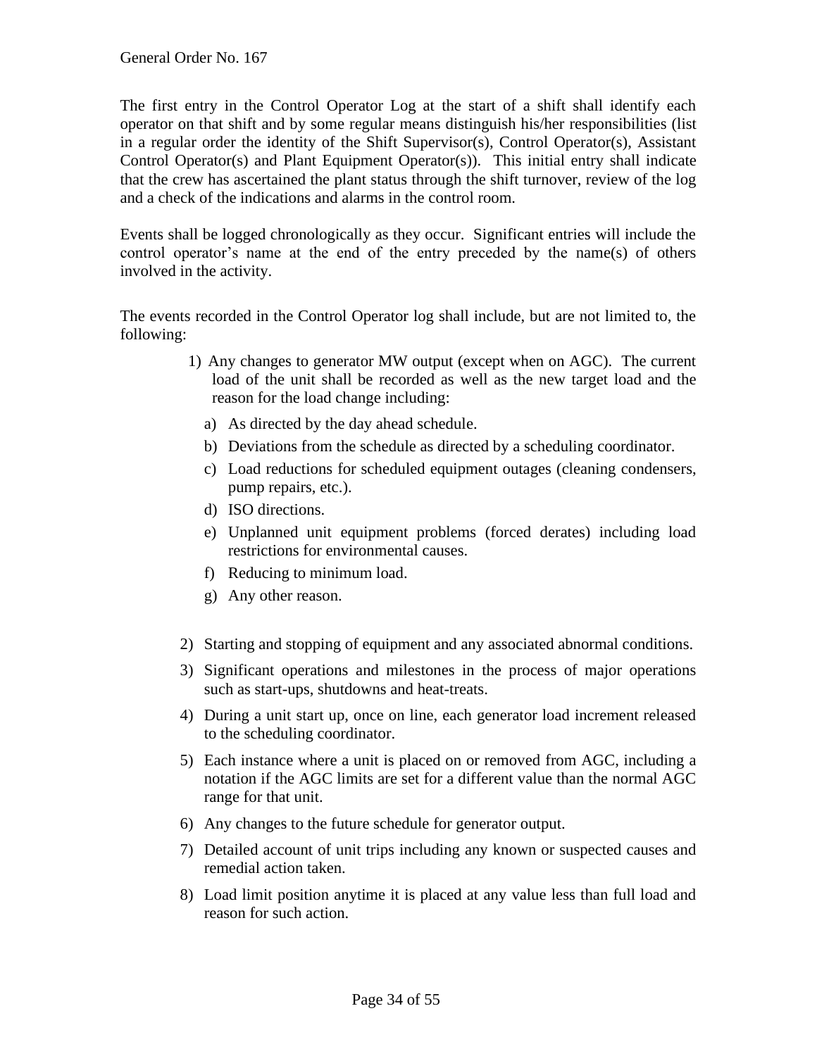The first entry in the Control Operator Log at the start of a shift shall identify each operator on that shift and by some regular means distinguish his/her responsibilities (list in a regular order the identity of the Shift Supervisor(s), Control Operator(s), Assistant Control Operator(s) and Plant Equipment Operator(s)). This initial entry shall indicate that the crew has ascertained the plant status through the shift turnover, review of the log and a check of the indications and alarms in the control room.

Events shall be logged chronologically as they occur. Significant entries will include the control operator's name at the end of the entry preceded by the name(s) of others involved in the activity.

The events recorded in the Control Operator log shall include, but are not limited to, the following:

1) Any changes to generator MW output (except when on AGC). The current load of the unit shall be recorded as well as the new target load and the reason for the load change including:
   a) As directed by the day ahead schedule.
   b) Deviations from the schedule as directed by a scheduling coordinator.
   c) Load reductions for scheduled equipment outages (cleaning condensers, pump repairs, etc.).
   d) ISO directions.
   e) Unplanned unit equipment problems (forced derates) including load restrictions for environmental causes.
   f) Reducing to minimum load.
   g) Any other reason.
2) Starting and stopping of equipment and any associated abnormal conditions.
3) Significant operations and milestones in the process of major operations such as start-ups, shutdowns and heat-treats.
4) During a unit start up, once on line, each generator load increment released to the scheduling coordinator.
5) Each instance where a unit is placed on or removed from AGC, including a notation if the AGC limits are set for a different value than the normal AGC range for that unit.
6) Any changes to the future schedule for generator output.
7) Detailed account of unit trips including any known or suspected causes and remedial action taken.
8) Load limit position anytime it is placed at any value less than full load and reason for such action.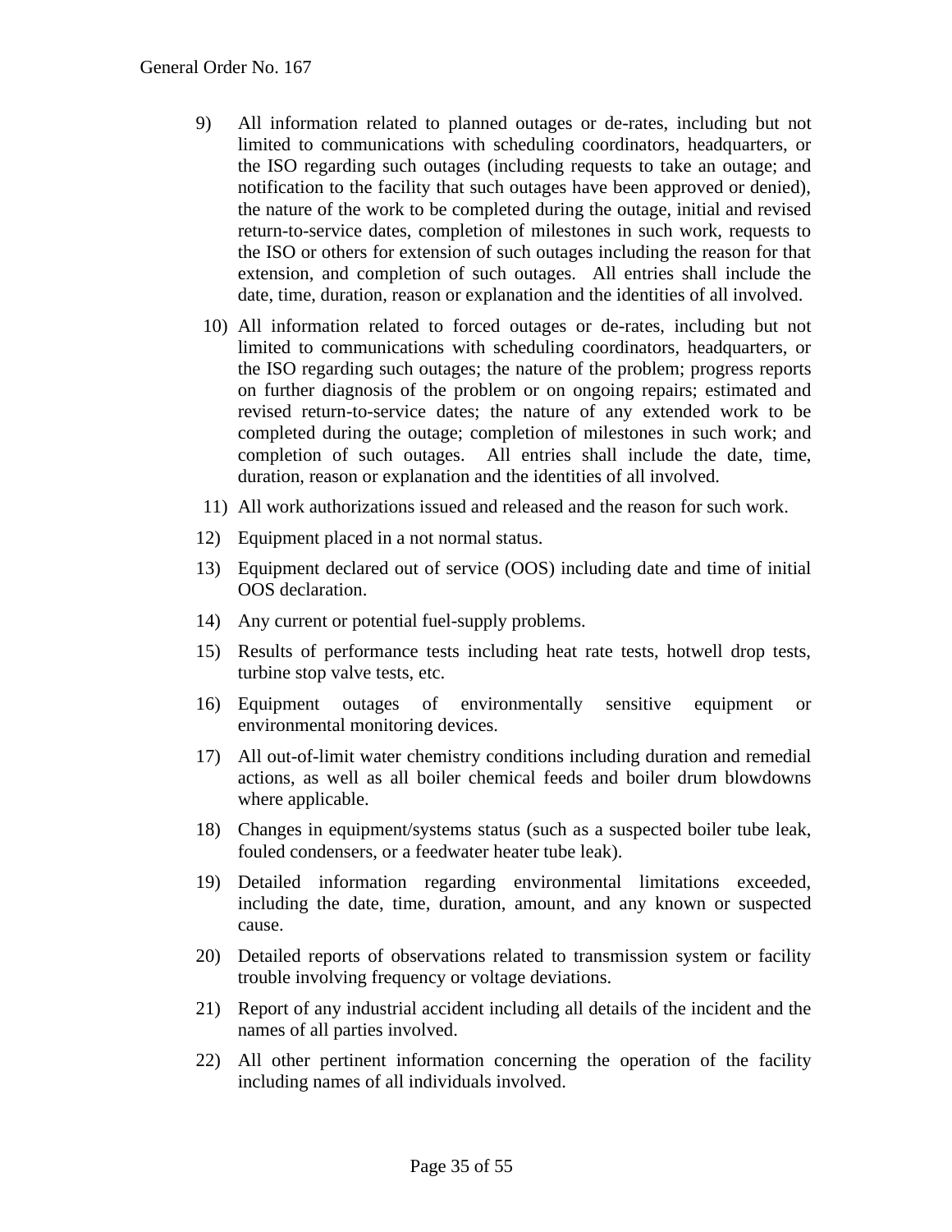9) All information related to planned outages or de-rates, including but not limited to communications with scheduling coordinators, headquarters, or the ISO regarding such outages (including requests to take an outage; and notification to the facility that such outages have been approved or denied), the nature of the work to be completed during the outage, initial and revised return-to-service dates, completion of milestones in such work, requests to the ISO or others for extension of such outages including the reason for that extension, and completion of such outages. All entries shall include the date, time, duration, reason or explanation and the identities of all involved.

10) All information related to forced outages or de-rates, including but not limited to communications with scheduling coordinators, headquarters, or the ISO regarding such outages; the nature of the problem; progress reports on further diagnosis of the problem or on ongoing repairs; estimated and revised return-to-service dates; the nature of any extended work to be completed during the outage; completion of milestones in such work; and completion of such outages. All entries shall include the date, time, duration, reason or explanation and the identities of all involved.

11) All work authorizations issued and released and the reason for such work.

12) Equipment placed in a not normal status.

13) Equipment declared out of service (OOS) including date and time of initial OOS declaration.

14) Any current or potential fuel-supply problems.

15) Results of performance tests including heat rate tests, hotwell drop tests, turbine stop valve tests, etc.

16) Equipment outages of environmentally sensitive equipment or environmental monitoring devices.

17) All out-of-limit water chemistry conditions including duration and remedial actions, as well as all boiler chemical feeds and boiler drum blowdowns where applicable.

18) Changes in equipment/systems status (such as a suspected boiler tube leak, fouled condensers, or a feedwater heater tube leak).

19) Detailed information regarding environmental limitations exceeded, including the date, time, duration, amount, and any known or suspected cause.

20) Detailed reports of observations related to transmission system or facility trouble involving frequency or voltage deviations.

21) Report of any industrial accident including all details of the incident and the names of all parties involved.

22) All other pertinent information concerning the operation of the facility including names of all individuals involved.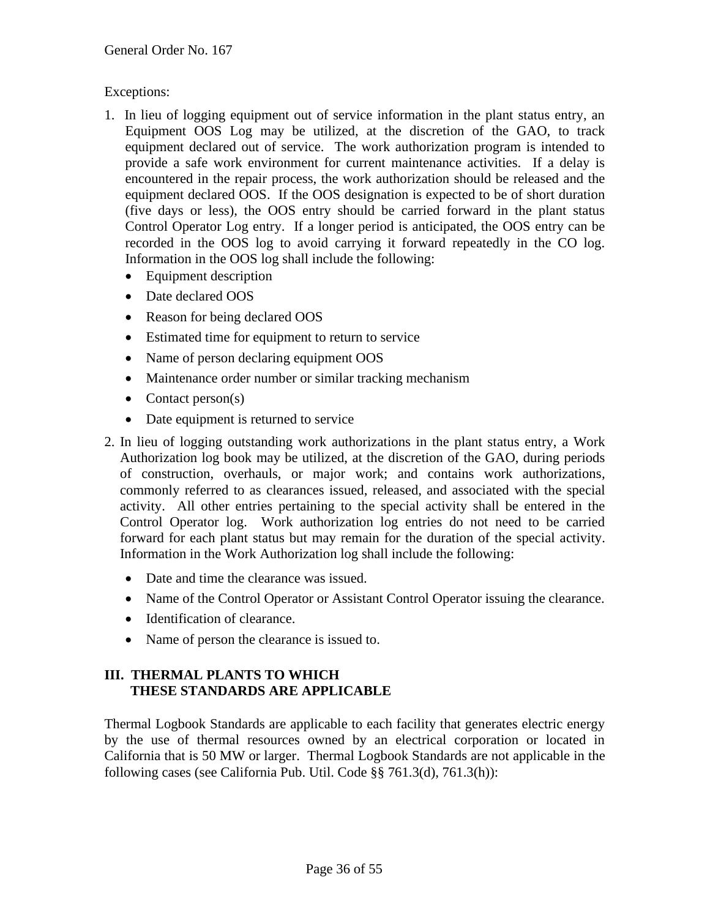Exceptions:

1. In lieu of logging equipment out of service information in the plant status entry, an Equipment OOS Log may be utilized, at the discretion of the GAO, to track equipment declared out of service. The work authorization program is intended to provide a safe work environment for current maintenance activities. If a delay is encountered in the repair process, the work authorization should be released and the equipment declared OOS. If the OOS designation is expected to be of short duration (five days or less), the OOS entry should be carried forward in the plant status Control Operator Log entry. If a longer period is anticipated, the OOS entry can be recorded in the OOS log to avoid carrying it forward repeatedly in the CO log. Information in the OOS log shall include the following:
   - Equipment description
   - Date declared OOS
   - Reason for being declared OOS
   - Estimated time for equipment to return to service
   - Name of person declaring equipment OOS
   - Maintenance order number or similar tracking mechanism
   - Contact person(s)
   - Date equipment is returned to service
2. In lieu of logging outstanding work authorizations in the plant status entry, a Work Authorization log book may be utilized, at the discretion of the GAO, during periods of construction, overhauls, or major work; and contains work authorizations, commonly referred to as clearances issued, released, and associated with the special activity. All other entries pertaining to the special activity shall be entered in the Control Operator log. Work authorization log entries do not need to be carried forward for each plant status but may remain for the duration of the special activity. Information in the Work Authorization log shall include the following:
   - Date and time the clearance was issued.
   - Name of the Control Operator or Assistant Control Operator issuing the clearance.
   - Identification of clearance.
   - Name of person the clearance is issued to.

## III. THERMAL PLANTS TO WHICH THESE STANDARDS ARE APPLICABLE

Thermal Logbook Standards are applicable to each facility that generates electric energy by the use of thermal resources owned by an electrical corporation or located in California that is 50 MW or larger. Thermal Logbook Standards are not applicable in the following cases (see California Pub. Util. Code §§ 761.3(d), 761.3(h)):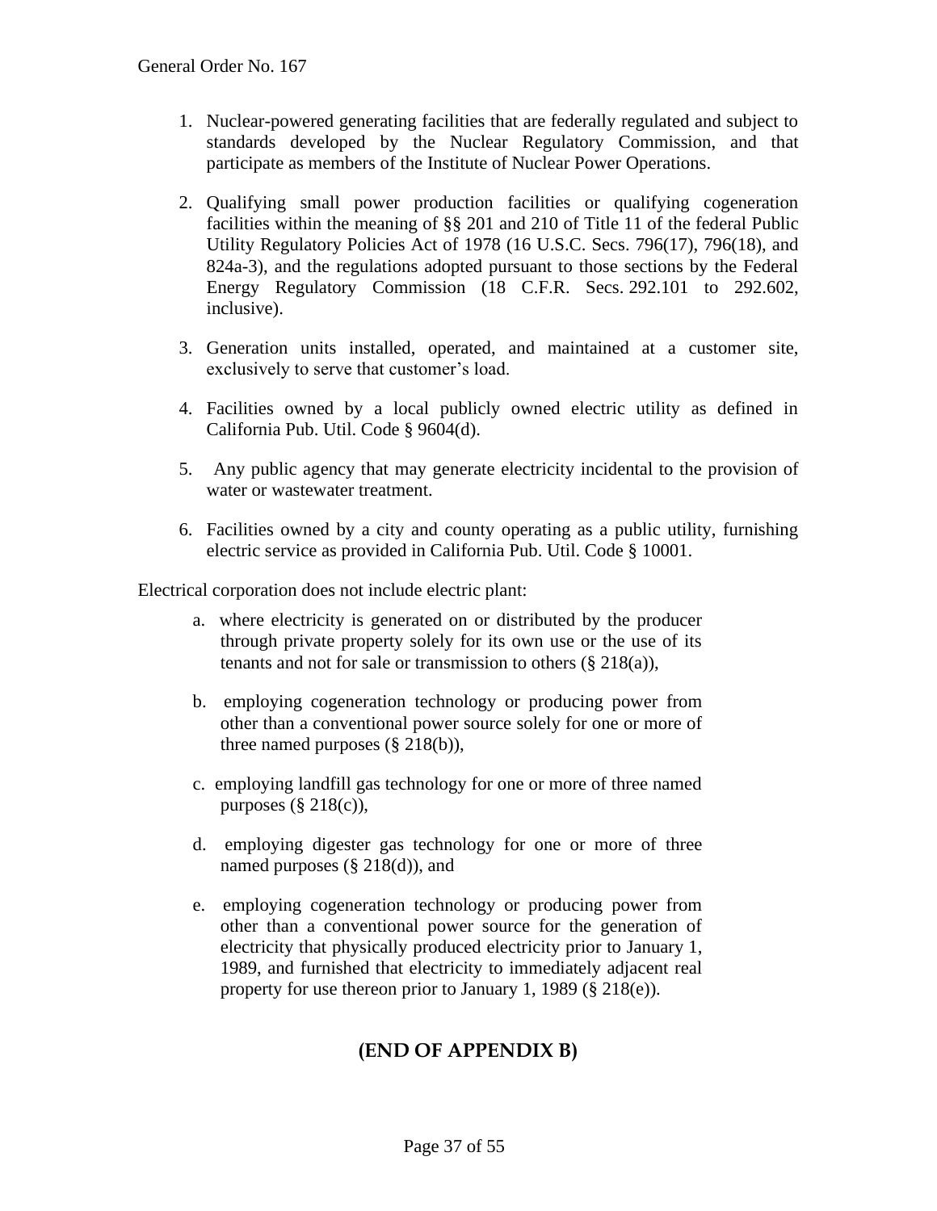1. Nuclear-powered generating facilities that are federally regulated and subject to standards developed by the Nuclear Regulatory Commission, and that participate as members of the Institute of Nuclear Power Operations.

2. Qualifying small power production facilities or qualifying cogeneration facilities within the meaning of §§ 201 and 210 of Title 11 of the federal Public Utility Regulatory Policies Act of 1978 (16 U.S.C. Secs. 796(17), 796(18), and 824a-3), and the regulations adopted pursuant to those sections by the Federal Energy Regulatory Commission (18 C.F.R. Secs. 292.101 to 292.602, inclusive).

3. Generation units installed, operated, and maintained at a customer site, exclusively to serve that customer's load.

4. Facilities owned by a local publicly owned electric utility as defined in California Pub. Util. Code § 9604(d).

5. Any public agency that may generate electricity incidental to the provision of water or wastewater treatment.

6. Facilities owned by a city and county operating as a public utility, furnishing electric service as provided in California Pub. Util. Code § 10001.

Electrical corporation does not include electric plant:

a. where electricity is generated on or distributed by the producer through private property solely for its own use or the use of its tenants and not for sale or transmission to others (§ 218(a)),

b. employing cogeneration technology or producing power from other than a conventional power source solely for one or more of three named purposes (§ 218(b)),

c. employing landfill gas technology for one or more of three named purposes (§ 218(c)),

d. employing digester gas technology for one or more of three named purposes (§ 218(d)), and

e. employing cogeneration technology or producing power from other than a conventional power source for the generation of electricity that physically produced electricity prior to January 1, 1989, and furnished that electricity to immediately adjacent real property for use thereon prior to January 1, 1989 (§ 218(e)).

**(END OF APPENDIX B)**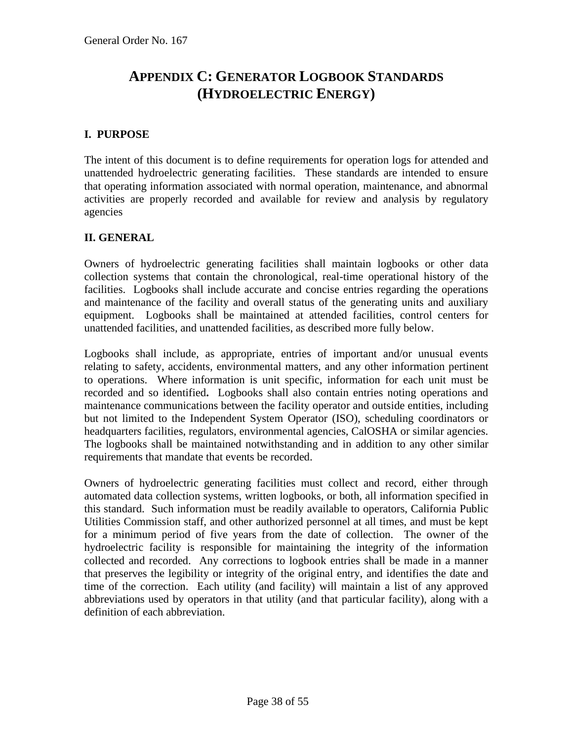# APPENDIX C: GENERATOR LOGBOOK STANDARDS (HYDROELECTRIC ENERGY)

## I. PURPOSE

The intent of this document is to define requirements for operation logs for attended and unattended hydroelectric generating facilities. These standards are intended to ensure that operating information associated with normal operation, maintenance, and abnormal activities are properly recorded and available for review and analysis by regulatory agencies

## II. GENERAL

Owners of hydroelectric generating facilities shall maintain logbooks or other data collection systems that contain the chronological, real-time operational history of the facilities. Logbooks shall include accurate and concise entries regarding the operations and maintenance of the facility and overall status of the generating units and auxiliary equipment. Logbooks shall be maintained at attended facilities, control centers for unattended facilities, and unattended facilities, as described more fully below.

Logbooks shall include, as appropriate, entries of important and/or unusual events relating to safety, accidents, environmental matters, and any other information pertinent to operations. Where information is unit specific, information for each unit must be recorded and so identified**.** Logbooks shall also contain entries noting operations and maintenance communications between the facility operator and outside entities, including but not limited to the Independent System Operator (ISO), scheduling coordinators or headquarters facilities, regulators, environmental agencies, CalOSHA or similar agencies. The logbooks shall be maintained notwithstanding and in addition to any other similar requirements that mandate that events be recorded.

Owners of hydroelectric generating facilities must collect and record, either through automated data collection systems, written logbooks, or both, all information specified in this standard. Such information must be readily available to operators, California Public Utilities Commission staff, and other authorized personnel at all times, and must be kept for a minimum period of five years from the date of collection. The owner of the hydroelectric facility is responsible for maintaining the integrity of the information collected and recorded. Any corrections to logbook entries shall be made in a manner that preserves the legibility or integrity of the original entry, and identifies the date and time of the correction. Each utility (and facility) will maintain a list of any approved abbreviations used by operators in that utility (and that particular facility), along with a definition of each abbreviation.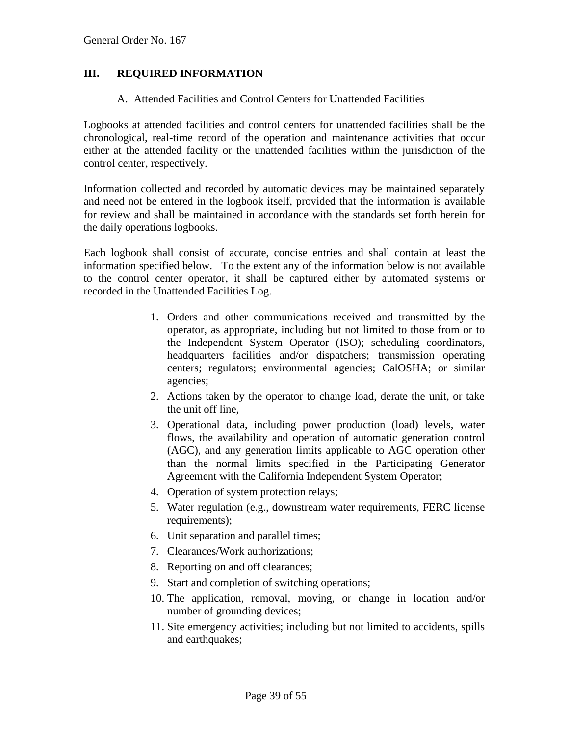## III. REQUIRED INFORMATION

### A. Attended Facilities and Control Centers for Unattended Facilities

Logbooks at attended facilities and control centers for unattended facilities shall be the chronological, real-time record of the operation and maintenance activities that occur either at the attended facility or the unattended facilities within the jurisdiction of the control center, respectively.

Information collected and recorded by automatic devices may be maintained separately and need not be entered in the logbook itself, provided that the information is available for review and shall be maintained in accordance with the standards set forth herein for the daily operations logbooks.

Each logbook shall consist of accurate, concise entries and shall contain at least the information specified below. To the extent any of the information below is not available to the control center operator, it shall be captured either by automated systems or recorded in the Unattended Facilities Log.

1. Orders and other communications received and transmitted by the operator, as appropriate, including but not limited to those from or to the Independent System Operator (ISO); scheduling coordinators, headquarters facilities and/or dispatchers; transmission operating centers; regulators; environmental agencies; CalOSHA; or similar agencies;
2. Actions taken by the operator to change load, derate the unit, or take the unit off line,
3. Operational data, including power production (load) levels, water flows, the availability and operation of automatic generation control (AGC), and any generation limits applicable to AGC operation other than the normal limits specified in the Participating Generator Agreement with the California Independent System Operator;
4. Operation of system protection relays;
5. Water regulation (e.g., downstream water requirements, FERC license requirements);
6. Unit separation and parallel times;
7. Clearances/Work authorizations;
8. Reporting on and off clearances;
9. Start and completion of switching operations;
10. The application, removal, moving, or change in location and/or number of grounding devices;
11. Site emergency activities; including but not limited to accidents, spills and earthquakes;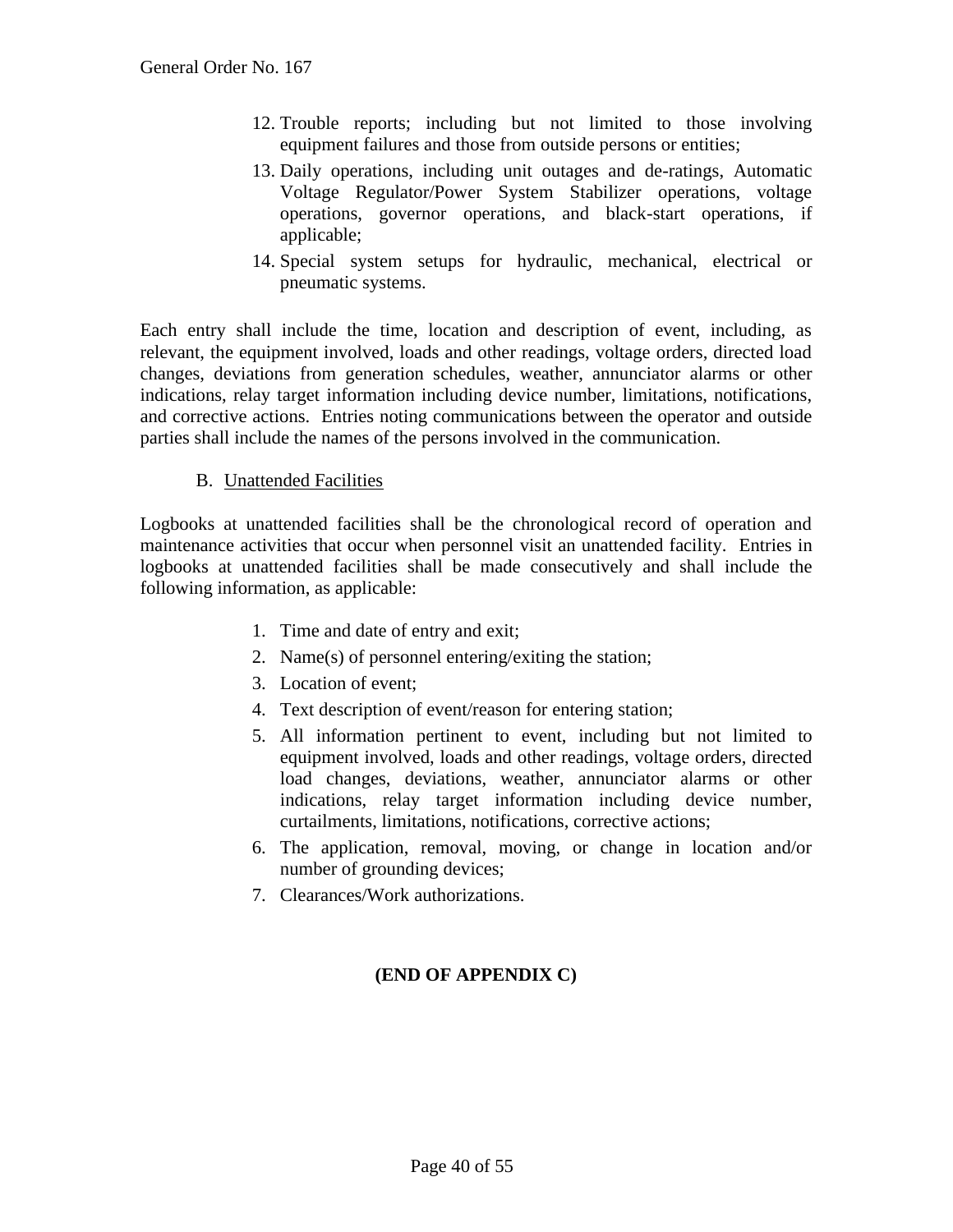12. Trouble reports; including but not limited to those involving equipment failures and those from outside persons or entities;
13. Daily operations, including unit outages and de-ratings, Automatic Voltage Regulator/Power System Stabilizer operations, voltage operations, governor operations, and black-start operations, if applicable;
14. Special system setups for hydraulic, mechanical, electrical or pneumatic systems.

Each entry shall include the time, location and description of event, including, as relevant, the equipment involved, loads and other readings, voltage orders, directed load changes, deviations from generation schedules, weather, annunciator alarms or other indications, relay target information including device number, limitations, notifications, and corrective actions. Entries noting communications between the operator and outside parties shall include the names of the persons involved in the communication.

B. Unattended Facilities

Logbooks at unattended facilities shall be the chronological record of operation and maintenance activities that occur when personnel visit an unattended facility. Entries in logbooks at unattended facilities shall be made consecutively and shall include the following information, as applicable:

1. Time and date of entry and exit;
2. Name(s) of personnel entering/exiting the station;
3. Location of event;
4. Text description of event/reason for entering station;
5. All information pertinent to event, including but not limited to equipment involved, loads and other readings, voltage orders, directed load changes, deviations, weather, annunciator alarms or other indications, relay target information including device number, curtailments, limitations, notifications, corrective actions;
6. The application, removal, moving, or change in location and/or number of grounding devices;
7. Clearances/Work authorizations.

**(END OF APPENDIX C)**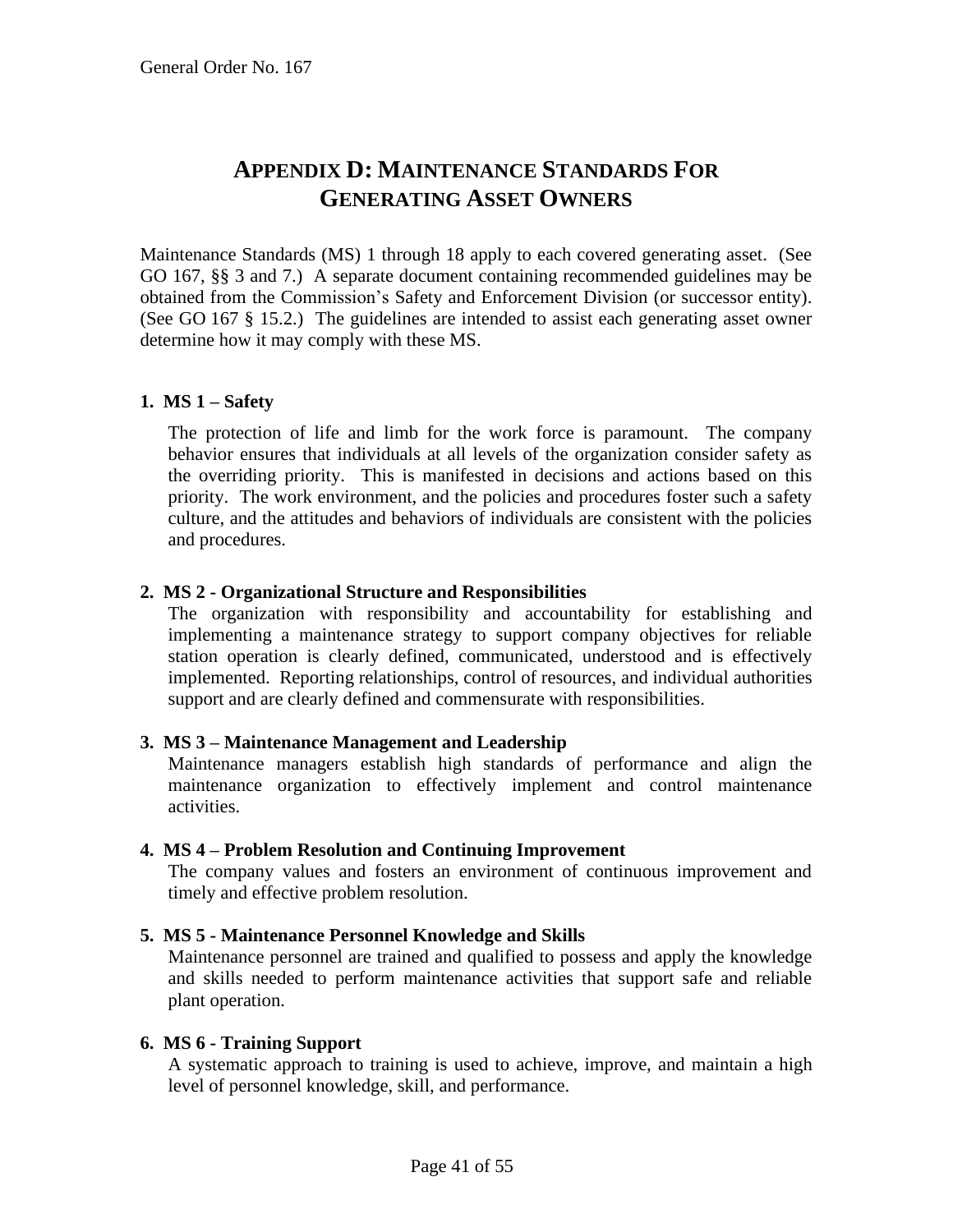# APPENDIX D: MAINTENANCE STANDARDS FOR GENERATING ASSET OWNERS

Maintenance Standards (MS) 1 through 18 apply to each covered generating asset. (See GO 167, §§ 3 and 7.) A separate document containing recommended guidelines may be obtained from the Commission's Safety and Enforcement Division (or successor entity). (See GO 167 § 15.2.) The guidelines are intended to assist each generating asset owner determine how it may comply with these MS.

**1. MS 1 – Safety**

The protection of life and limb for the work force is paramount. The company behavior ensures that individuals at all levels of the organization consider safety as the overriding priority. This is manifested in decisions and actions based on this priority. The work environment, and the policies and procedures foster such a safety culture, and the attitudes and behaviors of individuals are consistent with the policies and procedures.

**2. MS 2 - Organizational Structure and Responsibilities**

The organization with responsibility and accountability for establishing and implementing a maintenance strategy to support company objectives for reliable station operation is clearly defined, communicated, understood and is effectively implemented. Reporting relationships, control of resources, and individual authorities support and are clearly defined and commensurate with responsibilities.

**3. MS 3 – Maintenance Management and Leadership**

Maintenance managers establish high standards of performance and align the maintenance organization to effectively implement and control maintenance activities.

**4. MS 4 – Problem Resolution and Continuing Improvement**

The company values and fosters an environment of continuous improvement and timely and effective problem resolution.

**5. MS 5 - Maintenance Personnel Knowledge and Skills**

Maintenance personnel are trained and qualified to possess and apply the knowledge and skills needed to perform maintenance activities that support safe and reliable plant operation.

**6. MS 6 - Training Support**

A systematic approach to training is used to achieve, improve, and maintain a high level of personnel knowledge, skill, and performance.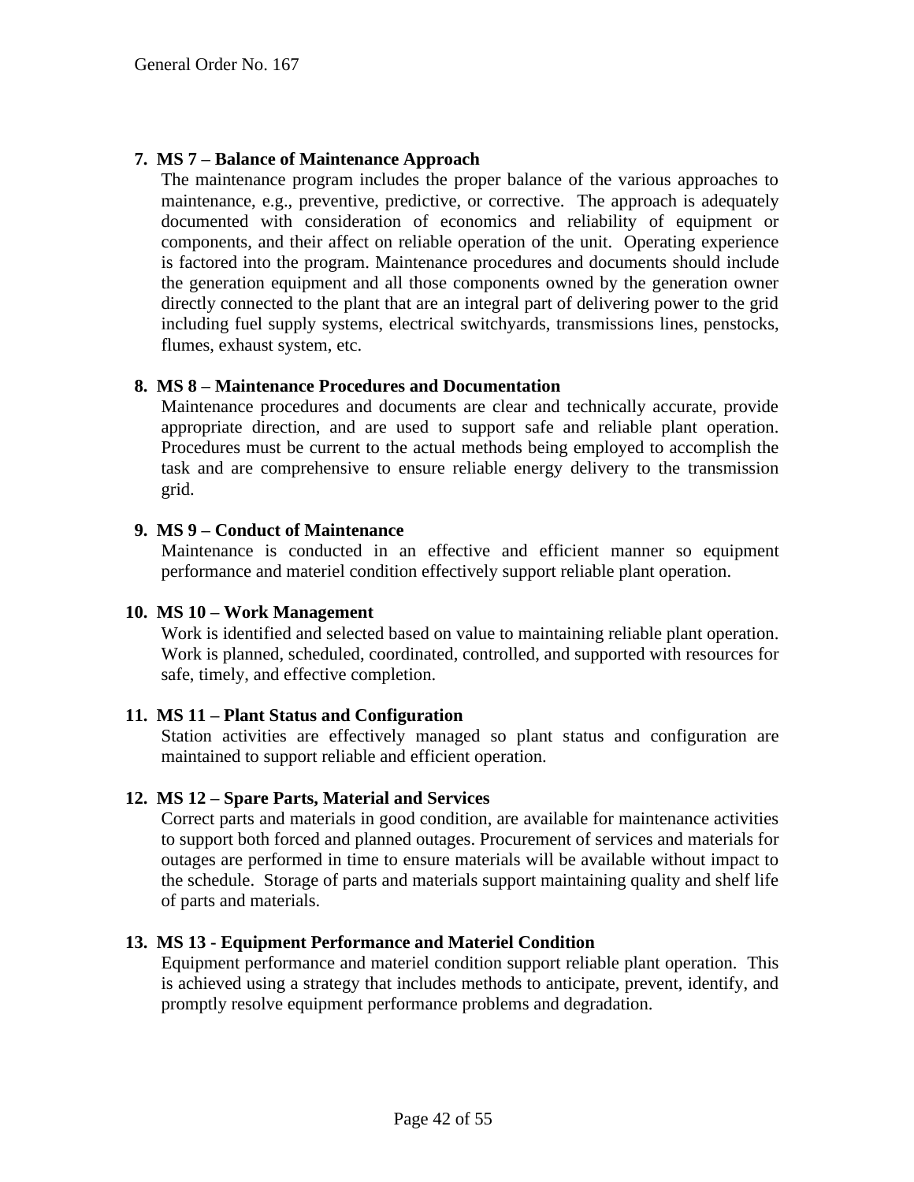7. **MS 7 – Balance of Maintenance Approach**
   The maintenance program includes the proper balance of the various approaches to maintenance, e.g., preventive, predictive, or corrective. The approach is adequately documented with consideration of economics and reliability of equipment or components, and their affect on reliable operation of the unit. Operating experience is factored into the program. Maintenance procedures and documents should include the generation equipment and all those components owned by the generation owner directly connected to the plant that are an integral part of delivering power to the grid including fuel supply systems, electrical switchyards, transmissions lines, penstocks, flumes, exhaust system, etc.

8. **MS 8 – Maintenance Procedures and Documentation**
   Maintenance procedures and documents are clear and technically accurate, provide appropriate direction, and are used to support safe and reliable plant operation. Procedures must be current to the actual methods being employed to accomplish the task and are comprehensive to ensure reliable energy delivery to the transmission grid.

9. **MS 9 – Conduct of Maintenance**
   Maintenance is conducted in an effective and efficient manner so equipment performance and materiel condition effectively support reliable plant operation.

10. **MS 10 – Work Management**
    Work is identified and selected based on value to maintaining reliable plant operation. Work is planned, scheduled, coordinated, controlled, and supported with resources for safe, timely, and effective completion.

11. **MS 11 – Plant Status and Configuration**
    Station activities are effectively managed so plant status and configuration are maintained to support reliable and efficient operation.

12. **MS 12 – Spare Parts, Material and Services**
    Correct parts and materials in good condition, are available for maintenance activities to support both forced and planned outages. Procurement of services and materials for outages are performed in time to ensure materials will be available without impact to the schedule. Storage of parts and materials support maintaining quality and shelf life of parts and materials.

13. **MS 13 - Equipment Performance and Materiel Condition**
    Equipment performance and materiel condition support reliable plant operation. This is achieved using a strategy that includes methods to anticipate, prevent, identify, and promptly resolve equipment performance problems and degradation.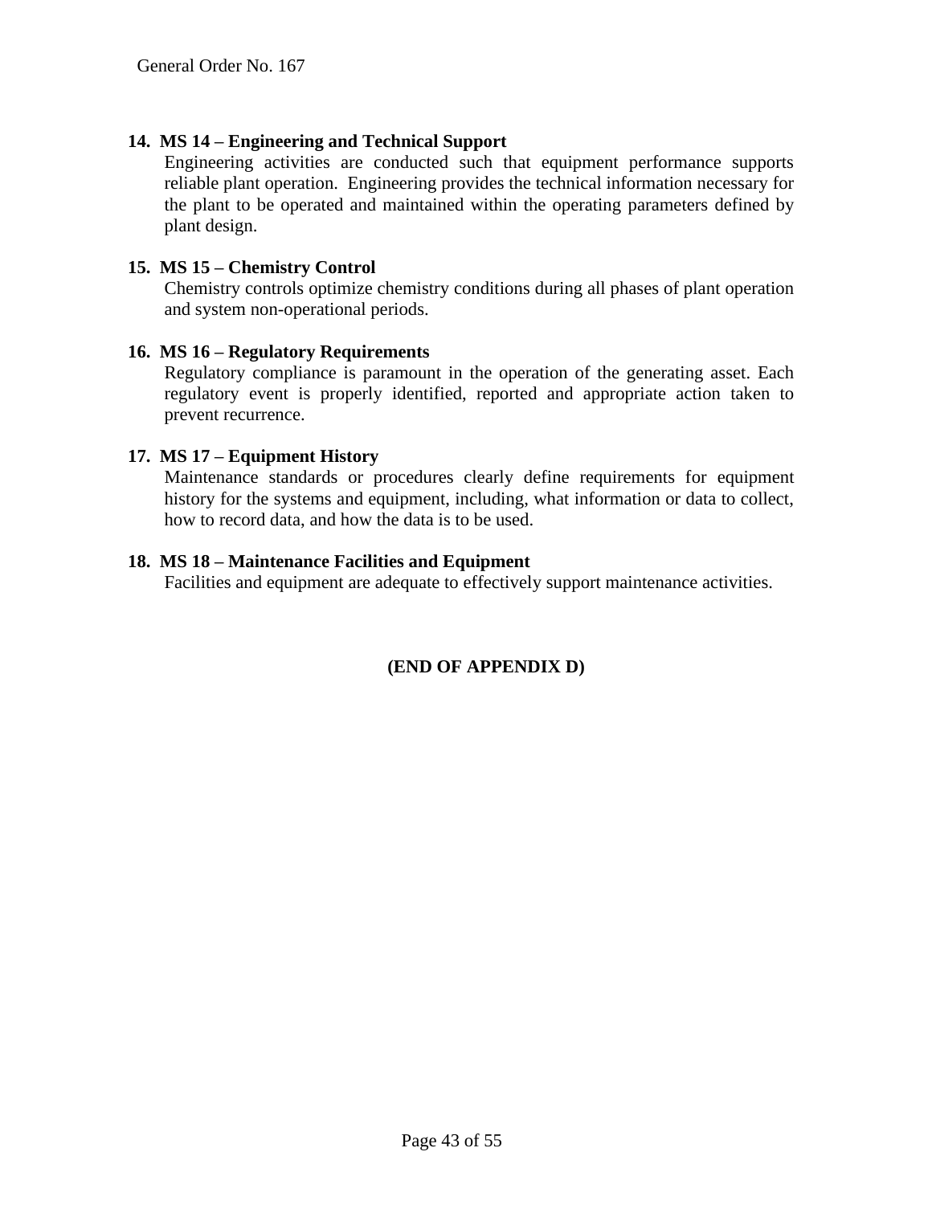**14. MS 14 – Engineering and Technical Support**

Engineering activities are conducted such that equipment performance supports reliable plant operation. Engineering provides the technical information necessary for the plant to be operated and maintained within the operating parameters defined by plant design.

**15. MS 15 – Chemistry Control**

Chemistry controls optimize chemistry conditions during all phases of plant operation and system non-operational periods.

**16. MS 16 – Regulatory Requirements**

Regulatory compliance is paramount in the operation of the generating asset. Each regulatory event is properly identified, reported and appropriate action taken to prevent recurrence.

**17. MS 17 – Equipment History**

Maintenance standards or procedures clearly define requirements for equipment history for the systems and equipment, including, what information or data to collect, how to record data, and how the data is to be used.

**18. MS 18 – Maintenance Facilities and Equipment**

Facilities and equipment are adequate to effectively support maintenance activities.

**(END OF APPENDIX D)**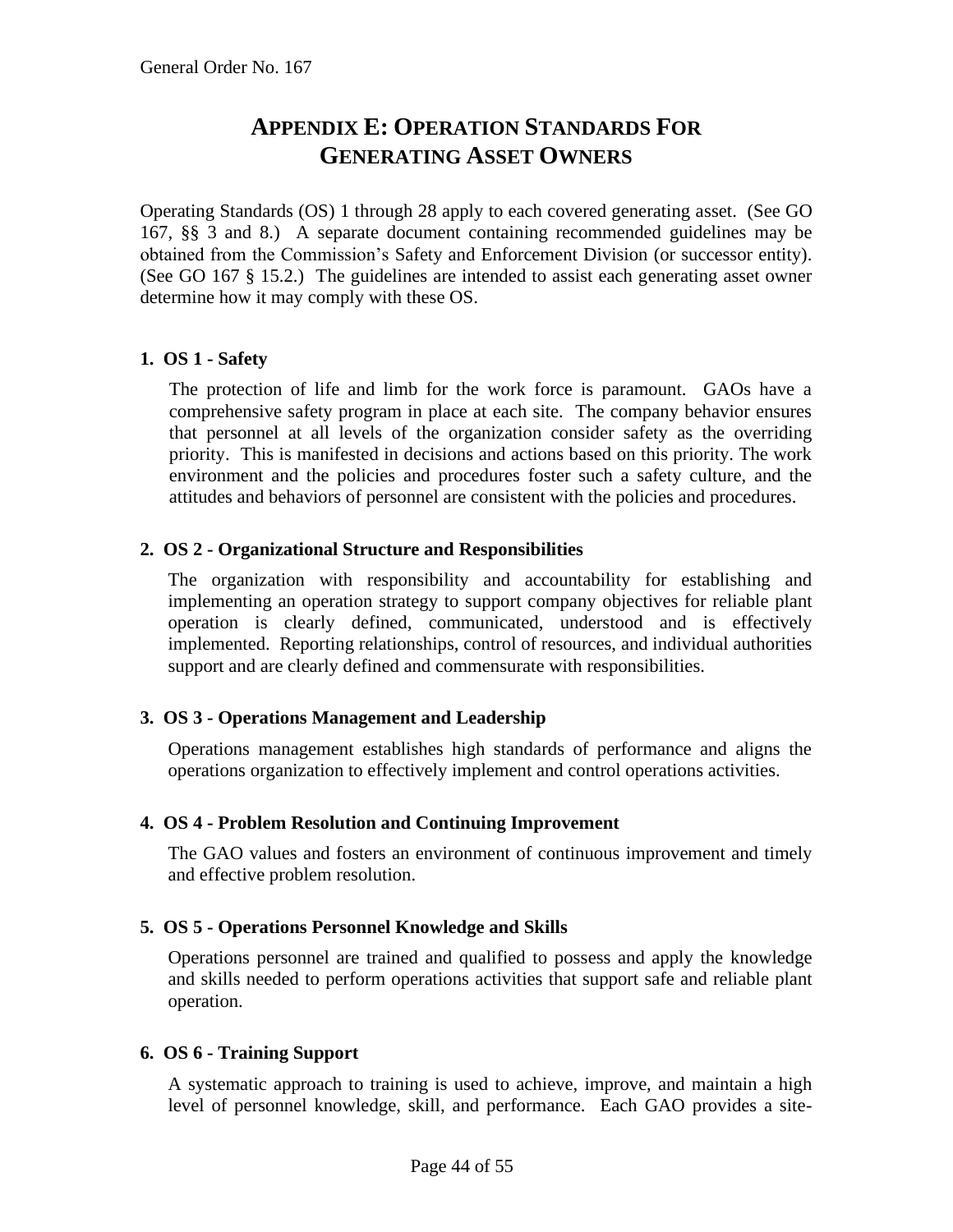# APPENDIX E: OPERATION STANDARDS FOR GENERATING ASSET OWNERS

Operating Standards (OS) 1 through 28 apply to each covered generating asset. (See GO 167, §§ 3 and 8.) A separate document containing recommended guidelines may be obtained from the Commission's Safety and Enforcement Division (or successor entity). (See GO 167 § 15.2.) The guidelines are intended to assist each generating asset owner determine how it may comply with these OS.

**1. OS 1 - Safety**

The protection of life and limb for the work force is paramount. GAOs have a comprehensive safety program in place at each site. The company behavior ensures that personnel at all levels of the organization consider safety as the overriding priority. This is manifested in decisions and actions based on this priority. The work environment and the policies and procedures foster such a safety culture, and the attitudes and behaviors of personnel are consistent with the policies and procedures.

**2. OS 2 - Organizational Structure and Responsibilities**

The organization with responsibility and accountability for establishing and implementing an operation strategy to support company objectives for reliable plant operation is clearly defined, communicated, understood and is effectively implemented. Reporting relationships, control of resources, and individual authorities support and are clearly defined and commensurate with responsibilities.

**3. OS 3 - Operations Management and Leadership**

Operations management establishes high standards of performance and aligns the operations organization to effectively implement and control operations activities.

**4. OS 4 - Problem Resolution and Continuing Improvement**

The GAO values and fosters an environment of continuous improvement and timely and effective problem resolution.

**5. OS 5 - Operations Personnel Knowledge and Skills**

Operations personnel are trained and qualified to possess and apply the knowledge and skills needed to perform operations activities that support safe and reliable plant operation.

**6. OS 6 - Training Support**

A systematic approach to training is used to achieve, improve, and maintain a high level of personnel knowledge, skill, and performance. Each GAO provides a site-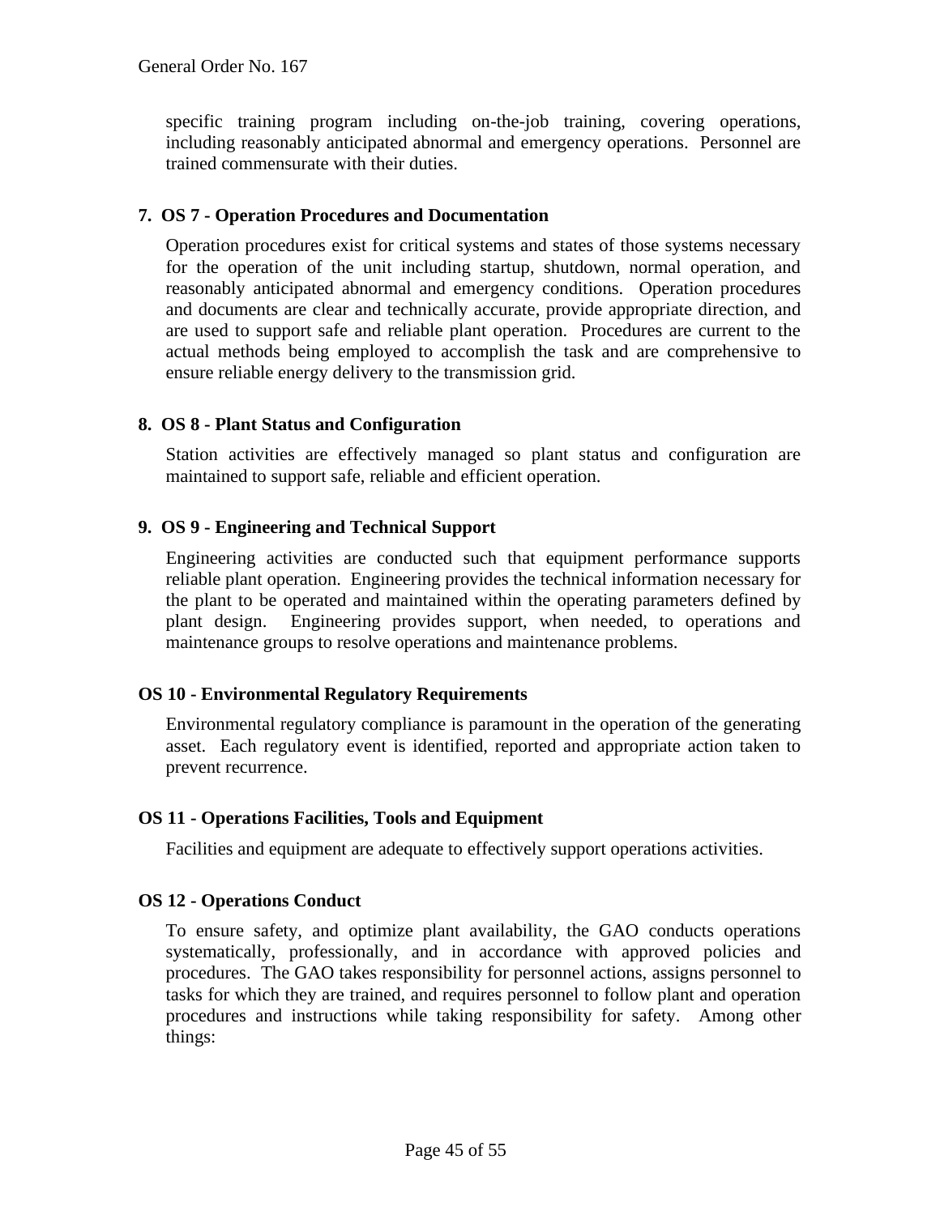specific training program including on-the-job training, covering operations, including reasonably anticipated abnormal and emergency operations. Personnel are trained commensurate with their duties.

**7. OS 7 - Operation Procedures and Documentation**

Operation procedures exist for critical systems and states of those systems necessary for the operation of the unit including startup, shutdown, normal operation, and reasonably anticipated abnormal and emergency conditions. Operation procedures and documents are clear and technically accurate, provide appropriate direction, and are used to support safe and reliable plant operation. Procedures are current to the actual methods being employed to accomplish the task and are comprehensive to ensure reliable energy delivery to the transmission grid.

**8. OS 8 - Plant Status and Configuration**

Station activities are effectively managed so plant status and configuration are maintained to support safe, reliable and efficient operation.

**9. OS 9 - Engineering and Technical Support**

Engineering activities are conducted such that equipment performance supports reliable plant operation. Engineering provides the technical information necessary for the plant to be operated and maintained within the operating parameters defined by plant design. Engineering provides support, when needed, to operations and maintenance groups to resolve operations and maintenance problems.

**OS 10 - Environmental Regulatory Requirements**

Environmental regulatory compliance is paramount in the operation of the generating asset. Each regulatory event is identified, reported and appropriate action taken to prevent recurrence.

**OS 11 - Operations Facilities, Tools and Equipment**

Facilities and equipment are adequate to effectively support operations activities.

**OS 12 - Operations Conduct**

To ensure safety, and optimize plant availability, the GAO conducts operations systematically, professionally, and in accordance with approved policies and procedures. The GAO takes responsibility for personnel actions, assigns personnel to tasks for which they are trained, and requires personnel to follow plant and operation procedures and instructions while taking responsibility for safety. Among other things: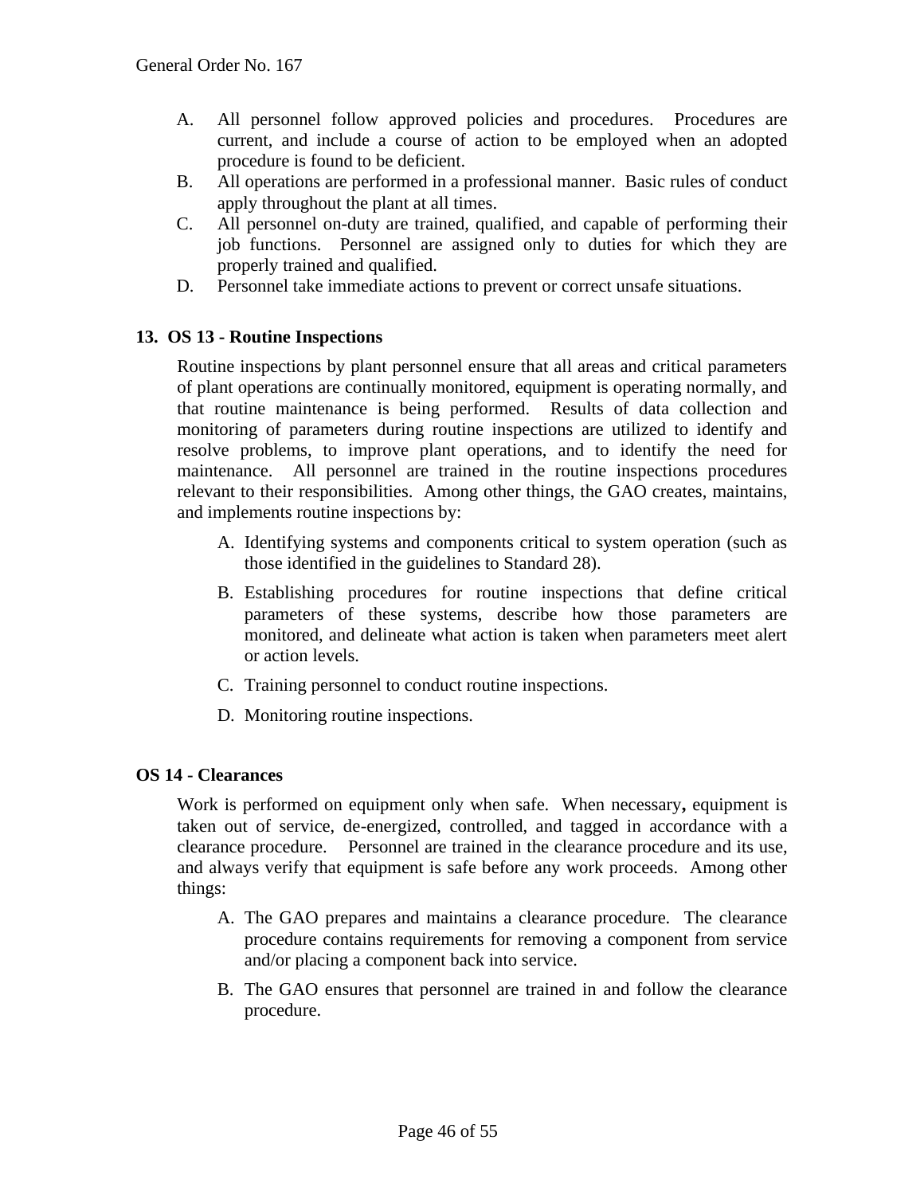A. All personnel follow approved policies and procedures. Procedures are current, and include a course of action to be employed when an adopted procedure is found to be deficient.
B. All operations are performed in a professional manner. Basic rules of conduct apply throughout the plant at all times.
C. All personnel on-duty are trained, qualified, and capable of performing their job functions. Personnel are assigned only to duties for which they are properly trained and qualified.
D. Personnel take immediate actions to prevent or correct unsafe situations.

**13. OS 13 - Routine Inspections**

Routine inspections by plant personnel ensure that all areas and critical parameters of plant operations are continually monitored, equipment is operating normally, and that routine maintenance is being performed. Results of data collection and monitoring of parameters during routine inspections are utilized to identify and resolve problems, to improve plant operations, and to identify the need for maintenance. All personnel are trained in the routine inspections procedures relevant to their responsibilities. Among other things, the GAO creates, maintains, and implements routine inspections by:

A. Identifying systems and components critical to system operation (such as those identified in the guidelines to Standard 28).

B. Establishing procedures for routine inspections that define critical parameters of these systems, describe how those parameters are monitored, and delineate what action is taken when parameters meet alert or action levels.

C. Training personnel to conduct routine inspections.

D. Monitoring routine inspections.

**OS 14 - Clearances**

Work is performed on equipment only when safe. When necessary**,** equipment is taken out of service, de-energized, controlled, and tagged in accordance with a clearance procedure. Personnel are trained in the clearance procedure and its use, and always verify that equipment is safe before any work proceeds. Among other things:

A. The GAO prepares and maintains a clearance procedure. The clearance procedure contains requirements for removing a component from service and/or placing a component back into service.

B. The GAO ensures that personnel are trained in and follow the clearance procedure.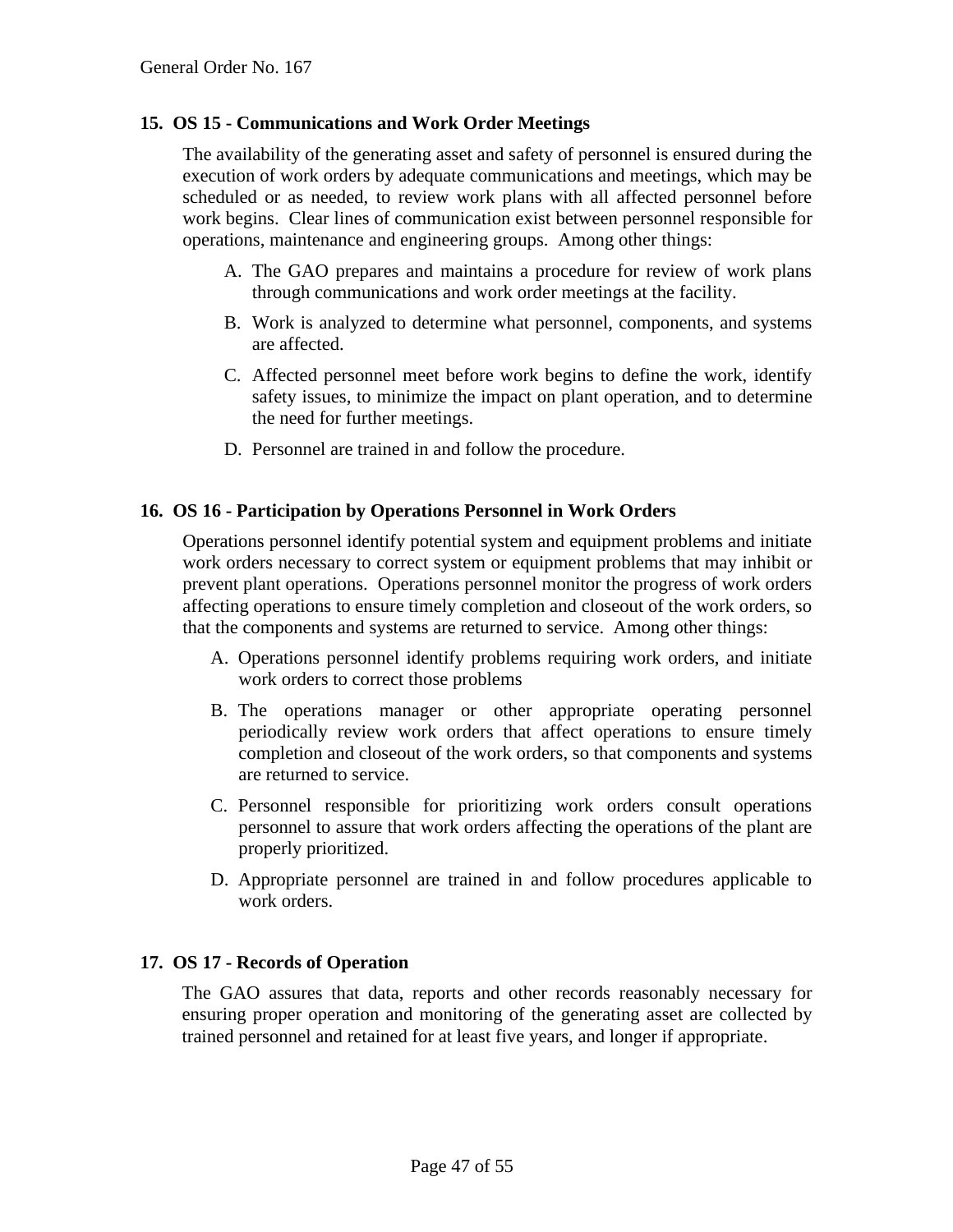**15. OS 15 - Communications and Work Order Meetings**

The availability of the generating asset and safety of personnel is ensured during the execution of work orders by adequate communications and meetings, which may be scheduled or as needed, to review work plans with all affected personnel before work begins. Clear lines of communication exist between personnel responsible for operations, maintenance and engineering groups. Among other things:

A. The GAO prepares and maintains a procedure for review of work plans through communications and work order meetings at the facility.

B. Work is analyzed to determine what personnel, components, and systems are affected.

C. Affected personnel meet before work begins to define the work, identify safety issues, to minimize the impact on plant operation, and to determine the need for further meetings.

D. Personnel are trained in and follow the procedure.

**16. OS 16 - Participation by Operations Personnel in Work Orders**

Operations personnel identify potential system and equipment problems and initiate work orders necessary to correct system or equipment problems that may inhibit or prevent plant operations. Operations personnel monitor the progress of work orders affecting operations to ensure timely completion and closeout of the work orders, so that the components and systems are returned to service. Among other things:

A. Operations personnel identify problems requiring work orders, and initiate work orders to correct those problems

B. The operations manager or other appropriate operating personnel periodically review work orders that affect operations to ensure timely completion and closeout of the work orders, so that components and systems are returned to service.

C. Personnel responsible for prioritizing work orders consult operations personnel to assure that work orders affecting the operations of the plant are properly prioritized.

D. Appropriate personnel are trained in and follow procedures applicable to work orders.

**17. OS 17 - Records of Operation**

The GAO assures that data, reports and other records reasonably necessary for ensuring proper operation and monitoring of the generating asset are collected by trained personnel and retained for at least five years, and longer if appropriate.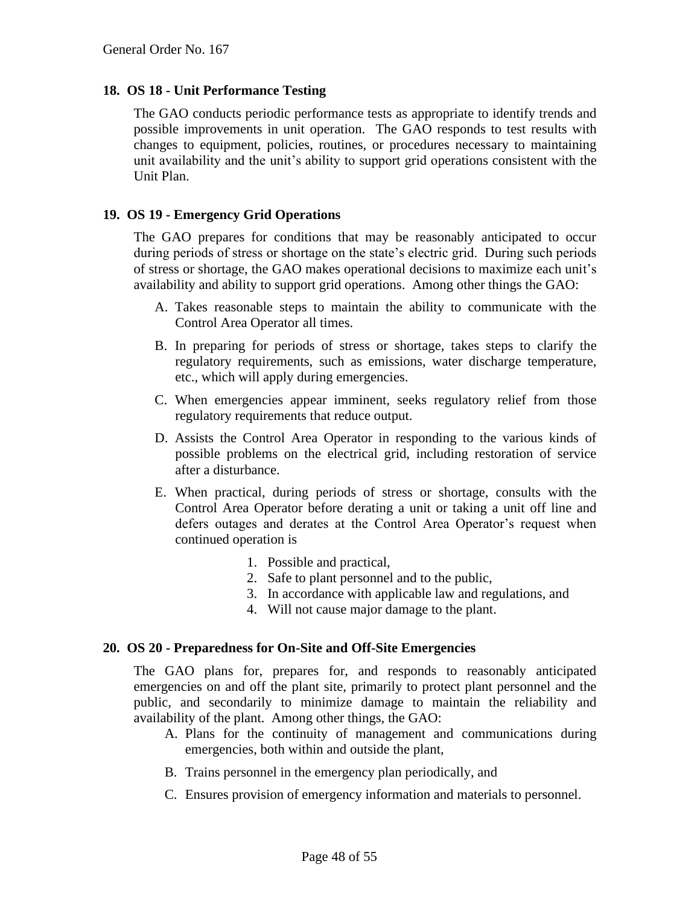## 18. OS 18 - Unit Performance Testing

The GAO conducts periodic performance tests as appropriate to identify trends and possible improvements in unit operation. The GAO responds to test results with changes to equipment, policies, routines, or procedures necessary to maintaining unit availability and the unit's ability to support grid operations consistent with the Unit Plan.

## 19. OS 19 - Emergency Grid Operations

The GAO prepares for conditions that may be reasonably anticipated to occur during periods of stress or shortage on the state's electric grid. During such periods of stress or shortage, the GAO makes operational decisions to maximize each unit's availability and ability to support grid operations. Among other things the GAO:

A. Takes reasonable steps to maintain the ability to communicate with the Control Area Operator all times.

B. In preparing for periods of stress or shortage, takes steps to clarify the regulatory requirements, such as emissions, water discharge temperature, etc., which will apply during emergencies.

C. When emergencies appear imminent, seeks regulatory relief from those regulatory requirements that reduce output.

D. Assists the Control Area Operator in responding to the various kinds of possible problems on the electrical grid, including restoration of service after a disturbance.

E. When practical, during periods of stress or shortage, consults with the Control Area Operator before derating a unit or taking a unit off line and defers outages and derates at the Control Area Operator's request when continued operation is

   1. Possible and practical,
   2. Safe to plant personnel and to the public,
   3. In accordance with applicable law and regulations, and
   4. Will not cause major damage to the plant.

## 20. OS 20 - Preparedness for On-Site and Off-Site Emergencies

The GAO plans for, prepares for, and responds to reasonably anticipated emergencies on and off the plant site, primarily to protect plant personnel and the public, and secondarily to minimize damage to maintain the reliability and availability of the plant. Among other things, the GAO:

A. Plans for the continuity of management and communications during emergencies, both within and outside the plant,

B. Trains personnel in the emergency plan periodically, and

C. Ensures provision of emergency information and materials to personnel.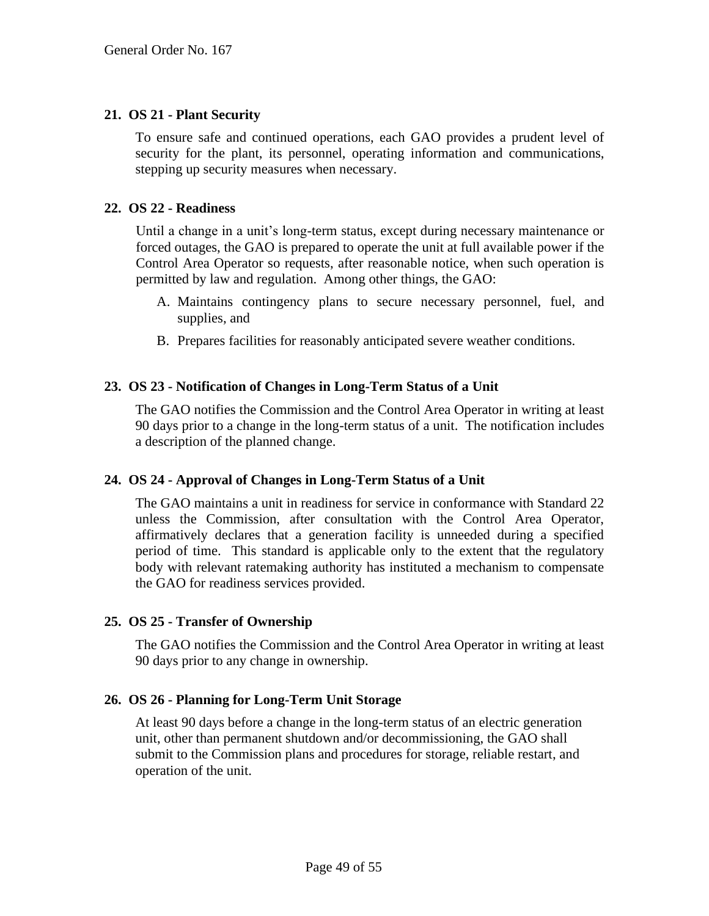**21. OS 21 - Plant Security**

To ensure safe and continued operations, each GAO provides a prudent level of security for the plant, its personnel, operating information and communications, stepping up security measures when necessary.

**22. OS 22 - Readiness**

Until a change in a unit's long-term status, except during necessary maintenance or forced outages, the GAO is prepared to operate the unit at full available power if the Control Area Operator so requests, after reasonable notice, when such operation is permitted by law and regulation. Among other things, the GAO:

A. Maintains contingency plans to secure necessary personnel, fuel, and supplies, and

B. Prepares facilities for reasonably anticipated severe weather conditions.

**23. OS 23 - Notification of Changes in Long-Term Status of a Unit**

The GAO notifies the Commission and the Control Area Operator in writing at least 90 days prior to a change in the long-term status of a unit. The notification includes a description of the planned change.

**24. OS 24 - Approval of Changes in Long-Term Status of a Unit**

The GAO maintains a unit in readiness for service in conformance with Standard 22 unless the Commission, after consultation with the Control Area Operator, affirmatively declares that a generation facility is unneeded during a specified period of time. This standard is applicable only to the extent that the regulatory body with relevant ratemaking authority has instituted a mechanism to compensate the GAO for readiness services provided.

**25. OS 25 - Transfer of Ownership**

The GAO notifies the Commission and the Control Area Operator in writing at least 90 days prior to any change in ownership.

**26. OS 26 - Planning for Long-Term Unit Storage**

At least 90 days before a change in the long-term status of an electric generation unit, other than permanent shutdown and/or decommissioning, the GAO shall submit to the Commission plans and procedures for storage, reliable restart, and operation of the unit.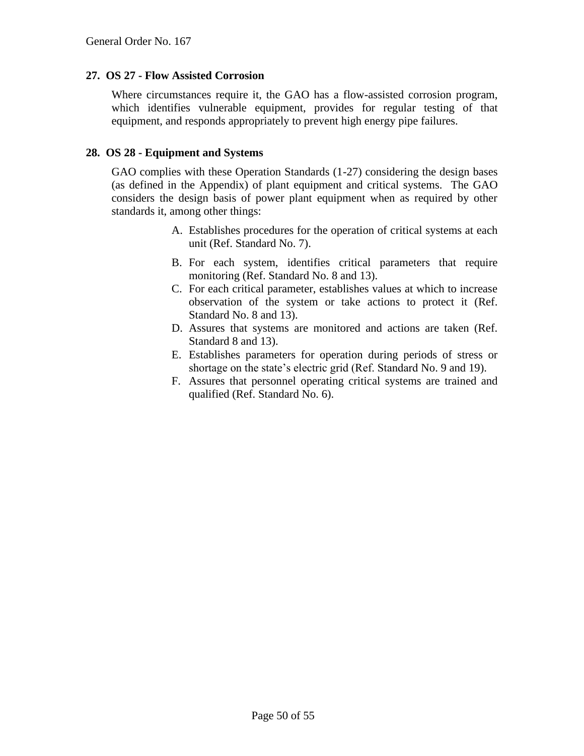## 27. OS 27 - Flow Assisted Corrosion

Where circumstances require it, the GAO has a flow-assisted corrosion program, which identifies vulnerable equipment, provides for regular testing of that equipment, and responds appropriately to prevent high energy pipe failures.

## 28. OS 28 - Equipment and Systems

GAO complies with these Operation Standards (1-27) considering the design bases (as defined in the Appendix) of plant equipment and critical systems. The GAO considers the design basis of power plant equipment when as required by other standards it, among other things:

A. Establishes procedures for the operation of critical systems at each unit (Ref. Standard No. 7).

B. For each system, identifies critical parameters that require monitoring (Ref. Standard No. 8 and 13).

C. For each critical parameter, establishes values at which to increase observation of the system or take actions to protect it (Ref. Standard No. 8 and 13).

D. Assures that systems are monitored and actions are taken (Ref. Standard 8 and 13).

E. Establishes parameters for operation during periods of stress or shortage on the state's electric grid (Ref. Standard No. 9 and 19).

F. Assures that personnel operating critical systems are trained and qualified (Ref. Standard No. 6).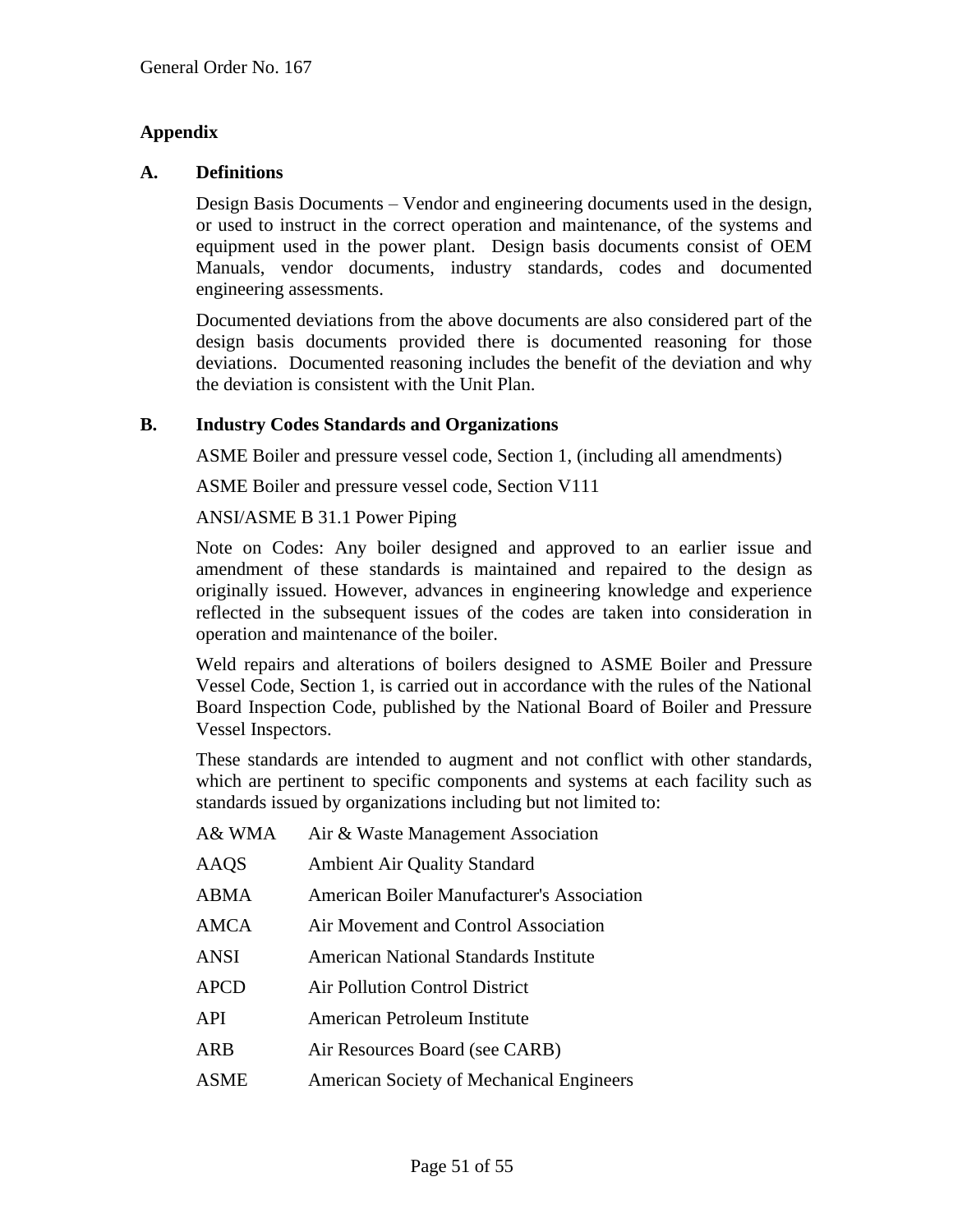## Appendix

### A. Definitions

Design Basis Documents – Vendor and engineering documents used in the design, or used to instruct in the correct operation and maintenance, of the systems and equipment used in the power plant. Design basis documents consist of OEM Manuals, vendor documents, industry standards, codes and documented engineering assessments.

Documented deviations from the above documents are also considered part of the design basis documents provided there is documented reasoning for those deviations. Documented reasoning includes the benefit of the deviation and why the deviation is consistent with the Unit Plan.

### B. Industry Codes Standards and Organizations

ASME Boiler and pressure vessel code, Section 1, (including all amendments)

ASME Boiler and pressure vessel code, Section V111

ANSI/ASME B 31.1 Power Piping

Note on Codes: Any boiler designed and approved to an earlier issue and amendment of these standards is maintained and repaired to the design as originally issued. However, advances in engineering knowledge and experience reflected in the subsequent issues of the codes are taken into consideration in operation and maintenance of the boiler.

Weld repairs and alterations of boilers designed to ASME Boiler and Pressure Vessel Code, Section 1, is carried out in accordance with the rules of the National Board Inspection Code, published by the National Board of Boiler and Pressure Vessel Inspectors.

These standards are intended to augment and not conflict with other standards, which are pertinent to specific components and systems at each facility such as standards issued by organizations including but not limited to:

| | |
|---|---|
| A& WMA | Air & Waste Management Association |
| AAQS | Ambient Air Quality Standard |
| ABMA | American Boiler Manufacturer's Association |
| AMCA | Air Movement and Control Association |
| ANSI | American National Standards Institute |
| APCD | Air Pollution Control District |
| API | American Petroleum Institute |
| ARB | Air Resources Board (see CARB) |
| ASME | American Society of Mechanical Engineers |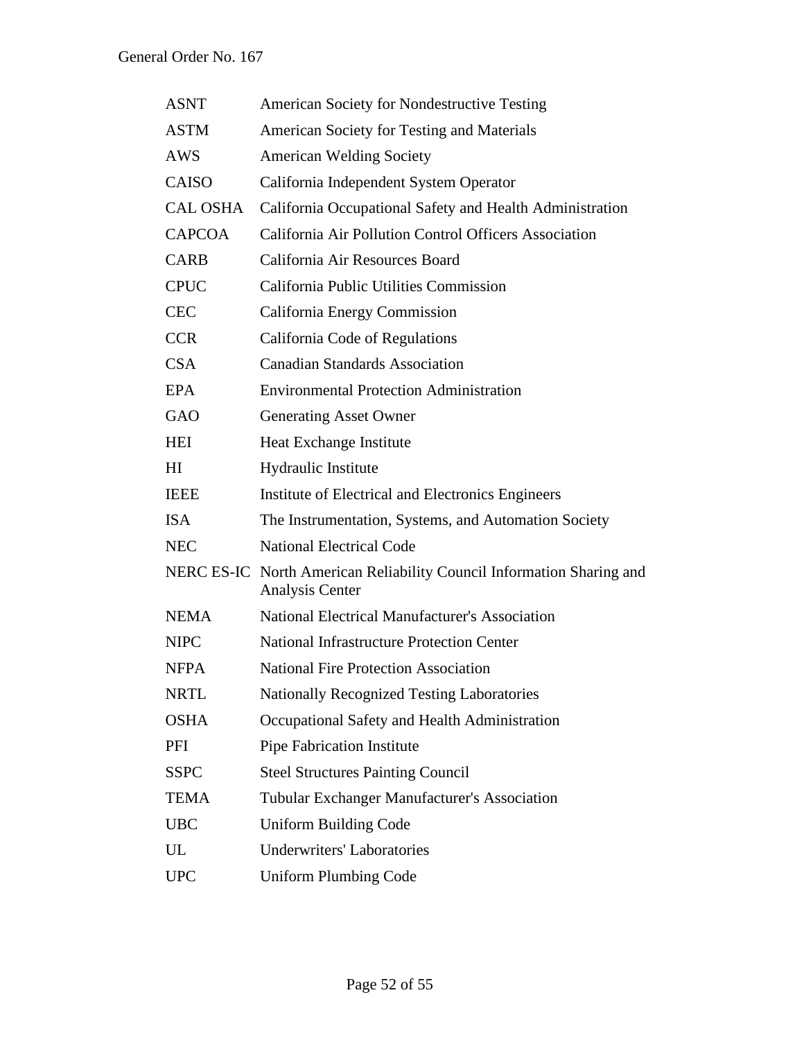| | |
|---|---|
| ASNT | American Society for Nondestructive Testing |
| ASTM | American Society for Testing and Materials |
| AWS | American Welding Society |
| CAISO | California Independent System Operator |
| CAL OSHA | California Occupational Safety and Health Administration |
| CAPCOA | California Air Pollution Control Officers Association |
| CARB | California Air Resources Board |
| CPUC | California Public Utilities Commission |
| CEC | California Energy Commission |
| CCR | California Code of Regulations |
| CSA | Canadian Standards Association |
| EPA | Environmental Protection Administration |
| GAO | Generating Asset Owner |
| HEI | Heat Exchange Institute |
| HI | Hydraulic Institute |
| IEEE | Institute of Electrical and Electronics Engineers |
| ISA | The Instrumentation, Systems, and Automation Society |
| NEC | National Electrical Code |
| NERC ES-IC | North American Reliability Council Information Sharing and Analysis Center |
| NEMA | National Electrical Manufacturer's Association |
| NIPC | National Infrastructure Protection Center |
| NFPA | National Fire Protection Association |
| NRTL | Nationally Recognized Testing Laboratories |
| OSHA | Occupational Safety and Health Administration |
| PFI | Pipe Fabrication Institute |
| SSPC | Steel Structures Painting Council |
| TEMA | Tubular Exchanger Manufacturer's Association |
| UBC | Uniform Building Code |
| UL | Underwriters' Laboratories |
| UPC | Uniform Plumbing Code |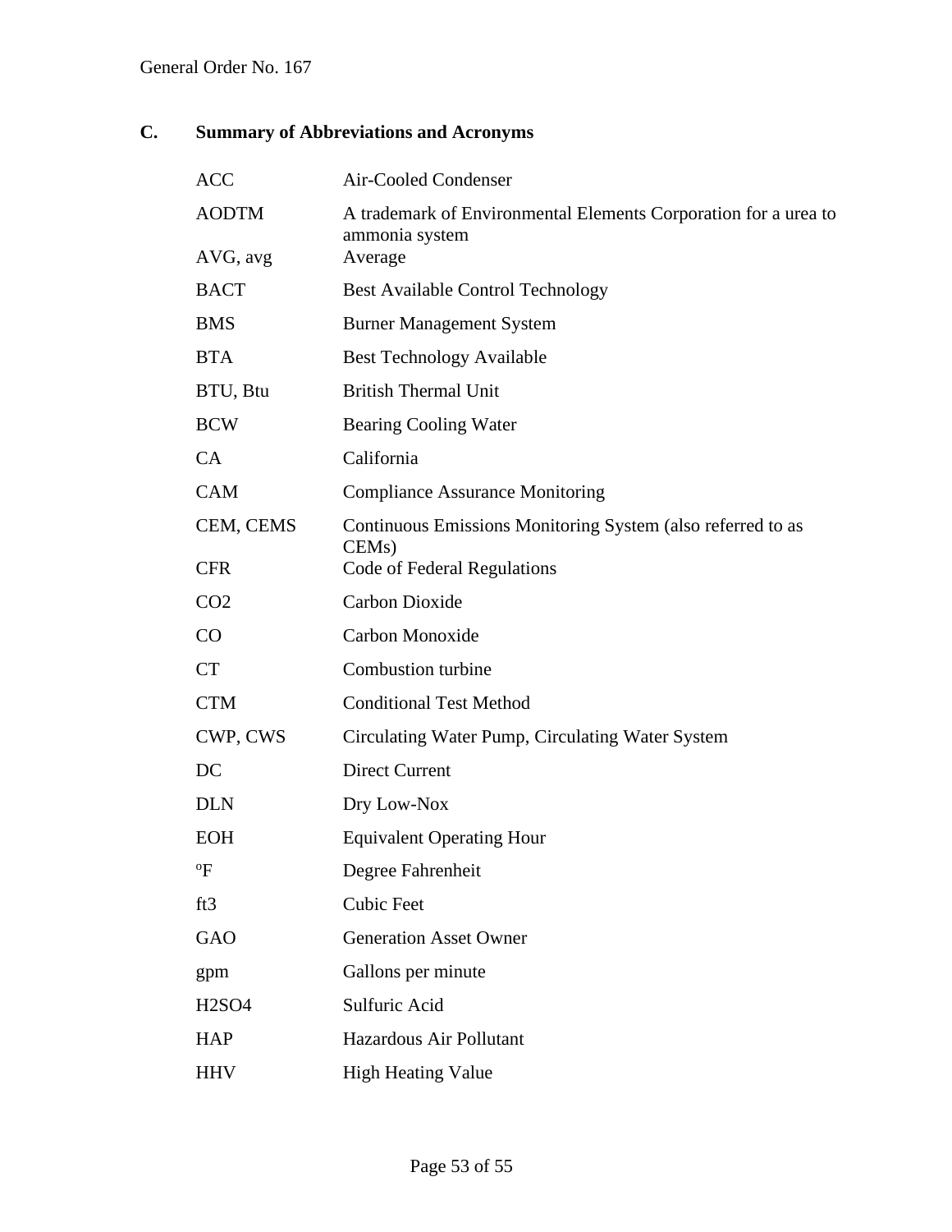## C. Summary of Abbreviations and Acronyms

| | |
|---|---|
| ACC | Air-Cooled Condenser |
| AODTM | A trademark of Environmental Elements Corporation for a urea to ammonia system |
| AVG, avg | Average |
| BACT | Best Available Control Technology |
| BMS | Burner Management System |
| BTA | Best Technology Available |
| BTU, Btu | British Thermal Unit |
| BCW | Bearing Cooling Water |
| CA | California |
| CAM | Compliance Assurance Monitoring |
| CEM, CEMS | Continuous Emissions Monitoring System (also referred to as CEMs) |
| CFR | Code of Federal Regulations |
| $CO_2$ | Carbon Dioxide |
| CO | Carbon Monoxide |
| CT | Combustion turbine |
| CTM | Conditional Test Method |
| CWP, CWS | Circulating Water Pump, Circulating Water System |
| DC | Direct Current |
| DLN | Dry Low-Nox |
| EOH | Equivalent Operating Hour |
| $^{o}F$ | Degree Fahrenheit |
| $ft^3$ | Cubic Feet |
| GAO | Generation Asset Owner |
| gpm | Gallons per minute |
| $H_2SO_4$ | Sulfuric Acid |
| HAP | Hazardous Air Pollutant |
| HHV | High Heating Value |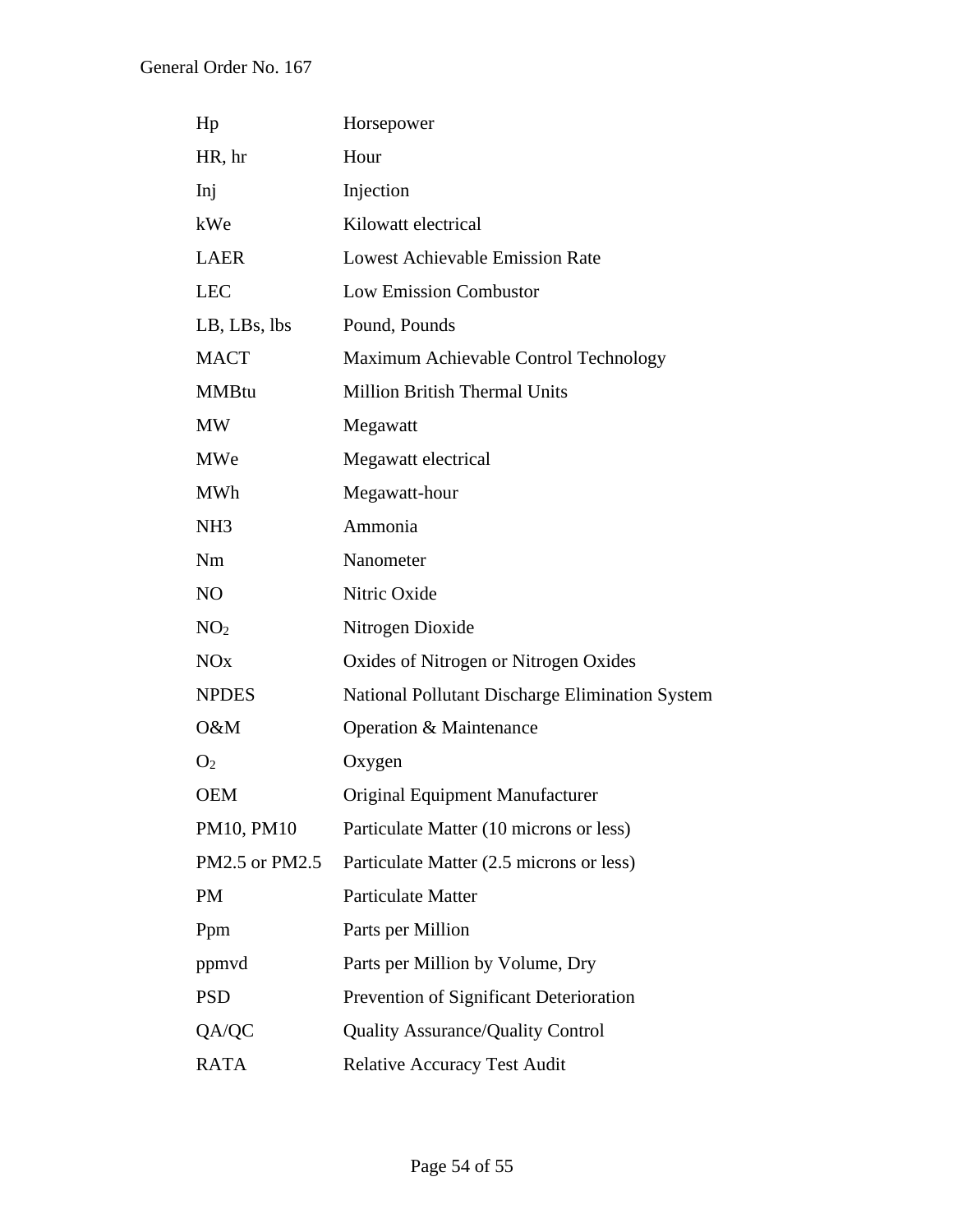| | |
|---|---|
| Hp | Horsepower |
| HR, hr | Hour |
| Inj | Injection |
| kWe | Kilowatt electrical |
| LAER | Lowest Achievable Emission Rate |
| LEC | Low Emission Combustor |
| LB, LBs, lbs | Pound, Pounds |
| MACT | Maximum Achievable Control Technology |
| MMBtu | Million British Thermal Units |
| MW | Megawatt |
| MWe | Megawatt electrical |
| MWh | Megawatt-hour |
| NH3 | Ammonia |
| Nm | Nanometer |
| NO | Nitric Oxide |
| $NO_2$ | Nitrogen Dioxide |
| NOx | Oxides of Nitrogen or Nitrogen Oxides |
| NPDES | National Pollutant Discharge Elimination System |
| O&M | Operation & Maintenance |
| $O_2$ | Oxygen |
| OEM | Original Equipment Manufacturer |
| PM10, PM10 | Particulate Matter (10 microns or less) |
| PM2.5 or PM2.5 | Particulate Matter (2.5 microns or less) |
| PM | Particulate Matter |
| Ppm | Parts per Million |
| ppmvd | Parts per Million by Volume, Dry |
| PSD | Prevention of Significant Deterioration |
| QA/QC | Quality Assurance/Quality Control |
| RATA | Relative Accuracy Test Audit |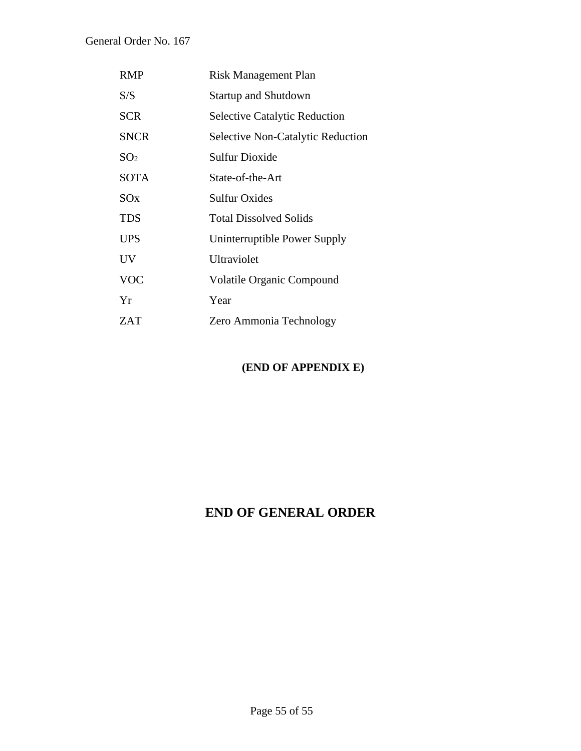| | |
|---|---|
| RMP | Risk Management Plan |
| S/S | Startup and Shutdown |
| SCR | Selective Catalytic Reduction |
| SNCR | Selective Non-Catalytic Reduction |
| $SO_2$ | Sulfur Dioxide |
| SOTA | State-of-the-Art |
| SOx | Sulfur Oxides |
| TDS | Total Dissolved Solids |
| UPS | Uninterruptible Power Supply |
| UV | Ultraviolet |
| VOC | Volatile Organic Compound |
| Yr | Year |
| ZAT | Zero Ammonia Technology |

**(END OF APPENDIX E)**

## END OF GENERAL ORDER